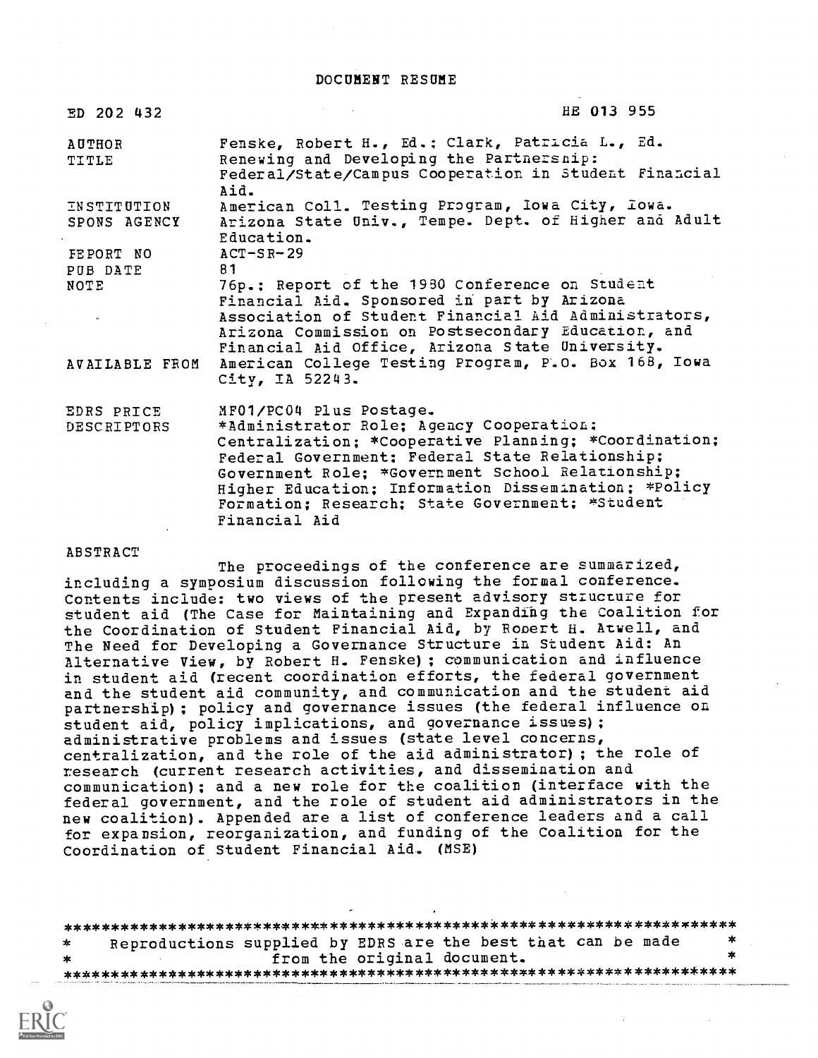# DOCUMENT RESUME

| ED 202 432 | HE 013 955 |
|---|---|
| AUTHOR | Fenske, Robert H., Ed.; Clark, Patricia L., Ed. |
| TITLE | Renewing and Developing the Partnership: Federal/State/Campus Cooperation in Student Financial Aid. |
| INSTITUTION | American Coll. Testing Program, Iowa City, Iowa. |
| SPONS AGENCY | Arizona State Univ., Tempe. Dept. of Higher and Adult Education. |
| REPORT NO | ACT-SR-29 |
| PUB DATE | 81 |
| NOTE | 76p.; Report of the 1980 Conference on Student Financial Aid. Sponsored in part by Arizona Association of Student Financial Aid Administrators, Arizona Commission on Postsecondary Education, and Financial Aid Office, Arizona State University. |
| AVAILABLE FROM | American College Testing Program, P.O. Box 168, Iowa City, IA 52243. |
| EDRS PRICE | MF01/PC04 Plus Postage. |
| DESCRIPTORS | *Administrator Role; Agency Cooperation; Centralization; *Cooperative Planning; *Coordination; Federal Government; Federal State Relationship; Government Role; *Government School Relationship; Higher Education; Information Dissemination; *Policy Formation; Research; State Government; *Student Financial Aid |

## ABSTRACT

The proceedings of the conference are summarized, including a symposium discussion following the formal conference. Contents include: two views of the present advisory structure for student aid (The Case for Maintaining and Expanding the Coalition for the Coordination of Student Financial Aid, by Robert H. Atwell, and The Need for Developing a Governance Structure in Student Aid: An Alternative View, by Robert H. Fenske); communication and influence in student aid (recent coordination efforts, the federal government and the student aid community, and communication and the student aid partnership); policy and governance issues (the federal influence on student aid, policy implications, and governance issues); administrative problems and issues (state level concerns, centralization, and the role of the aid administrator); the role of research (current research activities, and dissemination and communication); and a new role for the coalition (interface with the federal government, and the role of student aid administrators in the new coalition). Appended are a list of conference leaders and a call for expansion, reorganization, and funding of the Coalition for the Coordination of Student Financial Aid. (MSE)

***********************************************************************
* Reproductions supplied by EDRS are the best that can be made *
* from the original document. *
***********************************************************************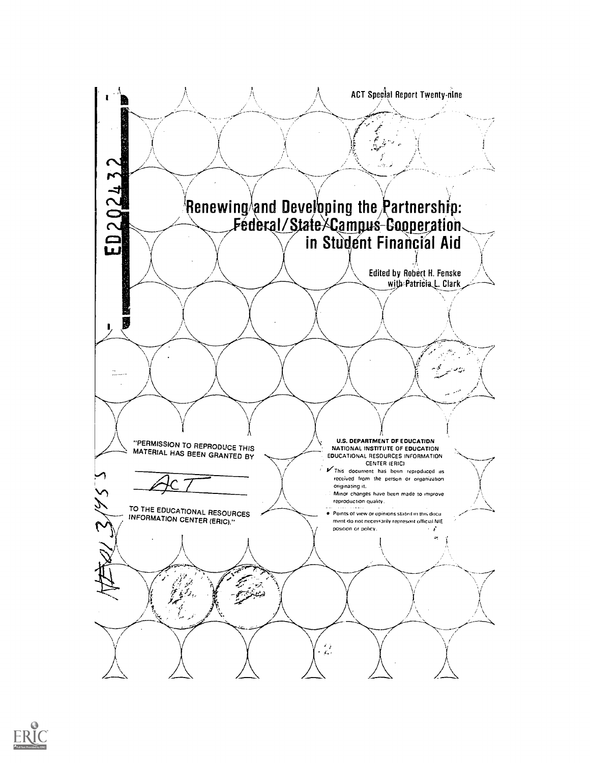ED202432

ACT Special Report Twenty-nine

# Renewing and Developing the Partnership: Federal/State/Campus Cooperation in Student Financial Aid

Edited by Robert H. Fenske
with Patricia L. Clark

"PERMISSION TO REPRODUCE THIS MATERIAL HAS BEEN GRANTED BY

ACT

TO THE EDUCATIONAL RESOURCES INFORMATION CENTER (ERIC)."

U.S. DEPARTMENT OF EDUCATION
NATIONAL INSTITUTE OF EDUCATION
EDUCATIONAL RESOURCES INFORMATION CENTER (ERIC)

- ✓ This document has been reproduced as received from the person or organization originating it.
- Minor changes have been made to improve reproduction quality.

- Points of view or opinions stated in this document do not necessarily represent official NIE position or policy.

HE013455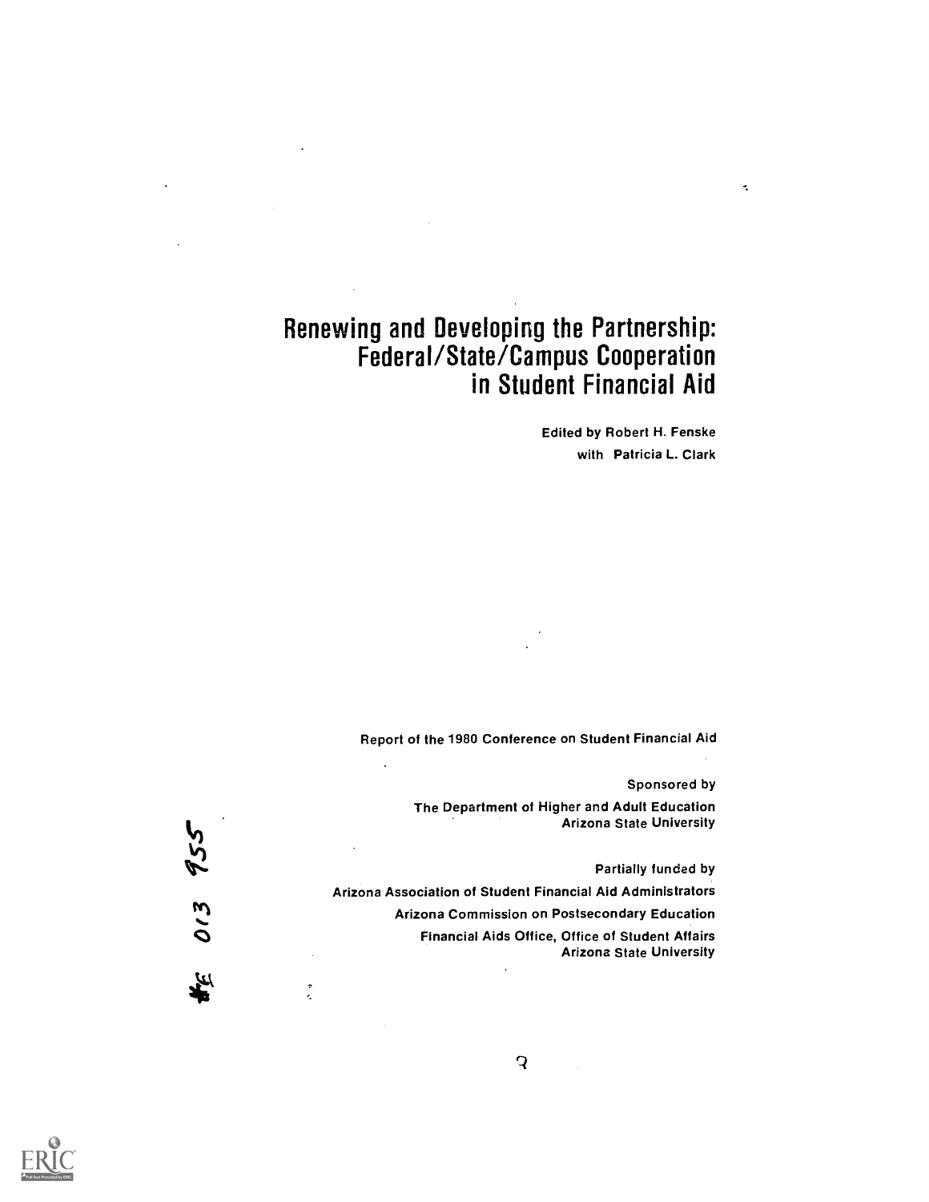# Renewing and Developing the Partnership: Federal/State/Campus Cooperation in Student Financial Aid

Edited by Robert H. Fenske
with Patricia L. Clark

Report of the 1980 Conference on Student Financial Aid

Sponsored by
The Department of Higher and Adult Education
Arizona State University

Partially funded by
Arizona Association of Student Financial Aid Administrators
Arizona Commission on Postsecondary Education
Financial Aids Office, Office of Student Affairs
Arizona State University

#E 013 955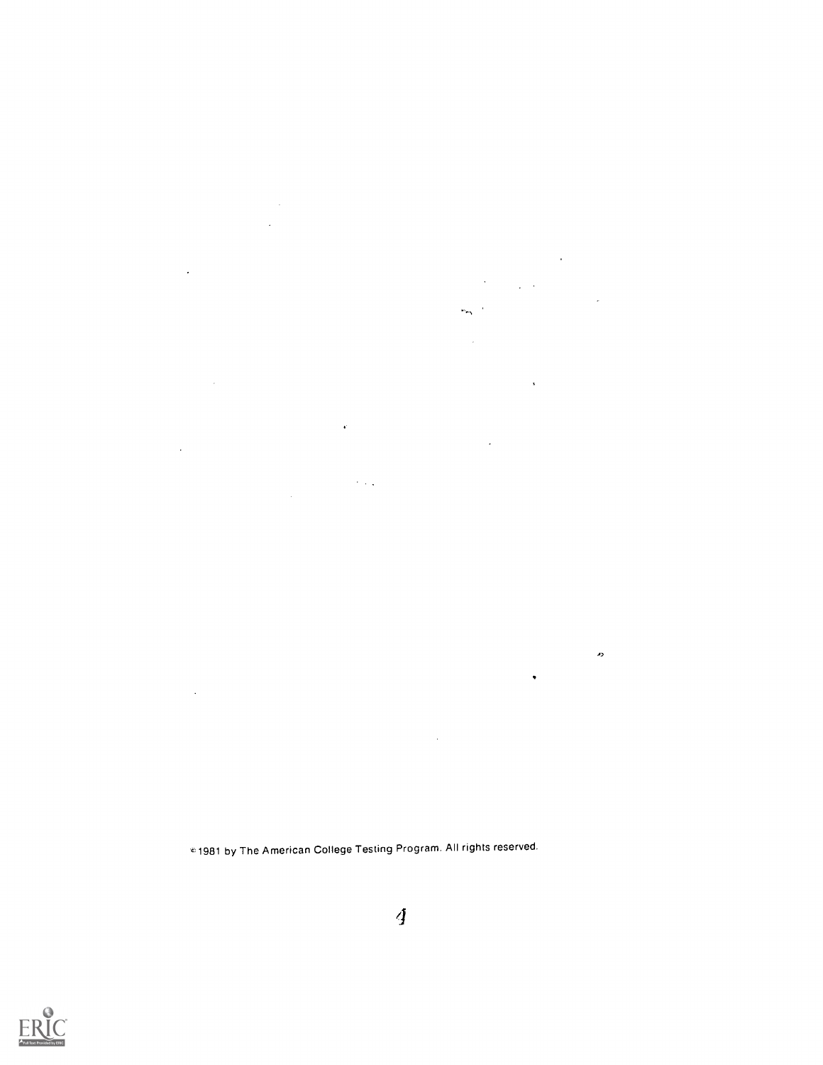© 1981 by The American College Testing Program. All rights reserved.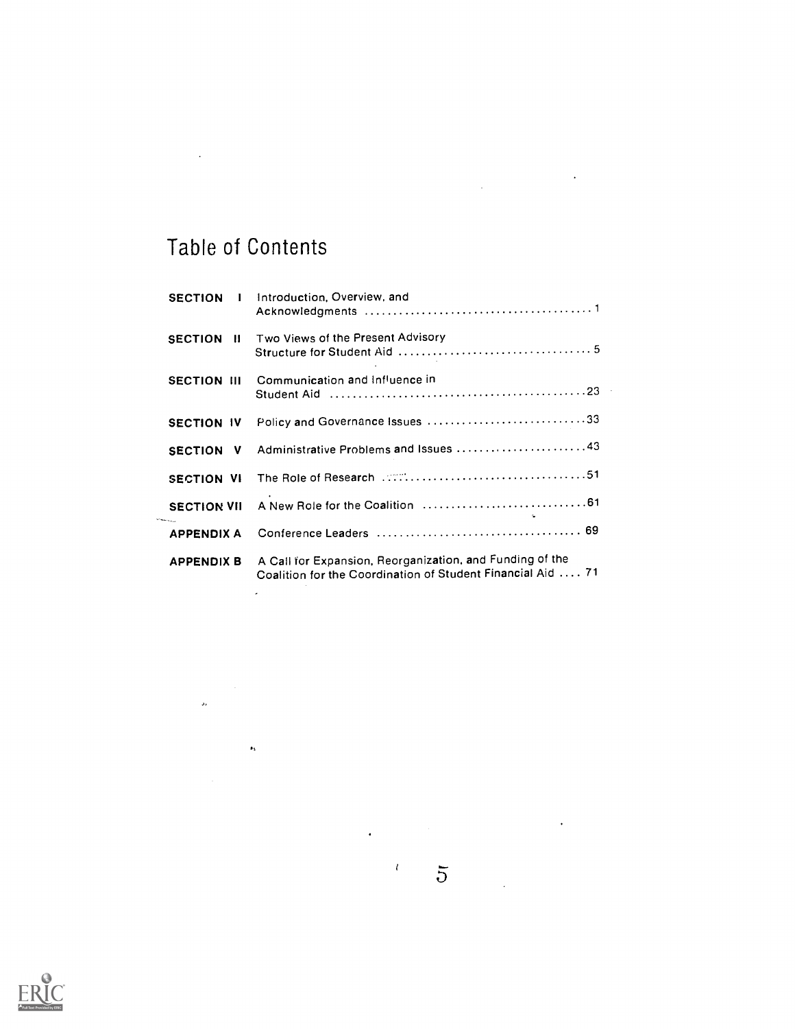# Table of Contents

| | | |
|---|---|---|
| **SECTION I** | Introduction, Overview, and Acknowledgments | 1 |
| **SECTION II** | Two Views of the Present Advisory Structure for Student Aid | 5 |
| **SECTION III** | Communication and Influence in Student Aid | 23 |
| **SECTION IV** | Policy and Governance Issues | 33 |
| **SECTION V** | Administrative Problems and Issues | 43 |
| **SECTION VI** | The Role of Research | 51 |
| **SECTION VII** | A New Role for the Coalition | 61 |
| **APPENDIX A** | Conference Leaders | 69 |
| **APPENDIX B** | A Call for Expansion, Reorganization, and Funding of the Coalition for the Coordination of Student Financial Aid | 71 |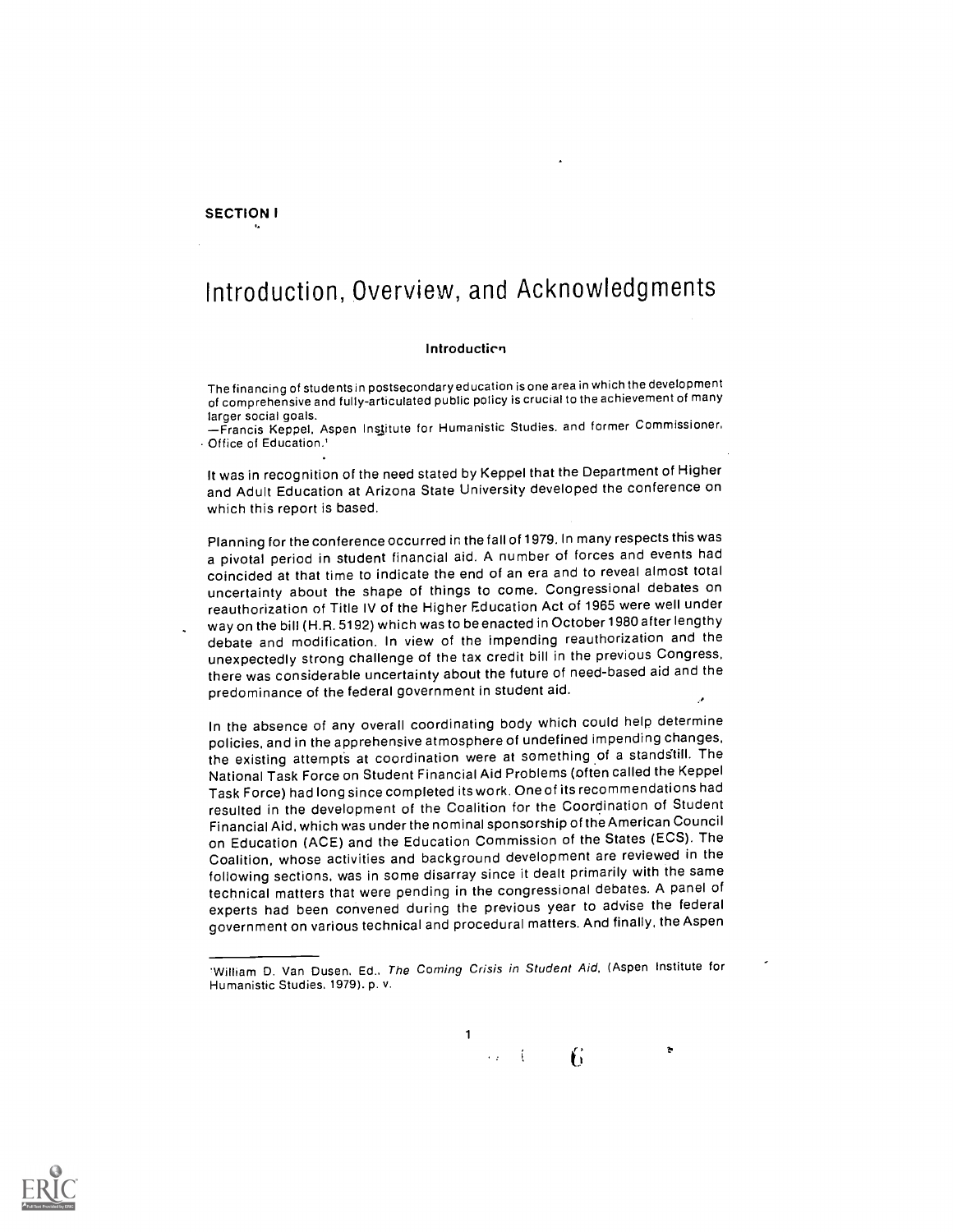**SECTION I**

# Introduction, Overview, and Acknowledgments

### Introduction

The financing of students in postsecondary education is one area in which the development of comprehensive and fully-articulated public policy is crucial to the achievement of many larger social goals.
—Francis Keppel, Aspen Institute for Humanistic Studies, and former Commissioner, Office of Education.[1]

It was in recognition of the need stated by Keppel that the Department of Higher and Adult Education at Arizona State University developed the conference on which this report is based.

Planning for the conference occurred in the fall of 1979. In many respects this was a pivotal period in student financial aid. A number of forces and events had coincided at that time to indicate the end of an era and to reveal almost total uncertainty about the shape of things to come. Congressional debates on reauthorization of Title IV of the Higher Education Act of 1965 were well under way on the bill (H.R. 5192) which was to be enacted in October 1980 after lengthy debate and modification. In view of the impending reauthorization and the unexpectedly strong challenge of the tax credit bill in the previous Congress, there was considerable uncertainty about the future of need-based aid and the predominance of the federal government in student aid.

In the absence of any overall coordinating body which could help determine policies, and in the apprehensive atmosphere of undefined impending changes, the existing attempts at coordination were at something of a standstill. The National Task Force on Student Financial Aid Problems (often called the Keppel Task Force) had long since completed its work. One of its recommendations had resulted in the development of the Coalition for the Coordination of Student Financial Aid, which was under the nominal sponsorship of the American Council on Education (ACE) and the Education Commission of the States (ECS). The Coalition, whose activities and background development are reviewed in the following sections, was in some disarray since it dealt primarily with the same technical matters that were pending in the congressional debates. A panel of experts had been convened during the previous year to advise the federal government on various technical and procedural matters. And finally, the Aspen

---

[1] William D. Van Dusen, Ed., *The Coming Crisis in Student Aid*, (Aspen Institute for Humanistic Studies, 1979), p. v.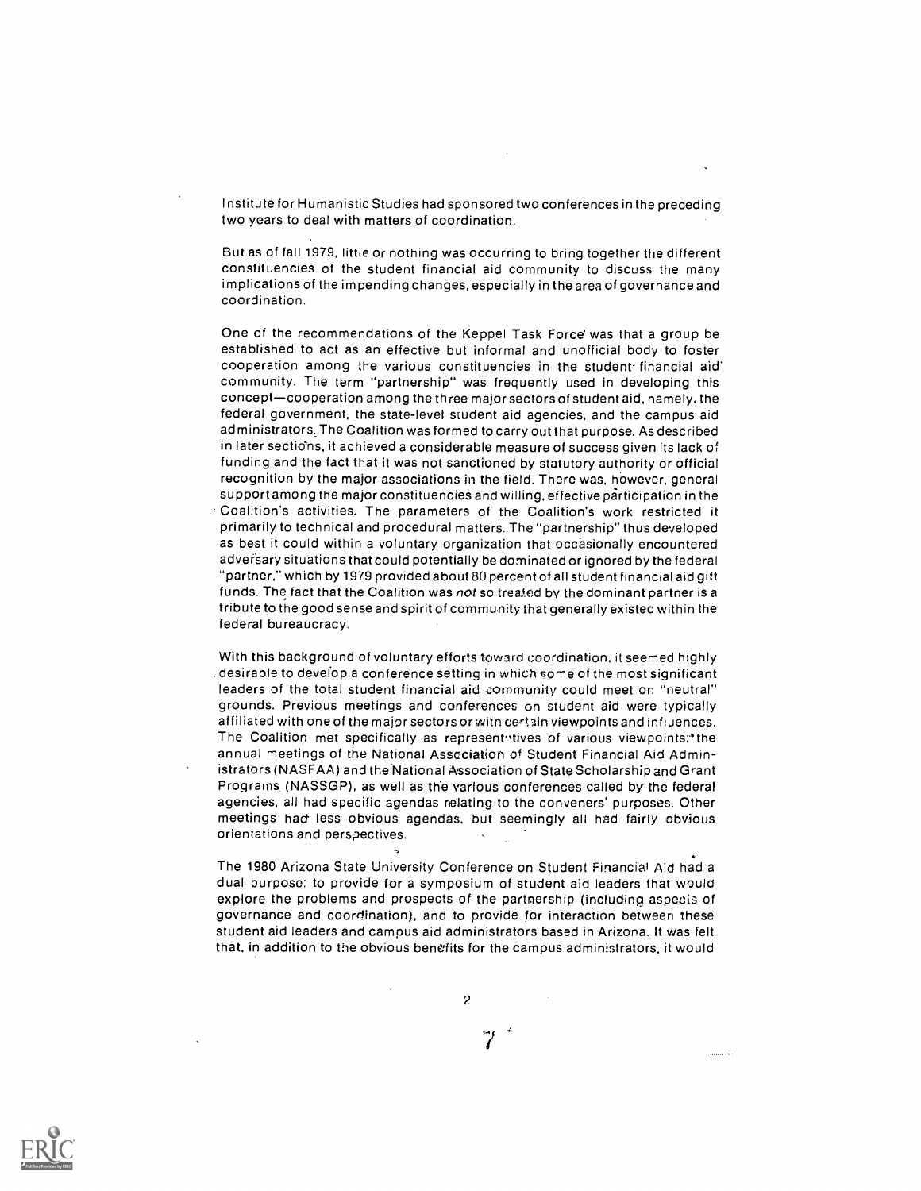Institute for Humanistic Studies had sponsored two conferences in the preceding two years to deal with matters of coordination.

But as of fall 1979, little or nothing was occurring to bring together the different constituencies of the student financial aid community to discuss the many implications of the impending changes, especially in the area of governance and coordination.

One of the recommendations of the Keppel Task Force was that a group be established to act as an effective but informal and unofficial body to foster cooperation among the various constituencies in the student financial aid community. The term "partnership" was frequently used in developing this concept—cooperation among the three major sectors of student aid, namely, the federal government, the state-level student aid agencies, and the campus aid administrators. The Coalition was formed to carry out that purpose. As described in later sections, it achieved a considerable measure of success given its lack of funding and the fact that it was not sanctioned by statutory authority or official recognition by the major associations in the field. There was, however, general support among the major constituencies and willing, effective participation in the Coalition's activities. The parameters of the Coalition's work restricted it primarily to technical and procedural matters. The "partnership" thus developed as best it could within a voluntary organization that occasionally encountered adversary situations that could potentially be dominated or ignored by the federal "partner," which by 1979 provided about 80 percent of all student financial aid gift funds. The fact that the Coalition was *not* so treated by the dominant partner is a tribute to the good sense and spirit of community that generally existed within the federal bureaucracy.

With this background of voluntary efforts toward coordination, it seemed highly desirable to develop a conference setting in which some of the most significant leaders of the total student financial aid community could meet on "neutral" grounds. Previous meetings and conferences on student aid were typically affiliated with one of the major sectors or with certain viewpoints and influences. The Coalition met specifically as representatives of various viewpoints; the annual meetings of the National Association of Student Financial Aid Administrators (NASFAA) and the National Association of State Scholarship and Grant Programs (NASSGP), as well as the various conferences called by the federal agencies, all had specific agendas relating to the conveners' purposes. Other meetings had less obvious agendas, but seemingly all had fairly obvious orientations and perspectives.

The 1980 Arizona State University Conference on Student Financial Aid had a dual purpose: to provide for a symposium of student aid leaders that would explore the problems and prospects of the partnership (including aspects of governance and coordination), and to provide for interaction between these student aid leaders and campus aid administrators based in Arizona. It was felt that, in addition to the obvious benefits for the campus administrators, it would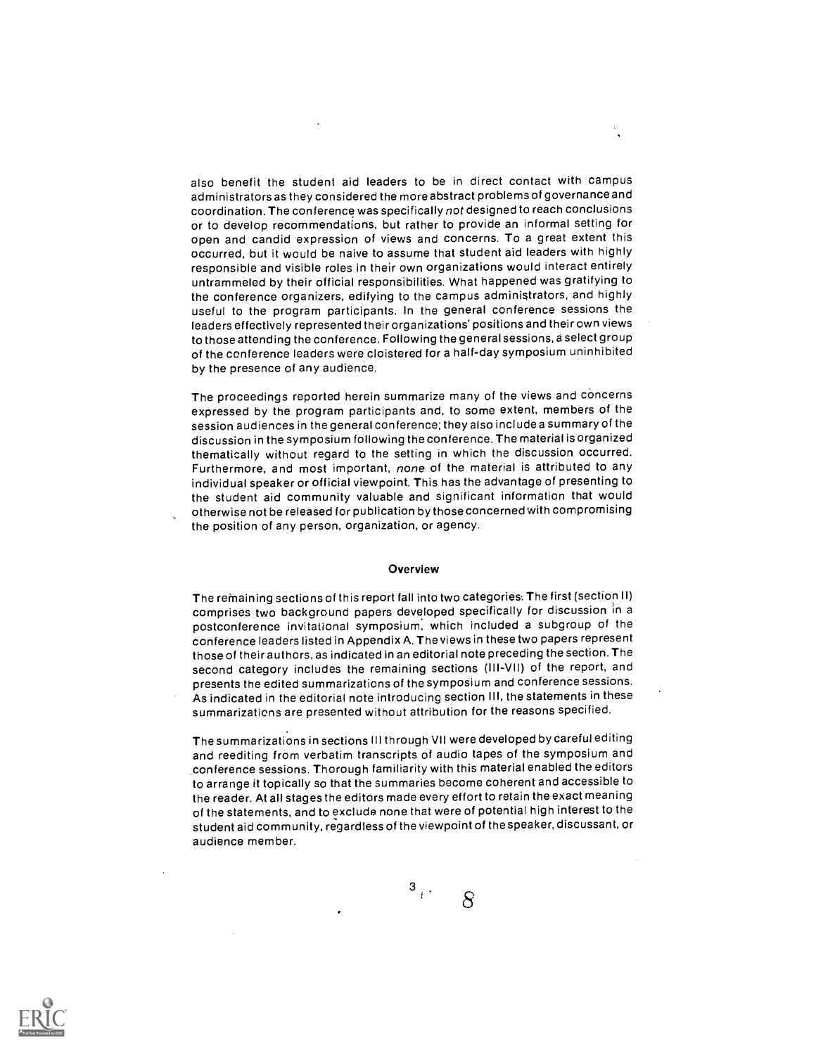also benefit the student aid leaders to be in direct contact with campus administrators as they considered the more abstract problems of governance and coordination. The conference was specifically *not* designed to reach conclusions or to develop recommendations, but rather to provide an informal setting for open and candid expression of views and concerns. To a great extent this occurred, but it would be naive to assume that student aid leaders with highly responsible and visible roles in their own organizations would interact entirely untrammeled by their official responsibilities. What happened was gratifying to the conference organizers, edifying to the campus administrators, and highly useful to the program participants. In the general conference sessions the leaders effectively represented their organizations' positions and their own views to those attending the conference. Following the general sessions, a select group of the conference leaders were cloistered for a half-day symposium uninhibited by the presence of any audience.

The proceedings reported herein summarize many of the views and concerns expressed by the program participants and, to some extent, members of the session audiences in the general conference; they also include a summary of the discussion in the symposium following the conference. The material is organized thematically without regard to the setting in which the discussion occurred. Furthermore, and most important, *none* of the material is attributed to any individual speaker or official viewpoint. This has the advantage of presenting to the student aid community valuable and significant information that would otherwise not be released for publication by those concerned with compromising the position of any person, organization, or agency.

## Overview

The remaining sections of this report fall into two categories: The first (section II) comprises two background papers developed specifically for discussion in a postconference invitational symposium, which included a subgroup of the conference leaders listed in Appendix A. The views in these two papers represent those of their authors, as indicated in an editorial note preceding the section. The second category includes the remaining sections (III-VII) of the report, and presents the edited summarizations of the symposium and conference sessions. As indicated in the editorial note introducing section III, the statements in these summarizations are presented without attribution for the reasons specified.

The summarizations in sections III through VII were developed by careful editing and reediting from verbatim transcripts of audio tapes of the symposium and conference sessions. Thorough familiarity with this material enabled the editors to arrange it topically so that the summaries become coherent and accessible to the reader. At all stages the editors made every effort to retain the exact meaning of the statements, and to exclude none that were of potential high interest to the student aid community, regardless of the viewpoint of the speaker, discussant, or audience member.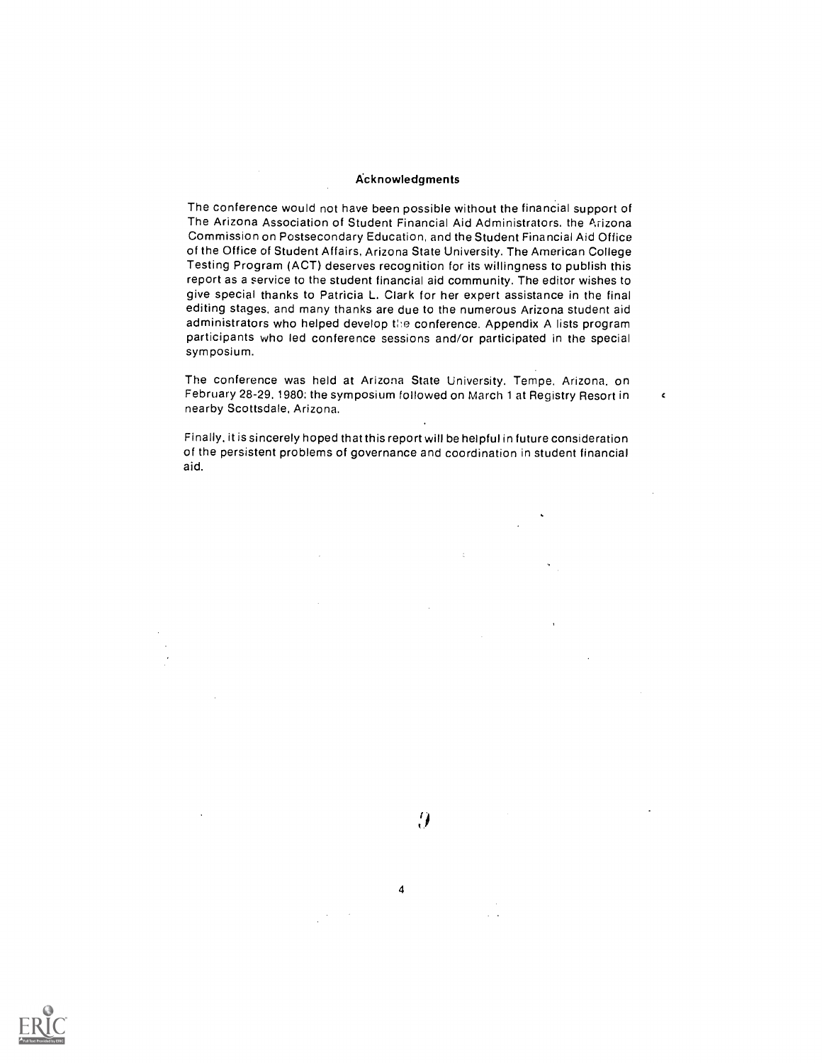## Acknowledgments

The conference would not have been possible without the financial support of The Arizona Association of Student Financial Aid Administrators, the Arizona Commission on Postsecondary Education, and the Student Financial Aid Office of the Office of Student Affairs, Arizona State University. The American College Testing Program (ACT) deserves recognition for its willingness to publish this report as a service to the student financial aid community. The editor wishes to give special thanks to Patricia L. Clark for her expert assistance in the final editing stages, and many thanks are due to the numerous Arizona student aid administrators who helped develop the conference. Appendix A lists program participants who led conference sessions and/or participated in the special symposium.

The conference was held at Arizona State University, Tempe, Arizona, on February 28-29, 1980; the symposium followed on March 1 at Registry Resort in nearby Scottsdale, Arizona.

Finally, it is sincerely hoped that this report will be helpful in future consideration of the persistent problems of governance and coordination in student financial aid.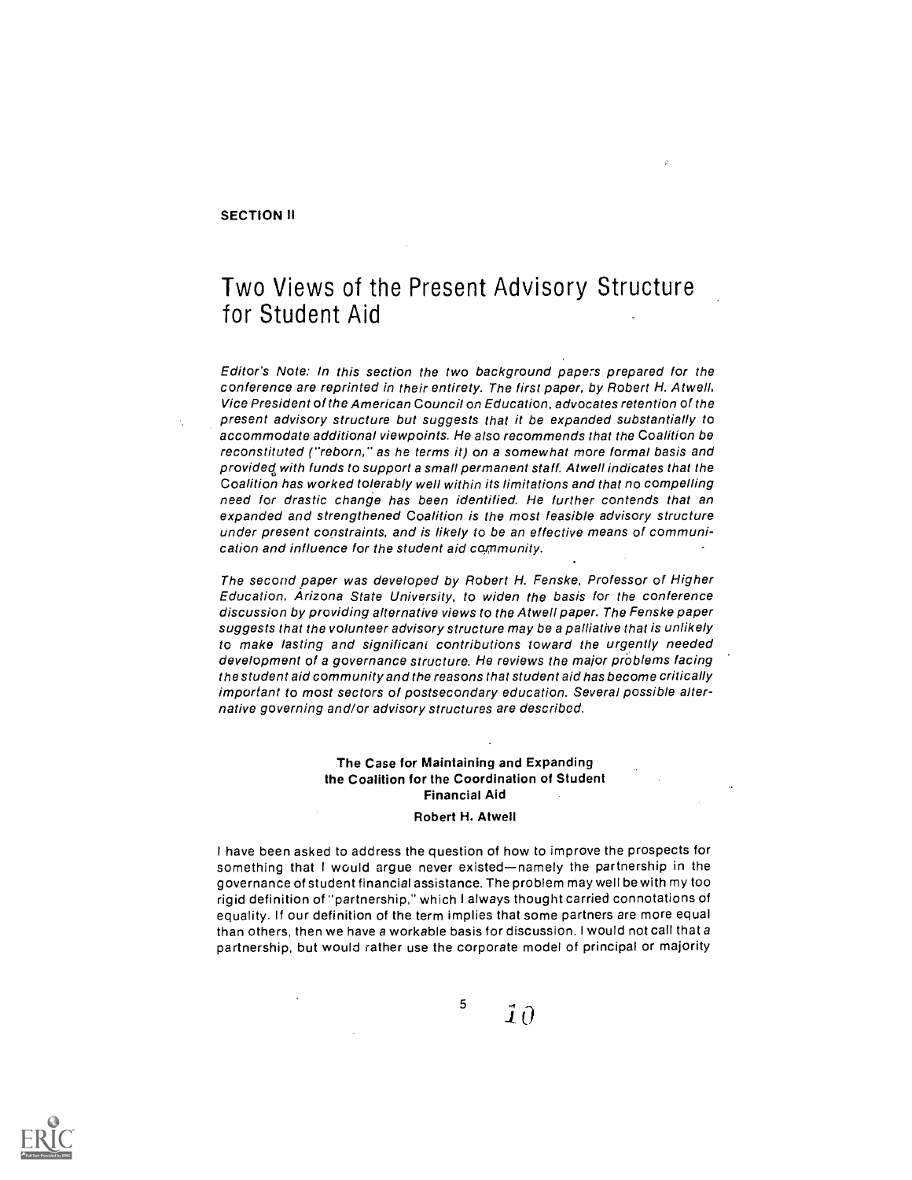**SECTION II**

# Two Views of the Present Advisory Structure for Student Aid

*Editor's Note: In this section the two background papers prepared for the conference are reprinted in their entirety. The first paper, by Robert H. Atwell, Vice President of the American Council on Education, advocates retention of the present advisory structure but suggests that it be expanded substantially to accommodate additional viewpoints. He also recommends that the Coalition be reconstituted ("reborn," as he terms it) on a somewhat more formal basis and provided with funds to support a small permanent staff. Atwell indicates that the Coalition has worked tolerably well within its limitations and that no compelling need for drastic change has been identified. He further contends that an expanded and strengthened Coalition is the most feasible advisory structure under present constraints, and is likely to be an effective means of communication and influence for the student aid community.*

*The second paper was developed by Robert H. Fenske, Professor of Higher Education, Arizona State University, to widen the basis for the conference discussion by providing alternative views to the Atwell paper. The Fenske paper suggests that the volunteer advisory structure may be a palliative that is unlikely to make lasting and significant contributions toward the urgently needed development of a governance structure. He reviews the major problems facing the student aid community and the reasons that student aid has become critically important to most sectors of postsecondary education. Several possible alternative governing and/or advisory structures are described.*

### The Case for Maintaining and Expanding the Coalition for the Coordination of Student Financial Aid

**Robert H. Atwell**

I have been asked to address the question of how to improve the prospects for something that I would argue never existed—namely the partnership in the governance of student financial assistance. The problem may well be with my too rigid definition of "partnership," which I always thought carried connotations of equality. If our definition of the term implies that some partners are more equal than others, then we have a workable basis for discussion. I would not call that a partnership, but would rather use the corporate model of principal or majority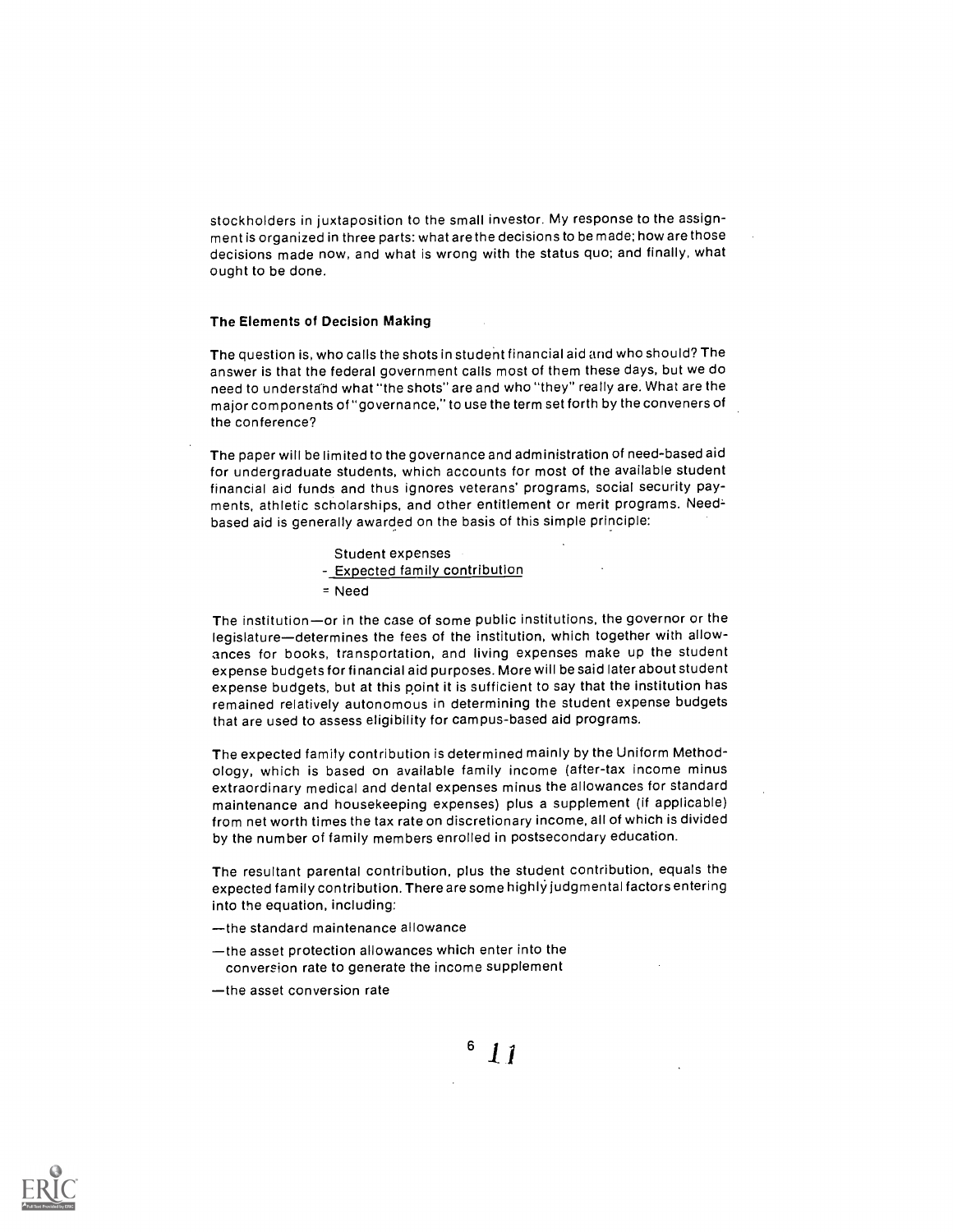stockholders in juxtaposition to the small investor. My response to the assignment is organized in three parts: what are the decisions to be made; how are those decisions made now, and what is wrong with the status quo; and finally, what ought to be done.

### The Elements of Decision Making

The question is, who calls the shots in student financial aid and who should? The answer is that the federal government calls most of them these days, but we do need to understand what "the shots" are and who "they" really are. What are the major components of "governance," to use the term set forth by the conveners of the conference?

The paper will be limited to the governance and administration of need-based aid for undergraduate students, which accounts for most of the available student financial aid funds and thus ignores veterans' programs, social security payments, athletic scholarships, and other entitlement or merit programs. Need-based aid is generally awarded on the basis of this simple principle:

Student expenses
- Expected family contribution
= Need

The institution—or in the case of some public institutions, the governor or the legislature—determines the fees of the institution, which together with allowances for books, transportation, and living expenses make up the student expense budgets for financial aid purposes. More will be said later about student expense budgets, but at this point it is sufficient to say that the institution has remained relatively autonomous in determining the student expense budgets that are used to assess eligibility for campus-based aid programs.

The expected family contribution is determined mainly by the Uniform Methodology, which is based on available family income (after-tax income minus extraordinary medical and dental expenses minus the allowances for standard maintenance and housekeeping expenses) plus a supplement (if applicable) from net worth times the tax rate on discretionary income, all of which is divided by the number of family members enrolled in postsecondary education.

The resultant parental contribution, plus the student contribution, equals the expected family contribution. There are some highly judgmental factors entering into the equation, including:

—the standard maintenance allowance

—the asset protection allowances which enter into the conversion rate to generate the income supplement

—the asset conversion rate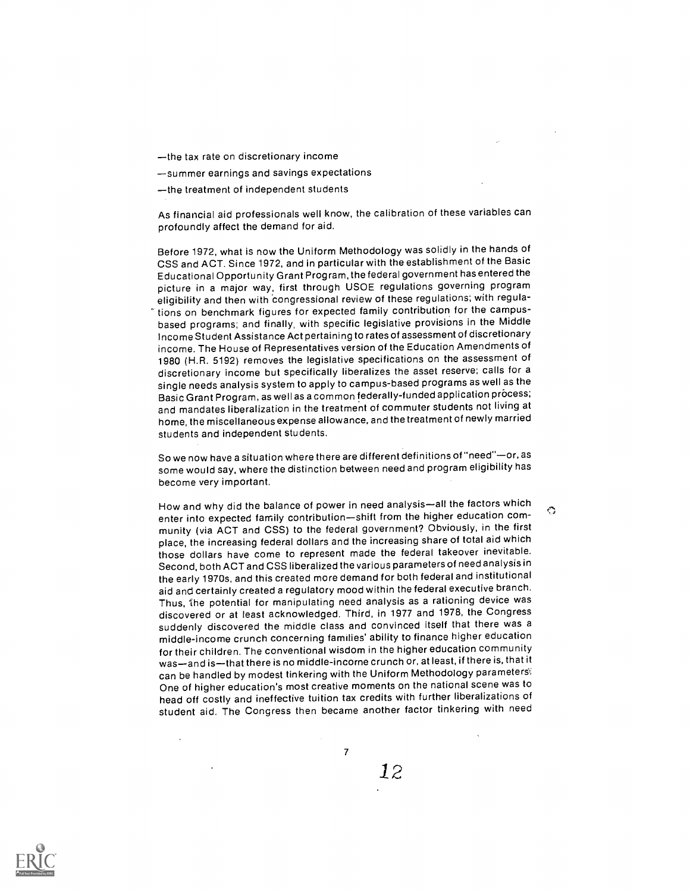—the tax rate on discretionary income

—summer earnings and savings expectations

—the treatment of independent students

As financial aid professionals well know, the calibration of these variables can profoundly affect the demand for aid.

Before 1972, what is now the Uniform Methodology was solidly in the hands of CSS and ACT. Since 1972, and in particular with the establishment of the Basic Educational Opportunity Grant Program, the federal government has entered the picture in a major way, first through USOE regulations governing program eligibility and then with congressional review of these regulations; with regulations on benchmark figures for expected family contribution for the campus-based programs; and finally, with specific legislative provisions in the Middle Income Student Assistance Act pertaining to rates of assessment of discretionary income. The House of Representatives version of the Education Amendments of 1980 (H.R. 5192) removes the legislative specifications on the assessment of discretionary income but specifically liberalizes the asset reserve; calls for a single needs analysis system to apply to campus-based programs as well as the Basic Grant Program, as well as a common federally-funded application process; and mandates liberalization in the treatment of commuter students not living at home, the miscellaneous expense allowance, and the treatment of newly married students and independent students.

So we now have a situation where there are different definitions of "need"—or, as some would say, where the distinction between need and program eligibility has become very important.

How and why did the balance of power in need analysis—all the factors which enter into expected family contribution—shift from the higher education community (via ACT and CSS) to the federal government? Obviously, in the first place, the increasing federal dollars and the increasing share of total aid which those dollars have come to represent made the federal takeover inevitable. Second, both ACT and CSS liberalized the various parameters of need analysis in the early 1970s, and this created more demand for both federal and institutional aid and certainly created a regulatory mood within the federal executive branch. Thus, the potential for manipulating need analysis as a rationing device was discovered or at least acknowledged. Third, in 1977 and 1978, the Congress suddenly discovered the middle class and convinced itself that there was a middle-income crunch concerning families' ability to finance higher education for their children. The conventional wisdom in the higher education community was—and is—that there is no middle-income crunch or, at least, if there is, that it can be handled by modest tinkering with the Uniform Methodology parameters. One of higher education's most creative moments on the national scene was to head off costly and ineffective tuition tax credits with further liberalizations of student aid. The Congress then became another factor tinkering with need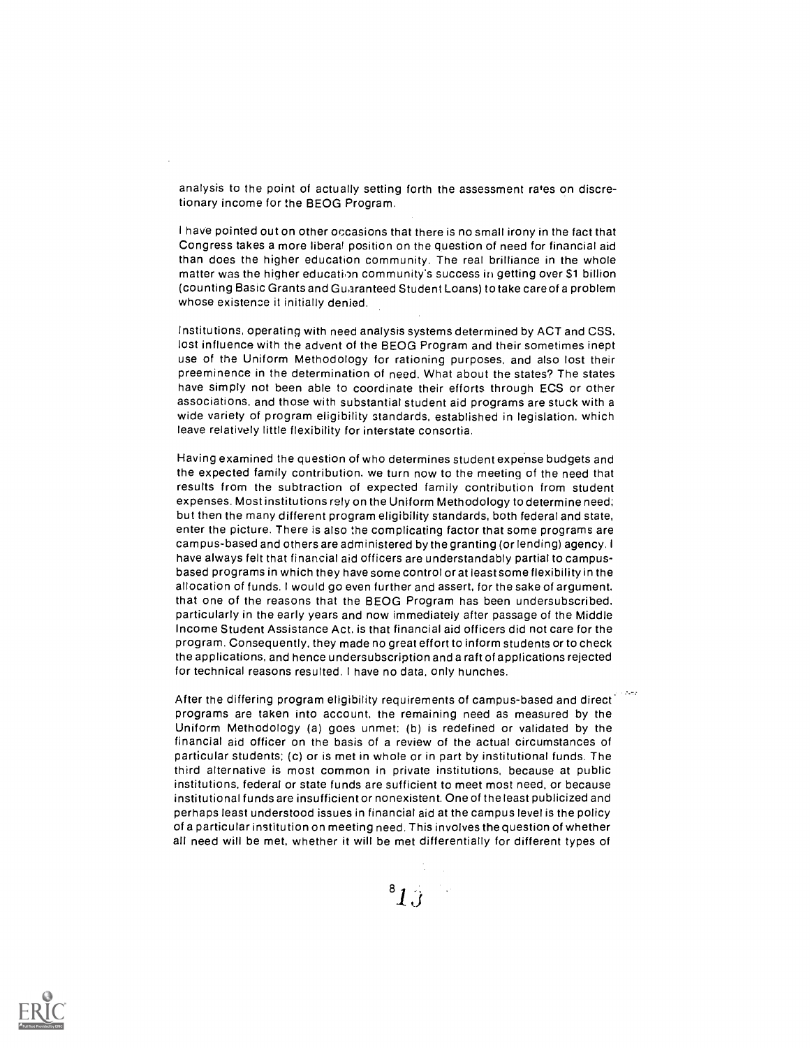analysis to the point of actually setting forth the assessment rates on discretionary income for the BEOG Program.

I have pointed out on other occasions that there is no small irony in the fact that Congress takes a more liberal position on the question of need for financial aid than does the higher education community. The real brilliance in the whole matter was the higher education community's success in getting over $1 billion (counting Basic Grants and Guaranteed Student Loans) to take care of a problem whose existence it initially denied.

Institutions, operating with need analysis systems determined by ACT and CSS, lost influence with the advent of the BEOG Program and their sometimes inept use of the Uniform Methodology for rationing purposes, and also lost their preeminence in the determination of need. What about the states? The states have simply not been able to coordinate their efforts through ECS or other associations, and those with substantial student aid programs are stuck with a wide variety of program eligibility standards, established in legislation, which leave relatively little flexibility for interstate consortia.

Having examined the question of who determines student expense budgets and the expected family contribution, we turn now to the meeting of the need that results from the subtraction of expected family contribution from student expenses. Most institutions rely on the Uniform Methodology to determine need; but then the many different program eligibility standards, both federal and state, enter the picture. There is also the complicating factor that some programs are campus-based and others are administered by the granting (or lending) agency. I have always felt that financial aid officers are understandably partial to campus-based programs in which they have some control or at least some flexibility in the allocation of funds. I would go even further and assert, for the sake of argument, that one of the reasons that the BEOG Program has been undersubscribed, particularly in the early years and now immediately after passage of the Middle Income Student Assistance Act, is that financial aid officers did not care for the program. Consequently, they made no great effort to inform students or to check the applications, and hence undersubscription and a raft of applications rejected for technical reasons resulted. I have no data, only hunches.

After the differing program eligibility requirements of campus-based and direct programs are taken into account, the remaining need as measured by the Uniform Methodology (a) goes unmet; (b) is redefined or validated by the financial aid officer on the basis of a review of the actual circumstances of particular students; (c) or is met in whole or in part by institutional funds. The third alternative is most common in private institutions, because at public institutions, federal or state funds are sufficient to meet most need, or because institutional funds are insufficient or nonexistent. One of the least publicized and perhaps least understood issues in financial aid at the campus level is the policy of a particular institution on meeting need. This involves the question of whether all need will be met, whether it will be met differentially for different types of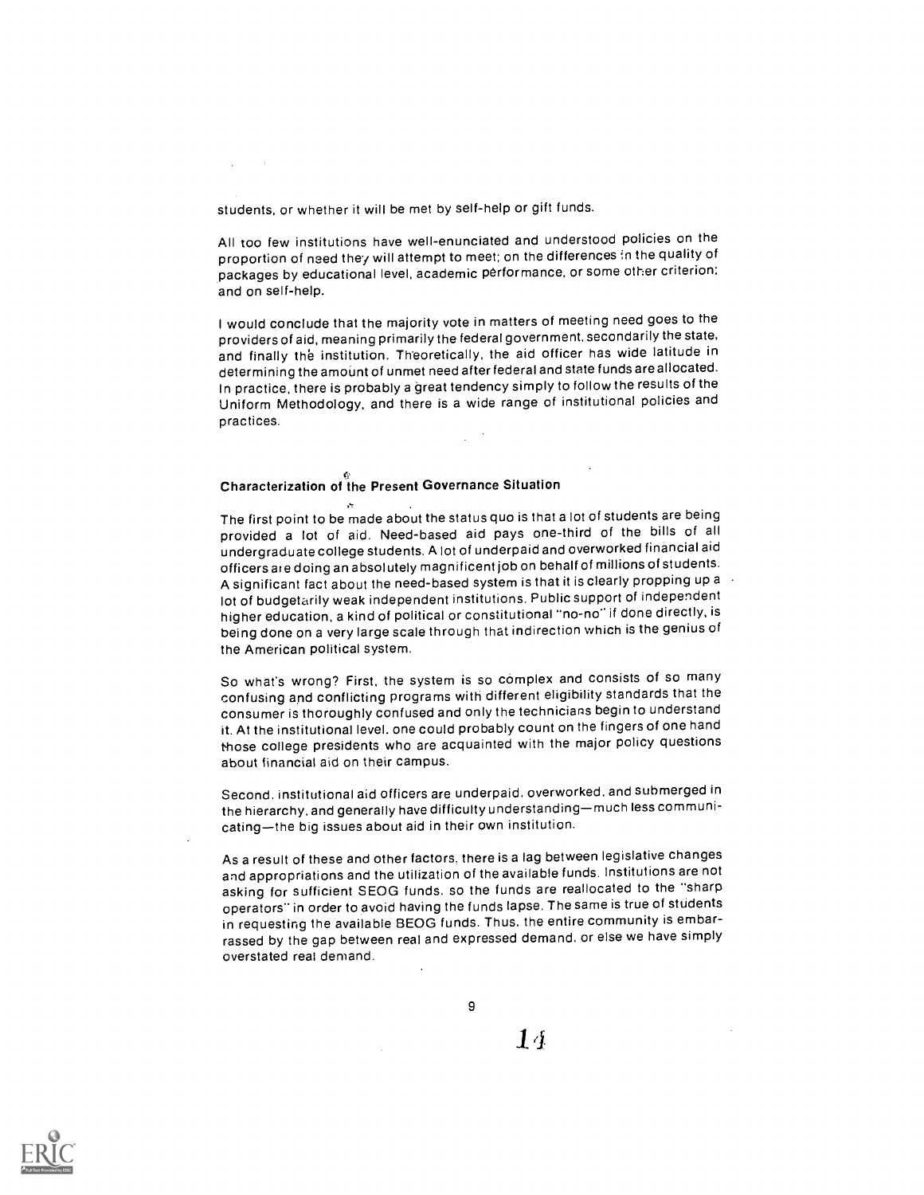students, or whether it will be met by self-help or gift funds.

All too few institutions have well-enunciated and understood policies on the proportion of need they will attempt to meet; on the differences in the quality of packages by educational level, academic performance, or some other criterion; and on self-help.

I would conclude that the majority vote in matters of meeting need goes to the providers of aid, meaning primarily the federal government, secondarily the state, and finally the institution. Theoretically, the aid officer has wide latitude in determining the amount of unmet need after federal and state funds are allocated. In practice, there is probably a great tendency simply to follow the results of the Uniform Methodology, and there is a wide range of institutional policies and practices.

## Characterization of the Present Governance Situation

The first point to be made about the status quo is that a lot of students are being provided a lot of aid. Need-based aid pays one-third of the bills of all undergraduate college students. A lot of underpaid and overworked financial aid officers are doing an absolutely magnificent job on behalf of millions of students. A significant fact about the need-based system is that it is clearly propping up a lot of budgetarily weak independent institutions. Public support of independent higher education, a kind of political or constitutional "no-no" if done directly, is being done on a very large scale through that indirection which is the genius of the American political system.

So what's wrong? First, the system is so complex and consists of so many confusing and conflicting programs with different eligibility standards that the consumer is thoroughly confused and only the technicians begin to understand it. At the institutional level, one could probably count on the fingers of one hand those college presidents who are acquainted with the major policy questions about financial aid on their campus.

Second, institutional aid officers are underpaid, overworked, and submerged in the hierarchy, and generally have difficulty understanding—much less communicating—the big issues about aid in their own institution.

As a result of these and other factors, there is a lag between legislative changes and appropriations and the utilization of the available funds. Institutions are not asking for sufficient SEOG funds, so the funds are reallocated to the "sharp operators" in order to avoid having the funds lapse. The same is true of students in requesting the available BEOG funds. Thus, the entire community is embarrassed by the gap between real and expressed demand, or else we have simply overstated real demand.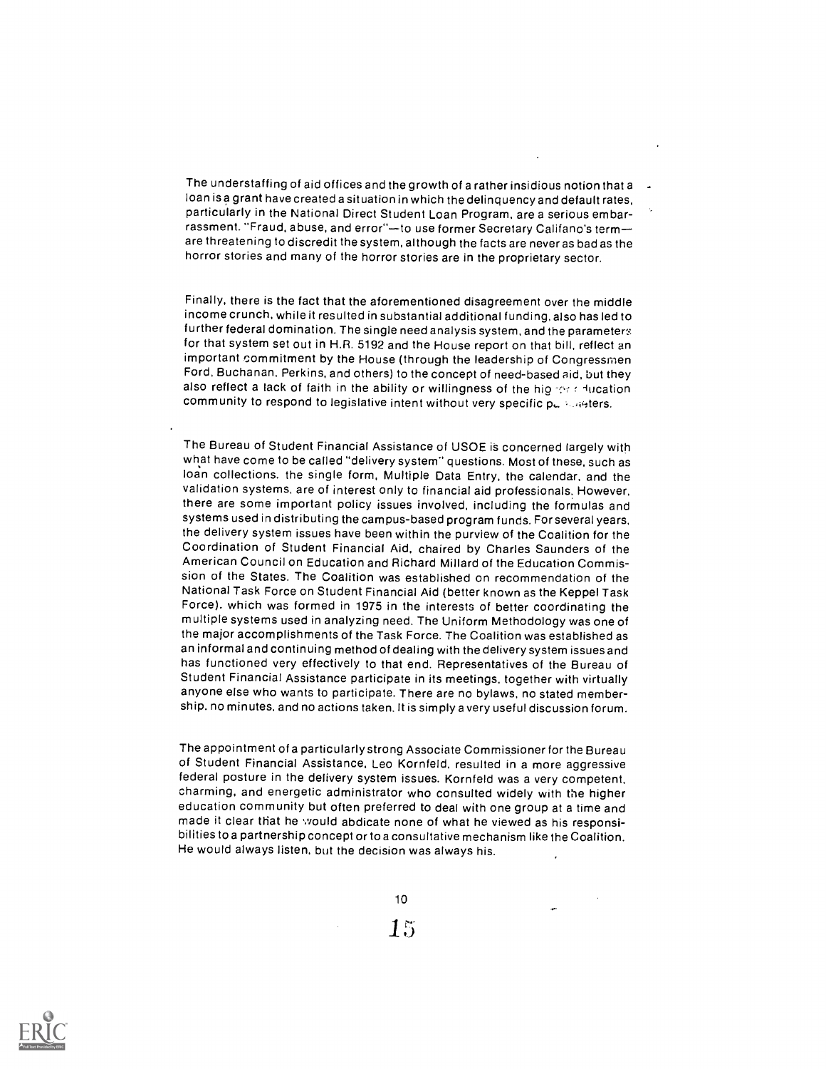The understaffing of aid offices and the growth of a rather insidious notion that a loan is a grant have created a situation in which the delinquency and default rates, particularly in the National Direct Student Loan Program, are a serious embarrassment. "Fraud, abuse, and error"—to use former Secretary Califano's term—are threatening to discredit the system, although the facts are never as bad as the horror stories and many of the horror stories are in the proprietary sector.

Finally, there is the fact that the aforementioned disagreement over the middle income crunch, while it resulted in substantial additional funding, also has led to further federal domination. The single need analysis system, and the parameters for that system set out in H.R. 5192 and the House report on that bill, reflect an important commitment by the House (through the leadership of Congressmen Ford, Buchanan, Perkins, and others) to the concept of need-based aid, but they also reflect a lack of faith in the ability or willingness of the higher education community to respond to legislative intent without very specific parameters.

The Bureau of Student Financial Assistance of USOE is concerned largely with what have come to be called "delivery system" questions. Most of these, such as loan collections, the single form, Multiple Data Entry, the calendar, and the validation systems, are of interest only to financial aid professionals. However, there are some important policy issues involved, including the formulas and systems used in distributing the campus-based program funds. For several years, the delivery system issues have been within the purview of the Coalition for the Coordination of Student Financial Aid, chaired by Charles Saunders of the American Council on Education and Richard Millard of the Education Commission of the States. The Coalition was established on recommendation of the National Task Force on Student Financial Aid (better known as the Keppel Task Force), which was formed in 1975 in the interests of better coordinating the multiple systems used in analyzing need. The Uniform Methodology was one of the major accomplishments of the Task Force. The Coalition was established as an informal and continuing method of dealing with the delivery system issues and has functioned very effectively to that end. Representatives of the Bureau of Student Financial Assistance participate in its meetings, together with virtually anyone else who wants to participate. There are no bylaws, no stated membership, no minutes, and no actions taken. It is simply a very useful discussion forum.

The appointment of a particularly strong Associate Commissioner for the Bureau of Student Financial Assistance, Leo Kornfeld, resulted in a more aggressive federal posture in the delivery system issues. Kornfeld was a very competent, charming, and energetic administrator who consulted widely with the higher education community but often preferred to deal with one group at a time and made it clear that he would abdicate none of what he viewed as his responsibilities to a partnership concept or to a consultative mechanism like the Coalition. He would always listen, but the decision was always his.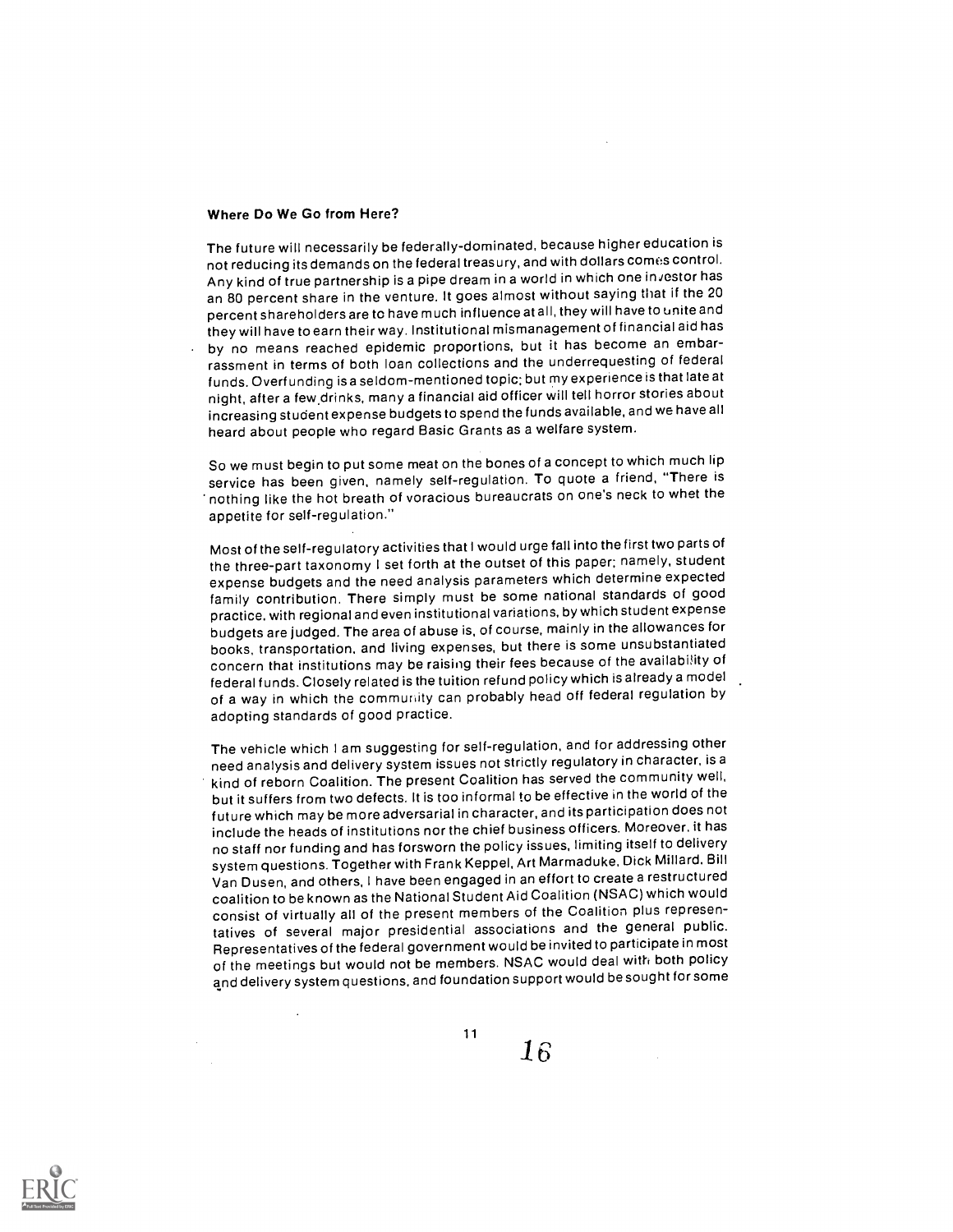### Where Do We Go from Here?

The future will necessarily be federally-dominated, because higher education is not reducing its demands on the federal treasury, and with dollars comes control. Any kind of true partnership is a pipe dream in a world in which one investor has an 80 percent share in the venture. It goes almost without saying that if the 20 percent shareholders are to have much influence at all, they will have to unite and they will have to earn their way. Institutional mismanagement of financial aid has by no means reached epidemic proportions, but it has become an embarrassment in terms of both loan collections and the underrequesting of federal funds. Overfunding is a seldom-mentioned topic; but my experience is that late at night, after a few drinks, many a financial aid officer will tell horror stories about increasing student expense budgets to spend the funds available, and we have all heard about people who regard Basic Grants as a welfare system.

So we must begin to put some meat on the bones of a concept to which much lip service has been given, namely self-regulation. To quote a friend, "There is nothing like the hot breath of voracious bureaucrats on one's neck to whet the appetite for self-regulation."

Most of the self-regulatory activities that I would urge fall into the first two parts of the three-part taxonomy I set forth at the outset of this paper; namely, student expense budgets and the need analysis parameters which determine expected family contribution. There simply must be some national standards of good practice, with regional and even institutional variations, by which student expense budgets are judged. The area of abuse is, of course, mainly in the allowances for books, transportation, and living expenses, but there is some unsubstantiated concern that institutions may be raising their fees because of the availability of federal funds. Closely related is the tuition refund policy which is already a model of a way in which the community can probably head off federal regulation by adopting standards of good practice.

The vehicle which I am suggesting for self-regulation, and for addressing other need analysis and delivery system issues not strictly regulatory in character, is a kind of reborn Coalition. The present Coalition has served the community well, but it suffers from two defects. It is too informal to be effective in the world of the future which may be more adversarial in character, and its participation does not include the heads of institutions nor the chief business officers. Moreover, it has no staff nor funding and has forsworn the policy issues, limiting itself to delivery system questions. Together with Frank Keppel, Art Marmaduke, Dick Millard, Bill Van Dusen, and others, I have been engaged in an effort to create a restructured coalition to be known as the National Student Aid Coalition (NSAC) which would consist of virtually all of the present members of the Coalition plus representatives of several major presidential associations and the general public. Representatives of the federal government would be invited to participate in most of the meetings but would not be members. NSAC would deal with both policy and delivery system questions, and foundation support would be sought for some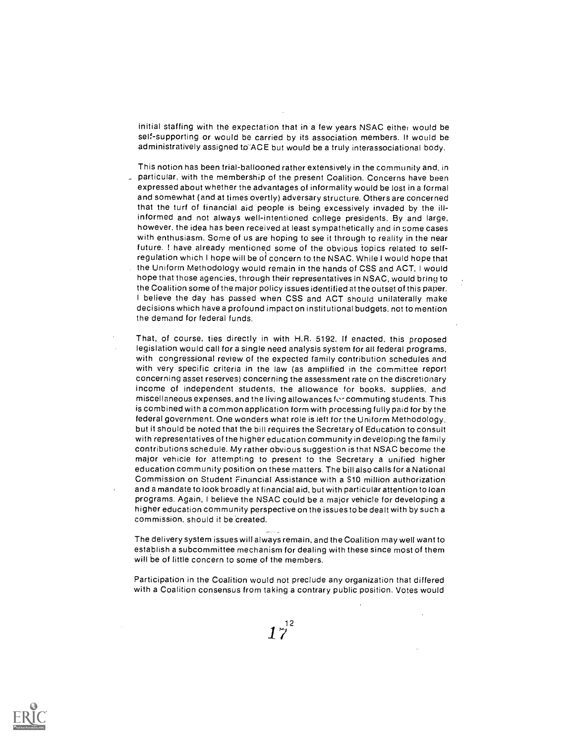initial staffing with the expectation that in a few years NSAC either would be self-supporting or would be carried by its association members. It would be administratively assigned to ACE but would be a truly interassociational body.

This notion has been trial-ballooned rather extensively in the community and, in particular, with the membership of the present Coalition. Concerns have been expressed about whether the advantages of informality would be lost in a formal and somewhat (and at times overtly) adversary structure. Others are concerned that the turf of financial aid people is being excessively invaded by the ill-informed and not always well-intentioned college presidents. By and large, however, the idea has been received at least sympathetically and in some cases with enthusiasm. Some of us are hoping to see it through to reality in the near future. I have already mentioned some of the obvious topics related to self-regulation which I hope will be of concern to the NSAC. While I would hope that the Uniform Methodology would remain in the hands of CSS and ACT, I would hope that those agencies, through their representatives in NSAC, would bring to the Coalition some of the major policy issues identified at the outset of this paper. I believe the day has passed when CSS and ACT should unilaterally make decisions which have a profound impact on institutional budgets, not to mention the demand for federal funds.

That, of course, ties directly in with H.R. 5192. If enacted, this proposed legislation would call for a single need analysis system for all federal programs, with congressional review of the expected family contribution schedules and with very specific criteria in the law (as amplified in the committee report concerning asset reserves) concerning the assessment rate on the discretionary income of independent students, the allowance for books, supplies, and miscellaneous expenses, and the living allowances for commuting students. This is combined with a common application form with processing fully paid for by the federal government. One wonders what role is left for the Uniform Methodology, but it should be noted that the bill requires the Secretary of Education to consult with representatives of the higher education community in developing the family contributions schedule. My rather obvious suggestion is that NSAC become the major vehicle for attempting to present to the Secretary a unified higher education community position on these matters. The bill also calls for a National Commission on Student Financial Assistance with a $10 million authorization and a mandate to look broadly at financial aid, but with particular attention to loan programs. Again, I believe the NSAC could be a major vehicle for developing a higher education community perspective on the issues to be dealt with by such a commission, should it be created.

The delivery system issues will always remain, and the Coalition may well want to establish a subcommittee mechanism for dealing with these since most of them will be of little concern to some of the members.

Participation in the Coalition would not preclude any organization that differed with a Coalition consensus from taking a contrary public position. Votes would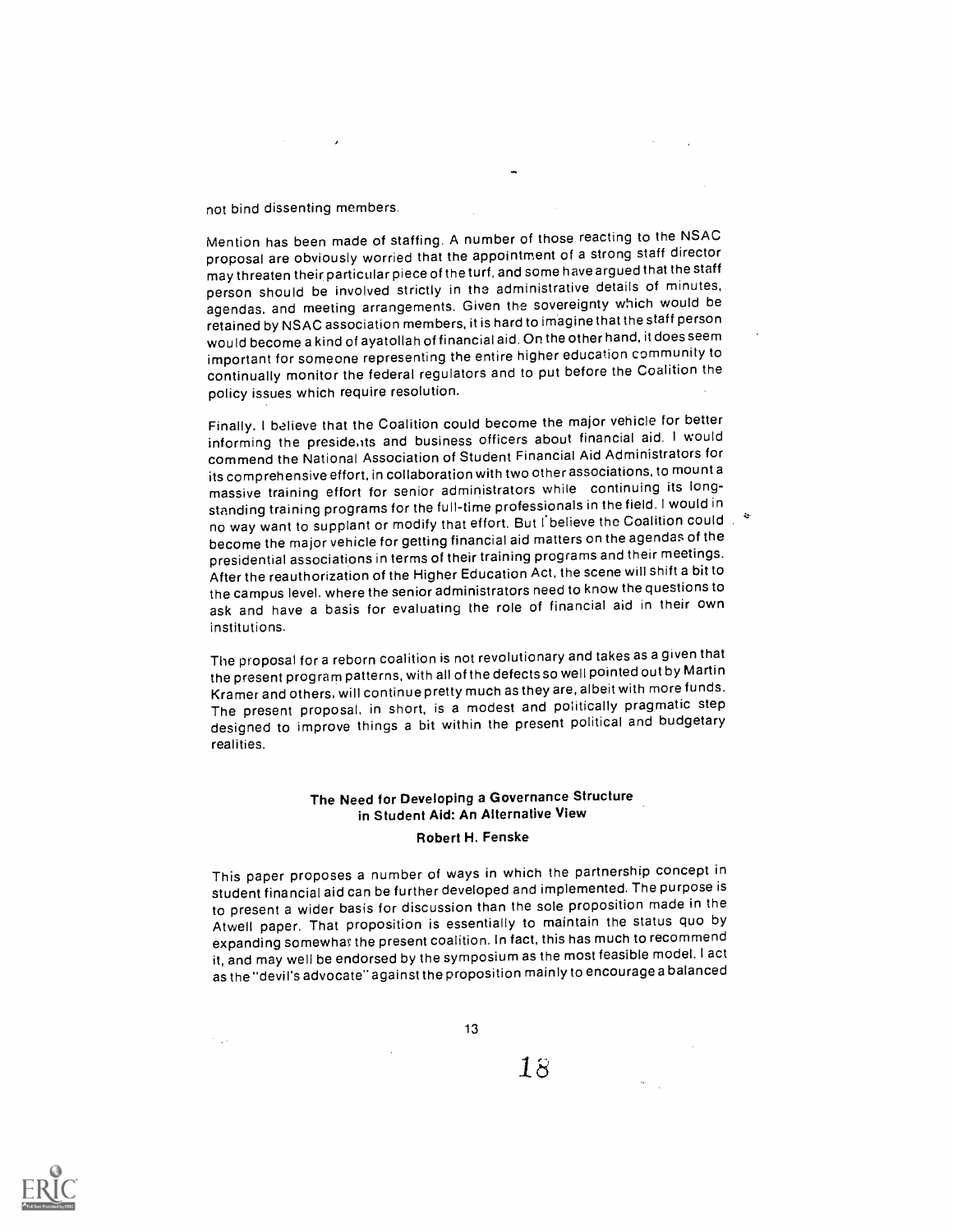not bind dissenting members.

Mention has been made of staffing. A number of those reacting to the NSAC proposal are obviously worried that the appointment of a strong staff director may threaten their particular piece of the turf, and some have argued that the staff person should be involved strictly in the administrative details of minutes, agendas, and meeting arrangements. Given the sovereignty which would be retained by NSAC association members, it is hard to imagine that the staff person would become a kind of ayatollah of financial aid. On the other hand, it does seem important for someone representing the entire higher education community to continually monitor the federal regulators and to put before the Coalition the policy issues which require resolution.

Finally, I believe that the Coalition could become the major vehicle for better informing the presidents and business officers about financial aid. I would commend the National Association of Student Financial Aid Administrators for its comprehensive effort, in collaboration with two other associations, to mount a massive training effort for senior administrators while continuing its long-standing training programs for the full-time professionals in the field. I would in no way want to supplant or modify that effort. But I believe the Coalition could become the major vehicle for getting financial aid matters on the agendas of the presidential associations in terms of their training programs and their meetings. After the reauthorization of the Higher Education Act, the scene will shift a bit to the campus level, where the senior administrators need to know the questions to ask and have a basis for evaluating the role of financial aid in their own institutions.

The proposal for a reborn coalition is not revolutionary and takes as a given that the present program patterns, with all of the defects so well pointed out by Martin Kramer and others, will continue pretty much as they are, albeit with more funds. The present proposal, in short, is a modest and politically pragmatic step designed to improve things a bit within the present political and budgetary realities.

## The Need for Developing a Governance Structure in Student Aid: An Alternative View

**Robert H. Fenske**

This paper proposes a number of ways in which the partnership concept in student financial aid can be further developed and implemented. The purpose is to present a wider basis for discussion than the sole proposition made in the Atwell paper. That proposition is essentially to maintain the status quo by expanding somewhat the present coalition. In fact, this has much to recommend it, and may well be endorsed by the symposium as the most feasible model. I act as the "devil's advocate" against the proposition mainly to encourage a balanced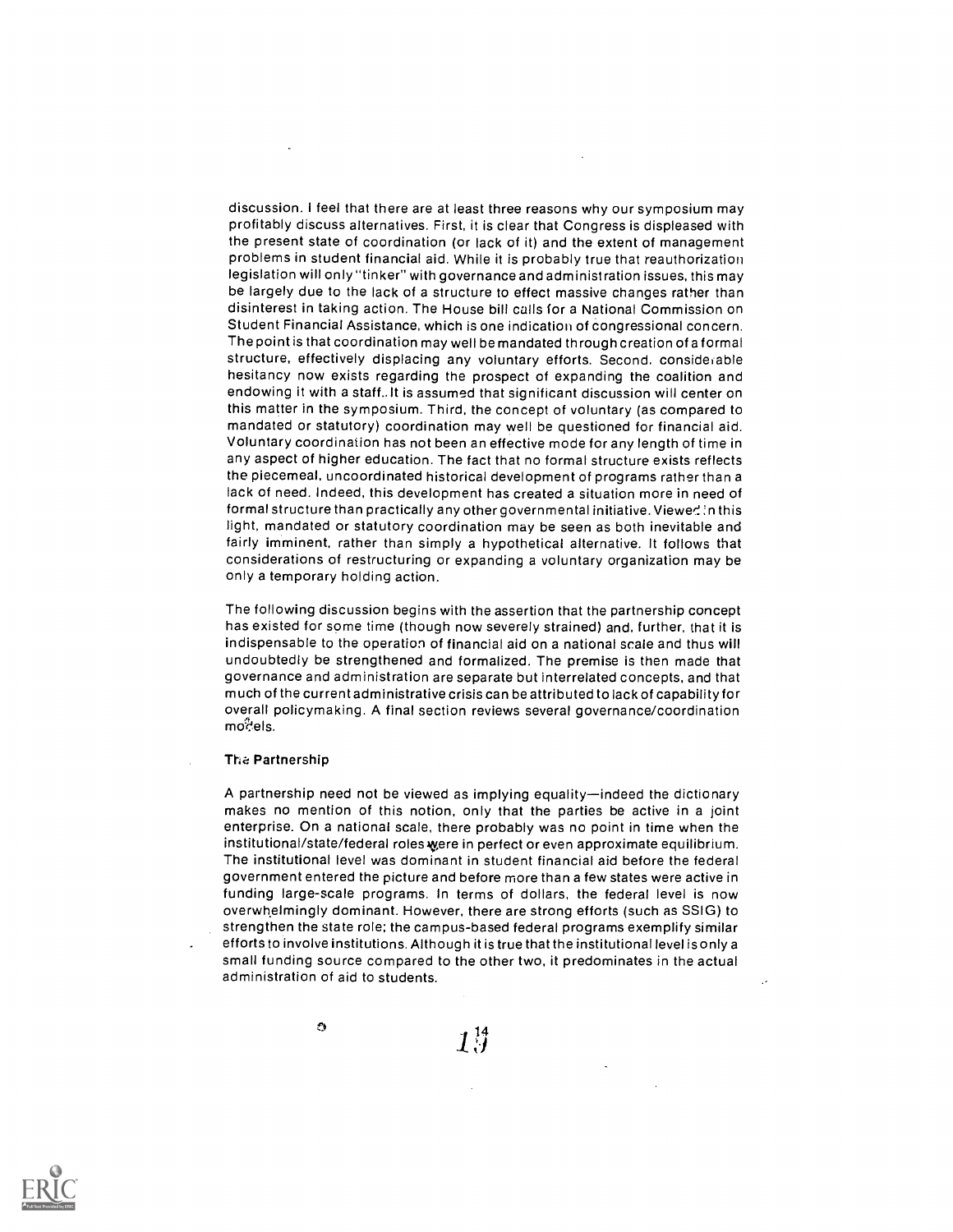discussion. I feel that there are at least three reasons why our symposium may profitably discuss alternatives. First, it is clear that Congress is displeased with the present state of coordination (or lack of it) and the extent of management problems in student financial aid. While it is probably true that reauthorization legislation will only "tinker" with governance and administration issues, this may be largely due to the lack of a structure to effect massive changes rather than disinterest in taking action. The House bill calls for a National Commission on Student Financial Assistance, which is one indication of congressional concern. The point is that coordination may well be mandated through creation of a formal structure, effectively displacing any voluntary efforts. Second, considerable hesitancy now exists regarding the prospect of expanding the coalition and endowing it with a staff. It is assumed that significant discussion will center on this matter in the symposium. Third, the concept of voluntary (as compared to mandated or statutory) coordination may well be questioned for financial aid. Voluntary coordination has not been an effective mode for any length of time in any aspect of higher education. The fact that no formal structure exists reflects the piecemeal, uncoordinated historical development of programs rather than a lack of need. Indeed, this development has created a situation more in need of formal structure than practically any other governmental initiative. Viewed in this light, mandated or statutory coordination may be seen as both inevitable and fairly imminent, rather than simply a hypothetical alternative. It follows that considerations of restructuring or expanding a voluntary organization may be only a temporary holding action.

The following discussion begins with the assertion that the partnership concept has existed for some time (though now severely strained) and, further, that it is indispensable to the operation of financial aid on a national scale and thus will undoubtedly be strengthened and formalized. The premise is then made that governance and administration are separate but interrelated concepts, and that much of the current administrative crisis can be attributed to lack of capability for overall policymaking. A final section reviews several governance/coordination models.

### The Partnership

A partnership need not be viewed as implying equality—indeed the dictionary makes no mention of this notion, only that the parties be active in a joint enterprise. On a national scale, there probably was no point in time when the institutional/state/federal roles were in perfect or even approximate equilibrium. The institutional level was dominant in student financial aid before the federal government entered the picture and before more than a few states were active in funding large-scale programs. In terms of dollars, the federal level is now overwhelmingly dominant. However, there are strong efforts (such as SSIG) to strengthen the state role; the campus-based federal programs exemplify similar efforts to involve institutions. Although it is true that the institutional level is only a small funding source compared to the other two, it predominates in the actual administration of aid to students.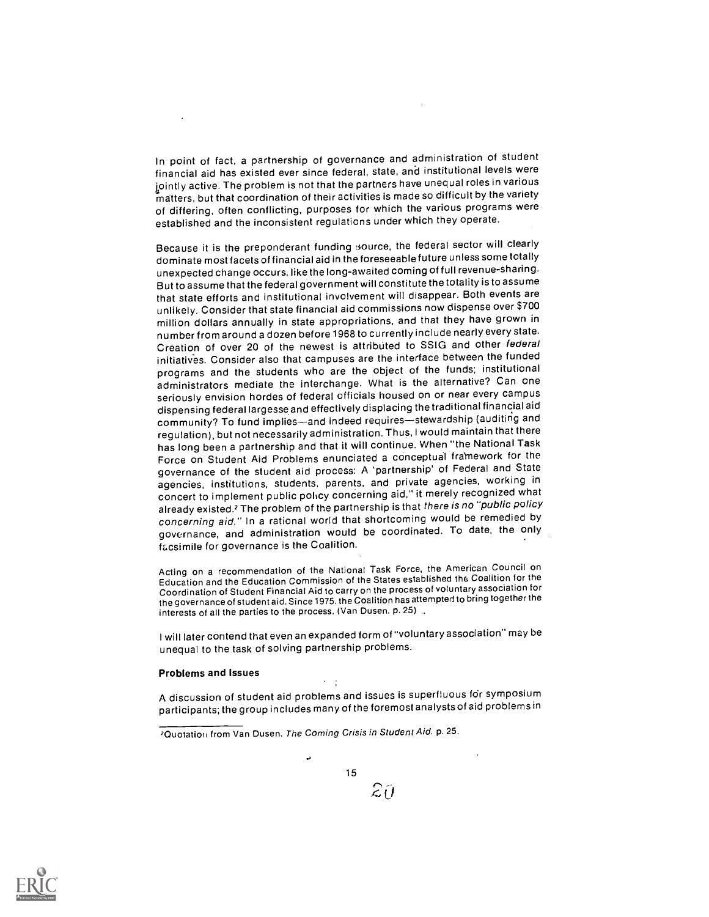In point of fact, a partnership of governance and administration of student financial aid has existed ever since federal, state, and institutional levels were jointly active. The problem is not that the partners have unequal roles in various matters, but that coordination of their activities is made so difficult by the variety of differing, often conflicting, purposes for which the various programs were established and the inconsistent regulations under which they operate.

Because it is the preponderant funding source, the federal sector will clearly dominate most facets of financial aid in the foreseeable future unless some totally unexpected change occurs, like the long-awaited coming of full revenue-sharing. But to assume that the federal government will constitute the totality is to assume that state efforts and institutional involvement will disappear. Both events are unlikely. Consider that state financial aid commissions now dispense over $700 million dollars annually in state appropriations, and that they have grown in number from around a dozen before 1968 to currently include nearly every state. Creation of over 20 of the newest is attributed to SSIG and other *federal* initiatives. Consider also that campuses are the interface between the funded programs and the students who are the object of the funds; institutional administrators mediate the interchange. What is the alternative? Can one seriously envision hordes of federal officials housed on or near every campus dispensing federal largesse and effectively displacing the traditional financial aid community? To fund implies—and indeed requires—stewardship (auditing and regulation), but not necessarily administration. Thus, I would maintain that there has long been a partnership and that it will continue. When "the National Task Force on Student Aid Problems enunciated a conceptual framework for the governance of the student aid process: A 'partnership' of Federal and State agencies, institutions, students, parents, and private agencies, working in concert to implement public policy concerning aid," it merely recognized what already existed.[2] The problem of the partnership is that *there is no "public policy concerning aid."* In a rational world that shortcoming would be remedied by governance, and administration would be coordinated. To date, the only facsimile for governance is the Coalition.

> Acting on a recommendation of the National Task Force, the American Council on Education and the Education Commission of the States established the Coalition for the Coordination of Student Financial Aid to carry on the process of voluntary association for the governance of student aid. Since 1975, the Coalition has attempted to bring together the interests of all the parties to the process. (Van Dusen, p. 25)

I will later contend that even an expanded form of "voluntary association" may be unequal to the task of solving partnership problems.

**Problems and Issues**

A discussion of student aid problems and issues is superfluous for symposium participants; the group includes many of the foremost analysts of aid problems in

[2] Quotation from Van Dusen. *The Coming Crisis in Student Aid.* p. 25.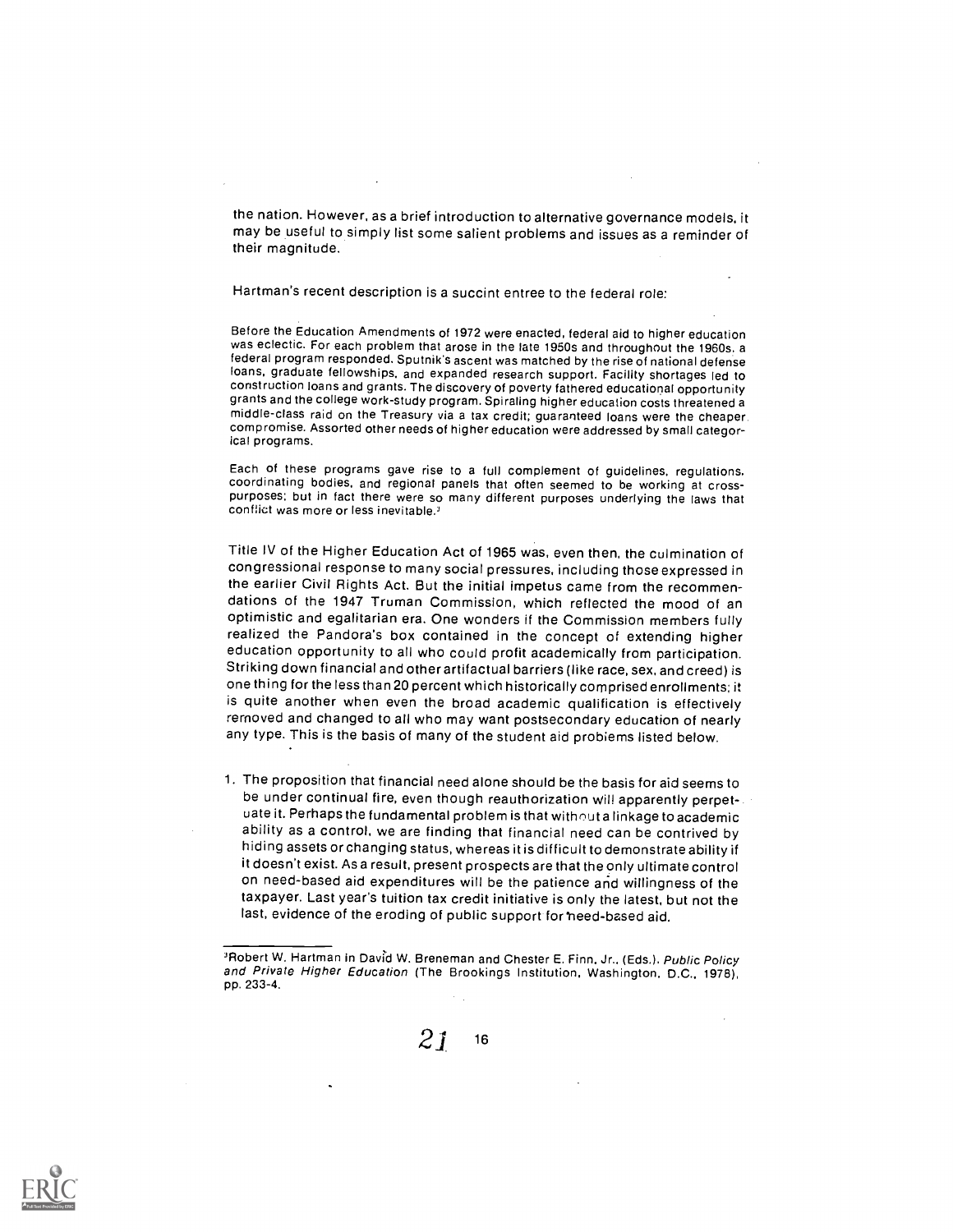the nation. However, as a brief introduction to alternative governance models, it may be useful to simply list some salient problems and issues as a reminder of their magnitude.

Hartman's recent description is a succint entree to the federal role:

> Before the Education Amendments of 1972 were enacted, federal aid to higher education was eclectic. For each problem that arose in the late 1950s and throughout the 1960s, a federal program responded. Sputnik's ascent was matched by the rise of national defense loans, graduate fellowships, and expanded research support. Facility shortages led to construction loans and grants. The discovery of poverty fathered educational opportunity grants and the college work-study program. Spiraling higher education costs threatened a middle-class raid on the Treasury via a tax credit; guaranteed loans were the cheaper compromise. Assorted other needs of higher education were addressed by small categorical programs.
>
> Each of these programs gave rise to a full complement of guidelines, regulations, coordinating bodies, and regional panels that often seemed to be working at cross-purposes; but in fact there were so many different purposes underlying the laws that conflict was more or less inevitable.[3]

Title IV of the Higher Education Act of 1965 was, even then, the culmination of congressional response to many social pressures, including those expressed in the earlier Civil Rights Act. But the initial impetus came from the recommendations of the 1947 Truman Commission, which reflected the mood of an optimistic and egalitarian era. One wonders if the Commission members fully realized the Pandora's box contained in the concept of extending higher education opportunity to all who could profit academically from participation. Striking down financial and other artifactual barriers (like race, sex, and creed) is one thing for the less than 20 percent which historically comprised enrollments; it is quite another when even the broad academic qualification is effectively removed and changed to all who may want postsecondary education of nearly any type. This is the basis of many of the student aid problems listed below.

1. The proposition that financial need alone should be the basis for aid seems to be under continual fire, even though reauthorization will apparently perpetuate it. Perhaps the fundamental problem is that without a linkage to academic ability as a control, we are finding that financial need can be contrived by hiding assets or changing status, whereas it is difficult to demonstrate ability if it doesn't exist. As a result, present prospects are that the only ultimate control on need-based aid expenditures will be the patience and willingness of the taxpayer. Last year's tuition tax credit initiative is only the latest, but not the last, evidence of the eroding of public support for need-based aid.

---

[3]Robert W. Hartman in David W. Breneman and Chester E. Finn, Jr., (Eds.). *Public Policy and Private Higher Education* (The Brookings Institution, Washington, D.C., 1978), pp. 233-4.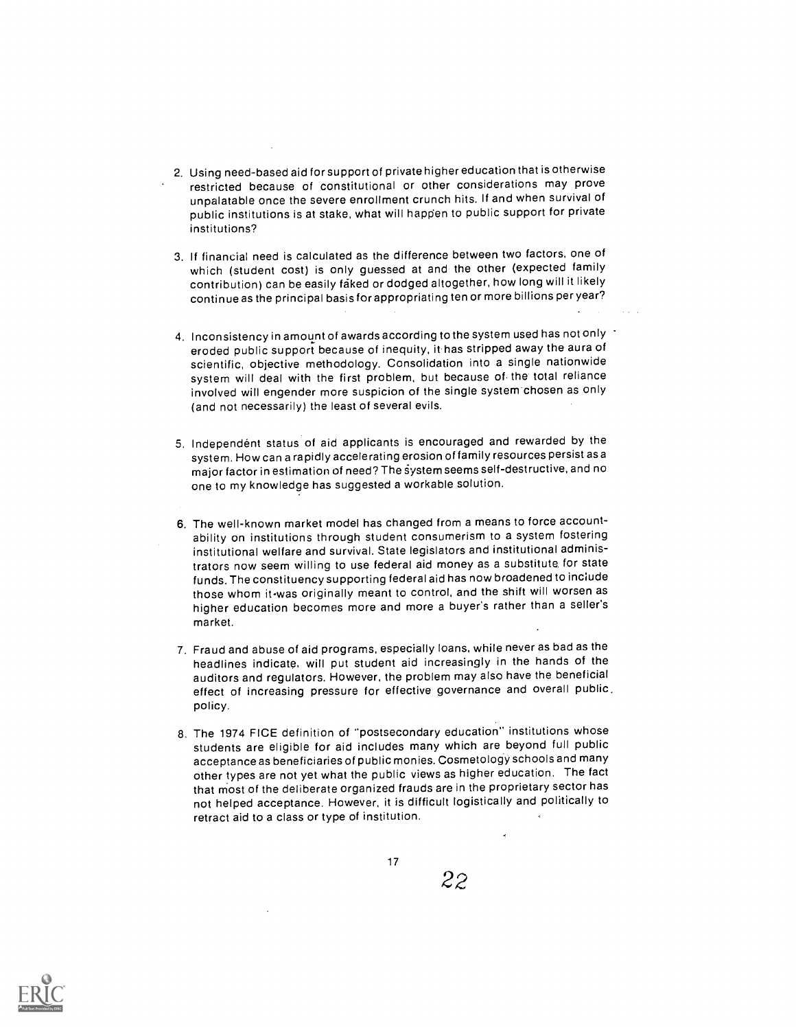2. Using need-based aid for support of private higher education that is otherwise restricted because of constitutional or other considerations may prove unpalatable once the severe enrollment crunch hits. If and when survival of public institutions is at stake, what will happen to public support for private institutions?

3. If financial need is calculated as the difference between two factors, one of which (student cost) is only guessed at and the other (expected family contribution) can be easily faked or dodged altogether, how long will it likely continue as the principal basis for appropriating ten or more billions per year?

4. Inconsistency in amount of awards according to the system used has not only eroded public support because of inequity, it has stripped away the aura of scientific, objective methodology. Consolidation into a single nationwide system will deal with the first problem, but because of the total reliance involved will engender more suspicion of the single system chosen as only (and not necessarily) the least of several evils.

5. Independent status of aid applicants is encouraged and rewarded by the system. How can a rapidly accelerating erosion of family resources persist as a major factor in estimation of need? The system seems self-destructive, and no one to my knowledge has suggested a workable solution.

6. The well-known market model has changed from a means to force accountability on institutions through student consumerism to a system fostering institutional welfare and survival. State legislators and institutional administrators now seem willing to use federal aid money as a substitute for state funds. The constituency supporting federal aid has now broadened to include those whom it was originally meant to control, and the shift will worsen as higher education becomes more and more a buyer's rather than a seller's market.

7. Fraud and abuse of aid programs, especially loans, while never as bad as the headlines indicate, will put student aid increasingly in the hands of the auditors and regulators. However, the problem may also have the beneficial effect of increasing pressure for effective governance and overall public policy.

8. The 1974 FICE definition of "postsecondary education" institutions whose students are eligible for aid includes many which are beyond full public acceptance as beneficiaries of public monies. Cosmetology schools and many other types are not yet what the public views as higher education. The fact that most of the deliberate organized frauds are in the proprietary sector has not helped acceptance. However, it is difficult logistically and politically to retract aid to a class or type of institution.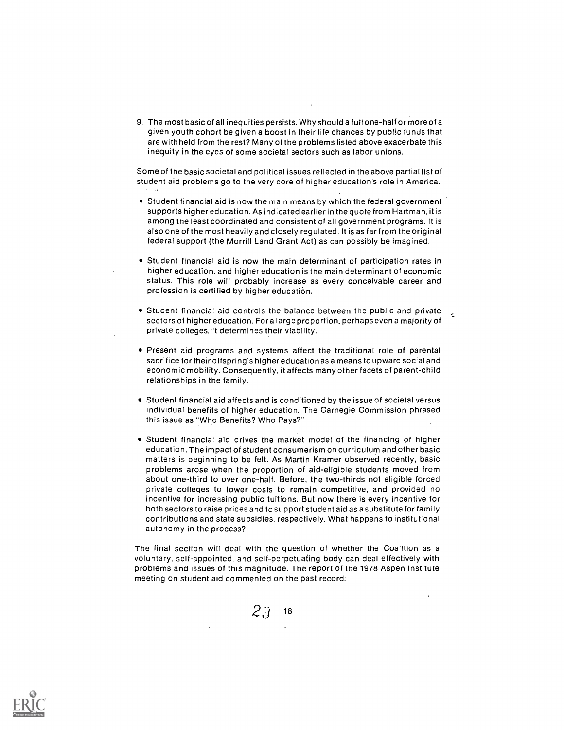9. The most basic of all inequities persists. Why should a full one-half or more of a given youth cohort be given a boost in their life chances by public funds that are withheld from the rest? Many of the problems listed above exacerbate this inequity in the eyes of some societal sectors such as labor unions.

Some of the basic societal and political issues reflected in the above partial list of student aid problems go to the very core of higher education's role in America.

- Student financial aid is now the main means by which the federal government supports higher education. As indicated earlier in the quote from Hartman, it is among the least coordinated and consistent of all government programs. It is also one of the most heavily and closely regulated. It is as far from the original federal support (the Morrill Land Grant Act) as can possibly be imagined.

- Student financial aid is now the main determinant of participation rates in higher education, and higher education is the main determinant of economic status. This role will probably increase as every conceivable career and profession is certified by higher education.

- Student financial aid controls the balance between the public and private sectors of higher education. For a large proportion, perhaps even a majority of private colleges, it determines their viability.

- Present aid programs and systems affect the traditional role of parental sacrifice for their offspring's higher education as a means to upward social and economic mobility. Consequently, it affects many other facets of parent-child relationships in the family.

- Student financial aid affects and is conditioned by the issue of societal versus individual benefits of higher education. The Carnegie Commission phrased this issue as "Who Benefits? Who Pays?"

- Student financial aid drives the market model of the financing of higher education. The impact of student consumerism on curriculum and other basic matters is beginning to be felt. As Martin Kramer observed recently, basic problems arose when the proportion of aid-eligible students moved from about one-third to over one-half. Before, the two-thirds not eligible forced private colleges to lower costs to remain competitive, and provided no incentive for increasing public tuitions. But now there is every incentive for both sectors to raise prices and to support student aid as a substitute for family contributions and state subsidies, respectively. What happens to institutional autonomy in the process?

The final section will deal with the question of whether the Coalition as a voluntary, self-appointed, and self-perpetuating body can deal effectively with problems and issues of this magnitude. The report of the 1978 Aspen Institute meeting on student aid commented on the past record: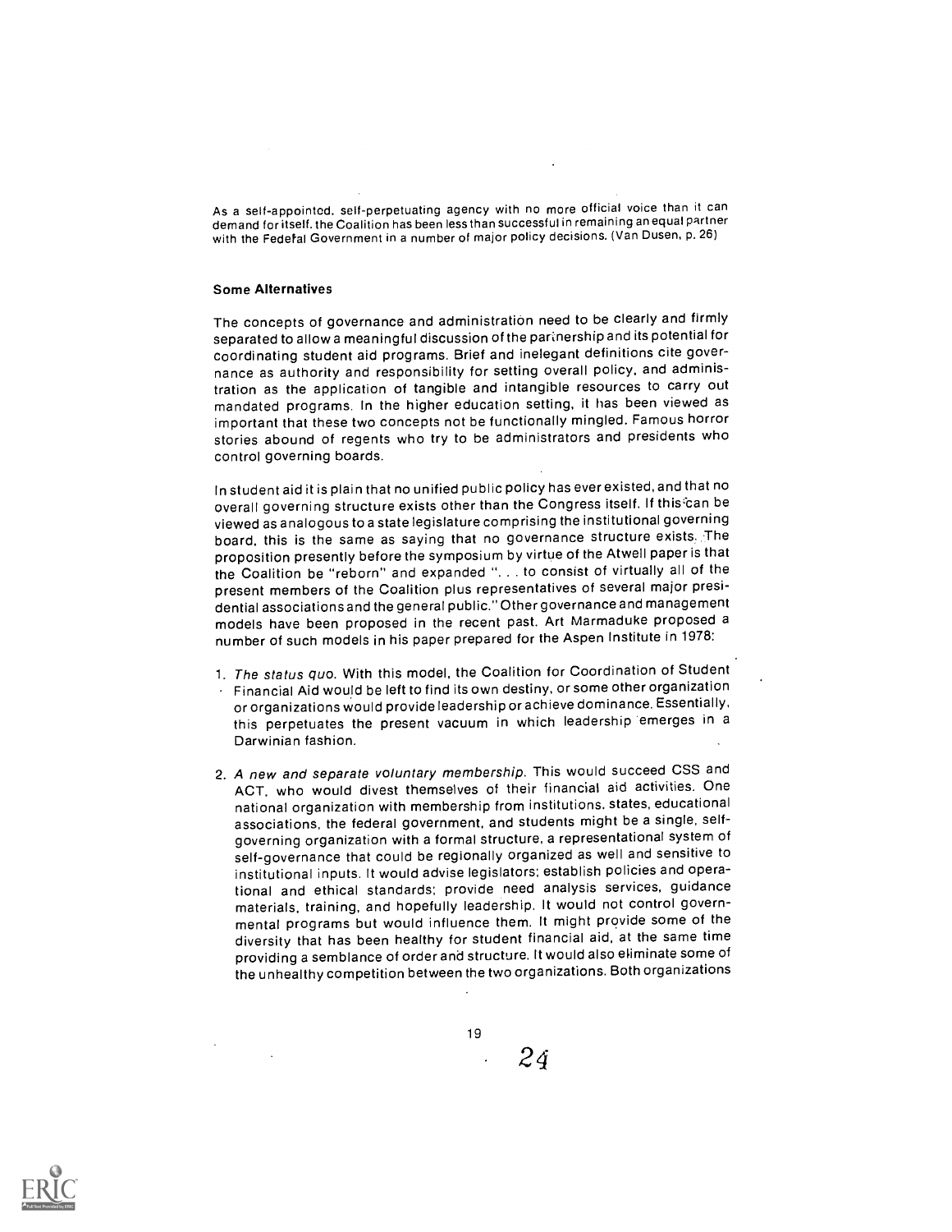As a self-appointed, self-perpetuating agency with no more official voice than it can demand for itself, the Coalition has been less than successful in remaining an equal partner with the Federal Government in a number of major policy decisions. (Van Dusen, p. 26)

### Some Alternatives

The concepts of governance and administration need to be clearly and firmly separated to allow a meaningful discussion of the partnership and its potential for coordinating student aid programs. Brief and inelegant definitions cite governance as authority and responsibility for setting overall policy, and administration as the application of tangible and intangible resources to carry out mandated programs. In the higher education setting, it has been viewed as important that these two concepts not be functionally mingled. Famous horror stories abound of regents who try to be administrators and presidents who control governing boards.

In student aid it is plain that no unified public policy has ever existed, and that no overall governing structure exists other than the Congress itself. If this can be viewed as analogous to a state legislature comprising the institutional governing board, this is the same as saying that no governance structure exists. The proposition presently before the symposium by virtue of the Atwell paper is that the Coalition be "reborn" and expanded ". . . to consist of virtually all of the present members of the Coalition plus representatives of several major presidential associations and the general public." Other governance and management models have been proposed in the recent past. Art Marmaduke proposed a number of such models in his paper prepared for the Aspen Institute in 1978:

1. *The status quo.* With this model, the Coalition for Coordination of Student Financial Aid would be left to find its own destiny, or some other organization or organizations would provide leadership or achieve dominance. Essentially, this perpetuates the present vacuum in which leadership emerges in a Darwinian fashion.

2. *A new and separate voluntary membership.* This would succeed CSS and ACT, who would divest themselves of their financial aid activities. One national organization with membership from institutions, states, educational associations, the federal government, and students might be a single, self-governing organization with a formal structure, a representational system of self-governance that could be regionally organized as well and sensitive to institutional inputs. It would advise legislators; establish policies and operational and ethical standards; provide need analysis services, guidance materials, training, and hopefully leadership. It would not control governmental programs but would influence them. It might provide some of the diversity that has been healthy for student financial aid, at the same time providing a semblance of order and structure. It would also eliminate some of the unhealthy competition between the two organizations. Both organizations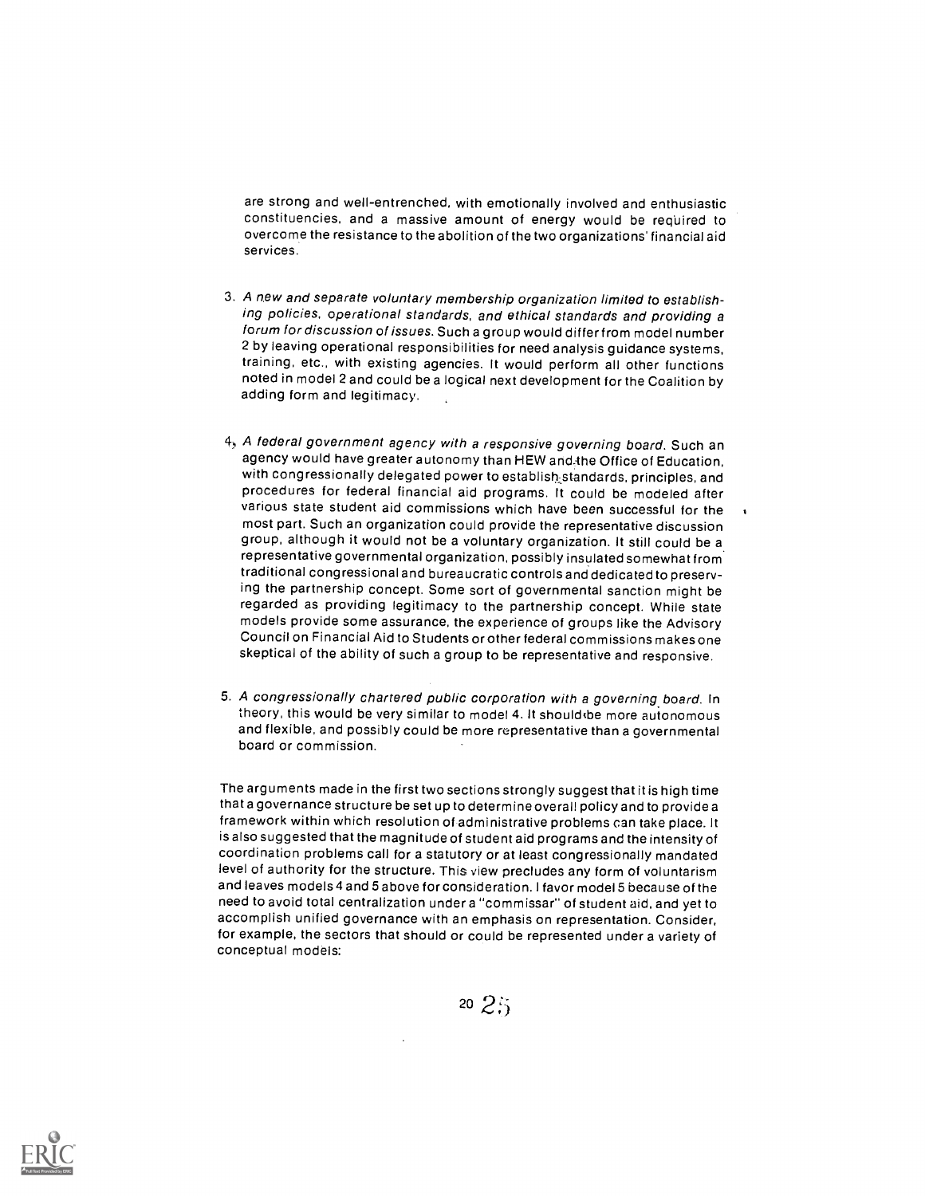are strong and well-entrenched, with emotionally involved and enthusiastic constituencies, and a massive amount of energy would be required to overcome the resistance to the abolition of the two organizations' financial aid services.

3. *A new and separate voluntary membership organization limited to establishing policies, operational standards, and ethical standards and providing a forum for discussion of issues.* Such a group would differ from model number 2 by leaving operational responsibilities for need analysis guidance systems, training, etc., with existing agencies. It would perform all other functions noted in model 2 and could be a logical next development for the Coalition by adding form and legitimacy.

4. *A federal government agency with a responsive governing board.* Such an agency would have greater autonomy than HEW and the Office of Education, with congressionally delegated power to establish standards, principles, and procedures for federal financial aid programs. It could be modeled after various state student aid commissions which have been successful for the most part. Such an organization could provide the representative discussion group, although it would not be a voluntary organization. It still could be a representative governmental organization, possibly insulated somewhat from traditional congressional and bureaucratic controls and dedicated to preserving the partnership concept. Some sort of governmental sanction might be regarded as providing legitimacy to the partnership concept. While state models provide some assurance, the experience of groups like the Advisory Council on Financial Aid to Students or other federal commissions makes one skeptical of the ability of such a group to be representative and responsive.

5. *A congressionally chartered public corporation with a governing board.* In theory, this would be very similar to model 4. It should be more autonomous and flexible, and possibly could be more representative than a governmental board or commission.

The arguments made in the first two sections strongly suggest that it is high time that a governance structure be set up to determine overall policy and to provide a framework within which resolution of administrative problems can take place. It is also suggested that the magnitude of student aid programs and the intensity of coordination problems call for a statutory or at least congressionally mandated level of authority for the structure. This view precludes any form of voluntarism and leaves models 4 and 5 above for consideration. I favor model 5 because of the need to avoid total centralization under a "commissar" of student aid, and yet to accomplish unified governance with an emphasis on representation. Consider, for example, the sectors that should or could be represented under a variety of conceptual models: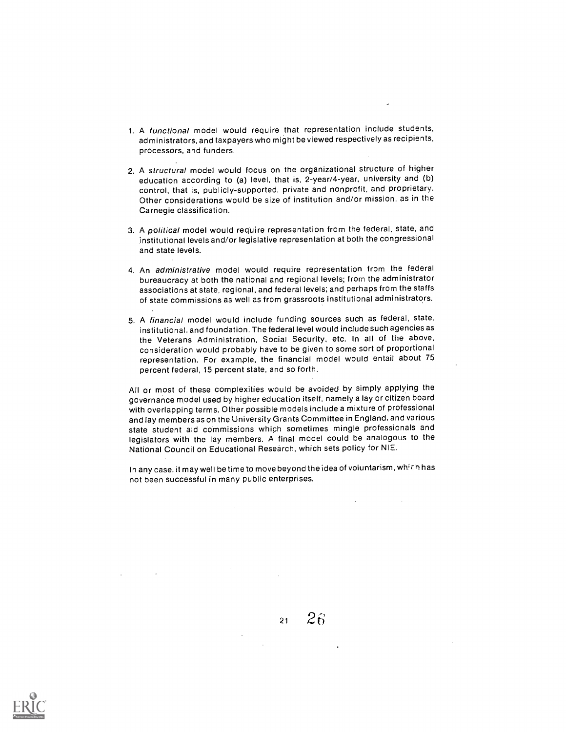1. A *functional* model would require that representation include students, administrators, and taxpayers who might be viewed respectively as recipients, processors, and funders.

2. A *structural* model would focus on the organizational structure of higher education according to (a) level, that is, 2-year/4-year, university and (b) control, that is, publicly-supported, private and nonprofit, and proprietary. Other considerations would be size of institution and/or mission, as in the Carnegie classification.

3. A *political* model would require representation from the federal, state, and institutional levels and/or legislative representation at both the congressional and state levels.

4. An *administrative* model would require representation from the federal bureaucracy at both the national and regional levels; from the administrator associations at state, regional, and federal levels; and perhaps from the staffs of state commissions as well as from grassroots institutional administrators.

5. A *financial* model would include funding sources such as federal, state, institutional, and foundation. The federal level would include such agencies as the Veterans Administration, Social Security, etc. In all of the above, consideration would probably have to be given to some sort of proportional representation. For example, the financial model would entail about 75 percent federal, 15 percent state, and so forth.

All or most of these complexities would be avoided by simply applying the governance model used by higher education itself, namely a lay or citizen board with overlapping terms. Other possible models include a mixture of professional and lay members as on the University Grants Committee in England, and various state student aid commissions which sometimes mingle professionals and legislators with the lay members. A final model could be analogous to the National Council on Educational Research, which sets policy for NIE.

In any case, it may well be time to move beyond the idea of voluntarism, which has not been successful in many public enterprises.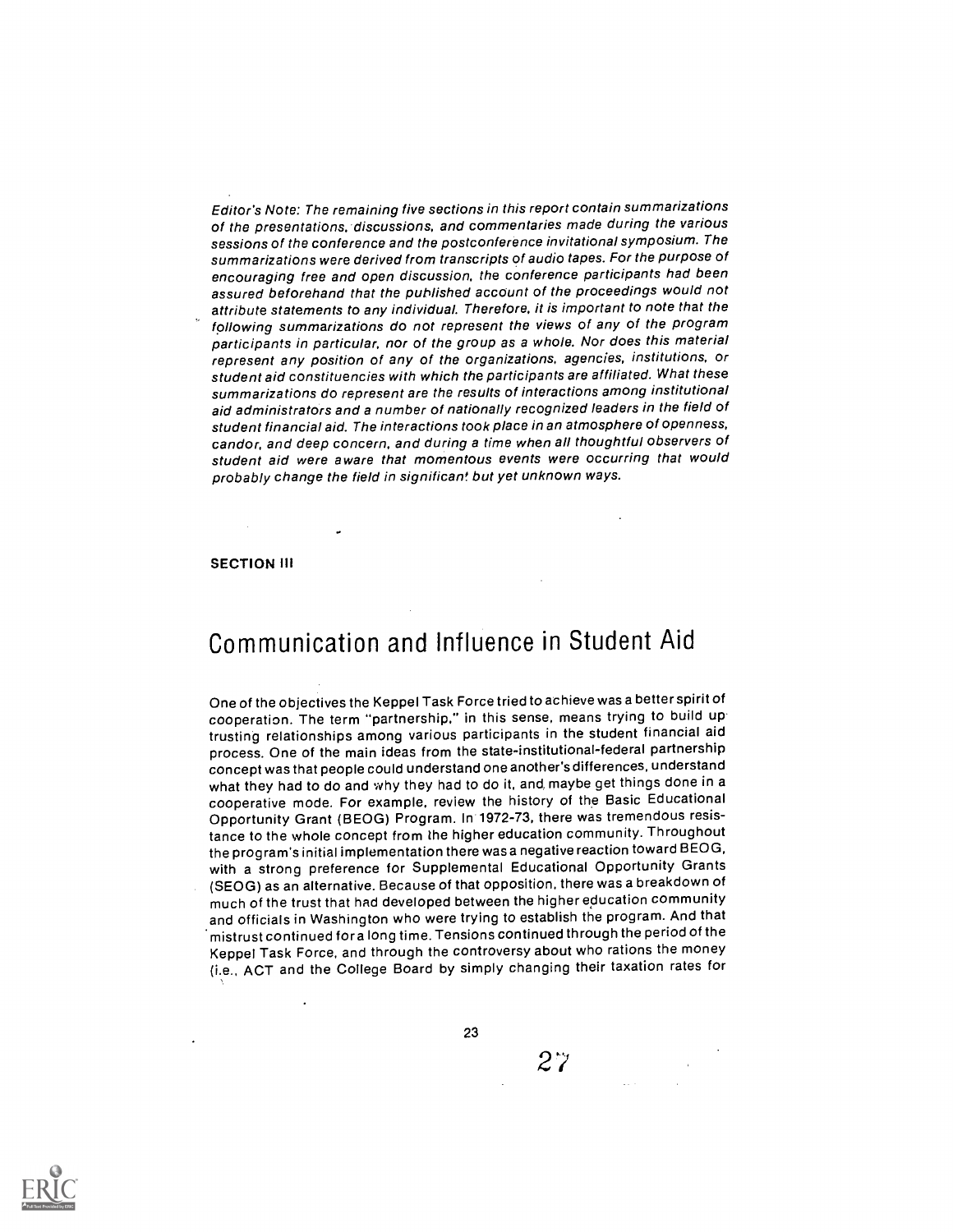*Editor's Note: The remaining five sections in this report contain summarizations of the presentations, discussions, and commentaries made during the various sessions of the conference and the postconference invitational symposium. The summarizations were derived from transcripts of audio tapes. For the purpose of encouraging free and open discussion, the conference participants had been assured beforehand that the published account of the proceedings would not attribute statements to any individual. Therefore, it is important to note that the following summarizations do not represent the views of any of the program participants in particular, nor of the group as a whole. Nor does this material represent any position of any of the organizations, agencies, institutions, or student aid constituencies with which the participants are affiliated. What these summarizations do represent are the results of interactions among institutional aid administrators and a number of nationally recognized leaders in the field of student financial aid. The interactions took place in an atmosphere of openness, candor, and deep concern, and during a time when all thoughtful observers of student aid were aware that momentous events were occurring that would probably change the field in significant but yet unknown ways.*

**SECTION III**

# Communication and Influence in Student Aid

One of the objectives the Keppel Task Force tried to achieve was a better spirit of cooperation. The term "partnership," in this sense, means trying to build up trusting relationships among various participants in the student financial aid process. One of the main ideas from the state-institutional-federal partnership concept was that people could understand one another's differences, understand what they had to do and why they had to do it, and maybe get things done in a cooperative mode. For example, review the history of the Basic Educational Opportunity Grant (BEOG) Program. In 1972-73, there was tremendous resistance to the whole concept from the higher education community. Throughout the program's initial implementation there was a negative reaction toward BEOG, with a strong preference for Supplemental Educational Opportunity Grants (SEOG) as an alternative. Because of that opposition, there was a breakdown of much of the trust that had developed between the higher education community and officials in Washington who were trying to establish the program. And that mistrust continued for a long time. Tensions continued through the period of the Keppel Task Force, and through the controversy about who rations the money (i.e., ACT and the College Board by simply changing their taxation rates for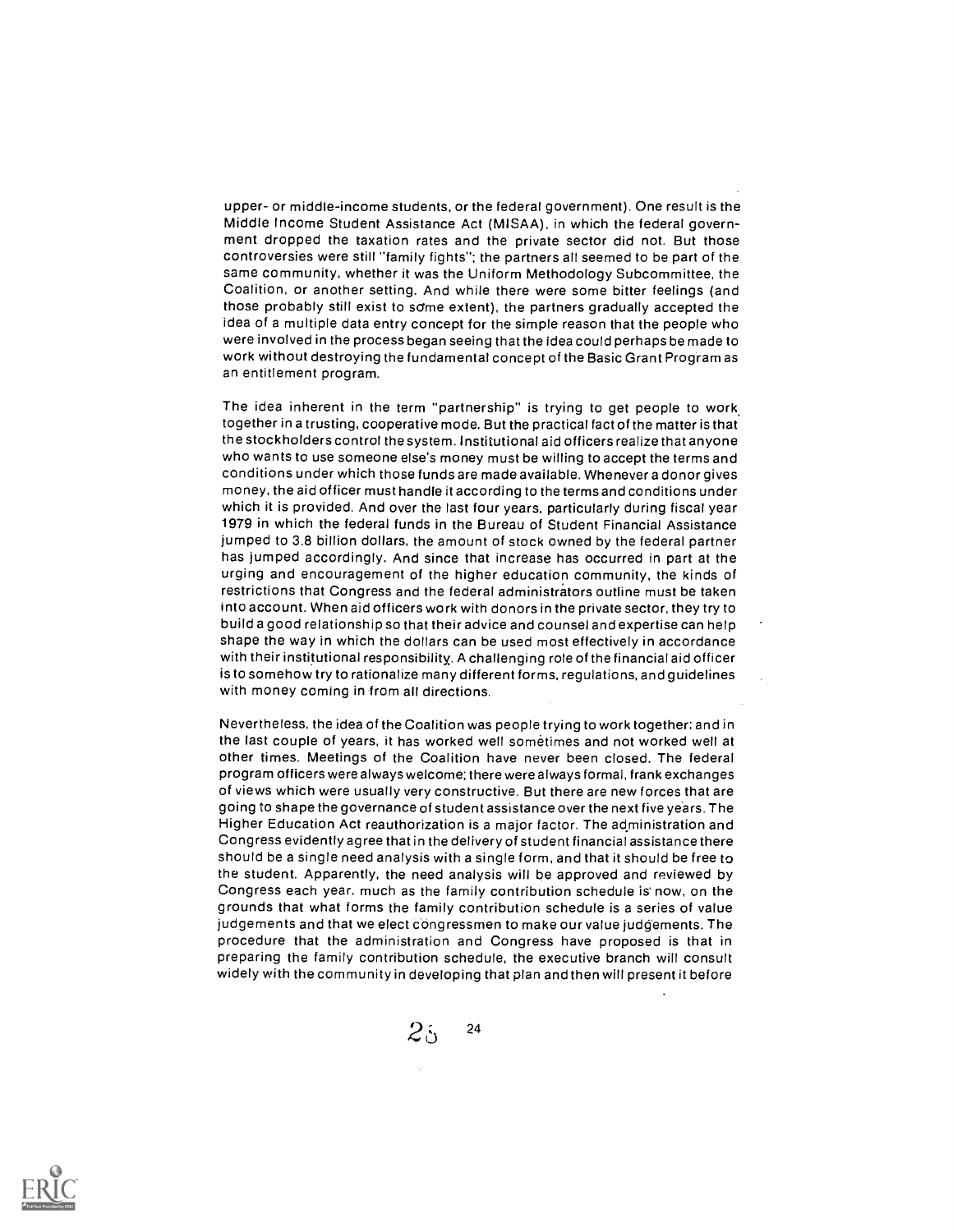upper- or middle-income students, or the federal government). One result is the Middle Income Student Assistance Act (MISAA), in which the federal government dropped the taxation rates and the private sector did not. But those controversies were still "family fights"; the partners all seemed to be part of the same community, whether it was the Uniform Methodology Subcommittee, the Coalition, or another setting. And while there were some bitter feelings (and those probably still exist to some extent), the partners gradually accepted the idea of a multiple data entry concept for the simple reason that the people who were involved in the process began seeing that the idea could perhaps be made to work without destroying the fundamental concept of the Basic Grant Program as an entitlement program.

The idea inherent in the term "partnership" is trying to get people to work together in a trusting, cooperative mode. But the practical fact of the matter is that the stockholders control the system. Institutional aid officers realize that anyone who wants to use someone else's money must be willing to accept the terms and conditions under which those funds are made available. Whenever a donor gives money, the aid officer must handle it according to the terms and conditions under which it is provided. And over the last four years, particularly during fiscal year 1979 in which the federal funds in the Bureau of Student Financial Assistance jumped to 3.8 billion dollars, the amount of stock owned by the federal partner has jumped accordingly. And since that increase has occurred in part at the urging and encouragement of the higher education community, the kinds of restrictions that Congress and the federal administrators outline must be taken into account. When aid officers work with donors in the private sector, they try to build a good relationship so that their advice and counsel and expertise can help shape the way in which the dollars can be used most effectively in accordance with their institutional responsibility. A challenging role of the financial aid officer is to somehow try to rationalize many different forms, regulations, and guidelines with money coming in from all directions.

Nevertheless, the idea of the Coalition was people trying to work together; and in the last couple of years, it has worked well sometimes and not worked well at other times. Meetings of the Coalition have never been closed. The federal program officers were always welcome; there were always formal, frank exchanges of views which were usually very constructive. But there are new forces that are going to shape the governance of student assistance over the next five years. The Higher Education Act reauthorization is a major factor. The administration and Congress evidently agree that in the delivery of student financial assistance there should be a single need analysis with a single form, and that it should be free to the student. Apparently, the need analysis will be approved and reviewed by Congress each year, much as the family contribution schedule is now, on the grounds that what forms the family contribution schedule is a series of value judgements and that we elect congressmen to make our value judgements. The procedure that the administration and Congress have proposed is that in preparing the family contribution schedule, the executive branch will consult widely with the community in developing that plan and then will present it before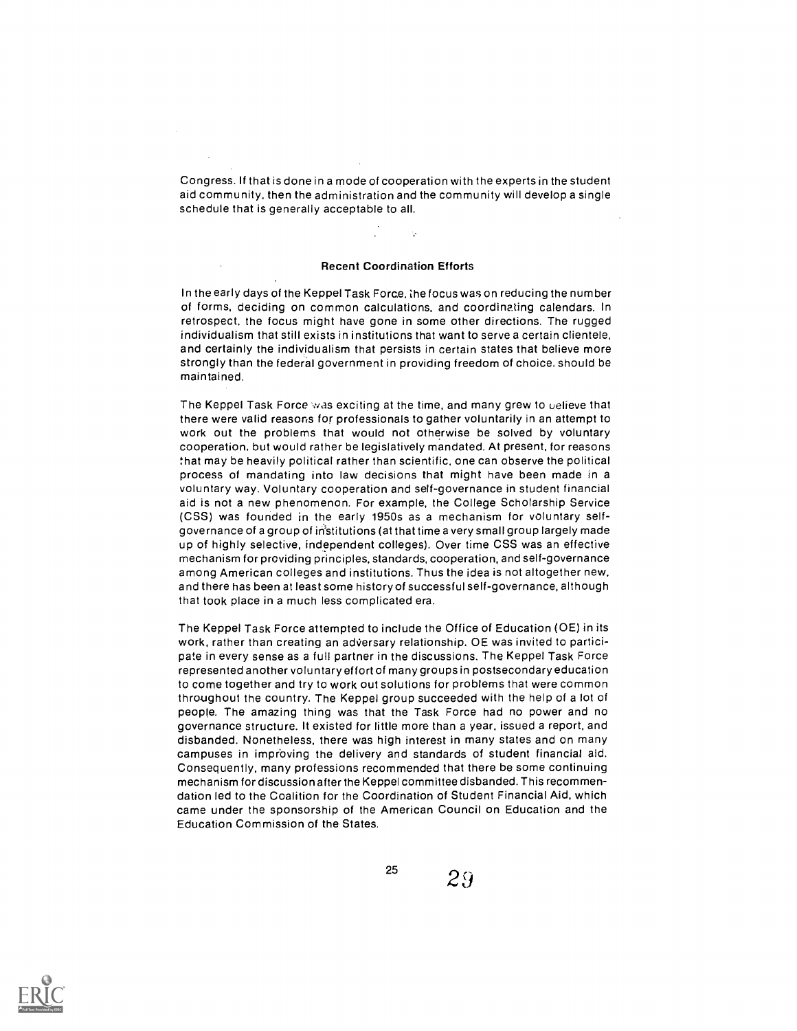Congress. If that is done in a mode of cooperation with the experts in the student aid community, then the administration and the community will develop a single schedule that is generally acceptable to all.

### Recent Coordination Efforts

In the early days of the Keppel Task Force, the focus was on reducing the number of forms, deciding on common calculations, and coordinating calendars. In retrospect, the focus might have gone in some other directions. The rugged individualism that still exists in institutions that want to serve a certain clientele, and certainly the individualism that persists in certain states that believe more strongly than the federal government in providing freedom of choice, should be maintained.

The Keppel Task Force was exciting at the time, and many grew to believe that there were valid reasons for professionals to gather voluntarily in an attempt to work out the problems that would not otherwise be solved by voluntary cooperation, but would rather be legislatively mandated. At present, for reasons that may be heavily political rather than scientific, one can observe the political process of mandating into law decisions that might have been made in a voluntary way. Voluntary cooperation and self-governance in student financial aid is not a new phenomenon. For example, the College Scholarship Service (CSS) was founded in the early 1950s as a mechanism for voluntary self-governance of a group of institutions (at that time a very small group largely made up of highly selective, independent colleges). Over time CSS was an effective mechanism for providing principles, standards, cooperation, and self-governance among American colleges and institutions. Thus the idea is not altogether new, and there has been at least some history of successful self-governance, although that took place in a much less complicated era.

The Keppel Task Force attempted to include the Office of Education (OE) in its work, rather than creating an adversary relationship. OE was invited to participate in every sense as a full partner in the discussions. The Keppel Task Force represented another voluntary effort of many groups in postsecondary education to come together and try to work out solutions for problems that were common throughout the country. The Keppel group succeeded with the help of a lot of people. The amazing thing was that the Task Force had no power and no governance structure. It existed for little more than a year, issued a report, and disbanded. Nonetheless, there was high interest in many states and on many campuses in improving the delivery and standards of student financial aid. Consequently, many professions recommended that there be some continuing mechanism for discussion after the Keppel committee disbanded. This recommendation led to the Coalition for the Coordination of Student Financial Aid, which came under the sponsorship of the American Council on Education and the Education Commission of the States.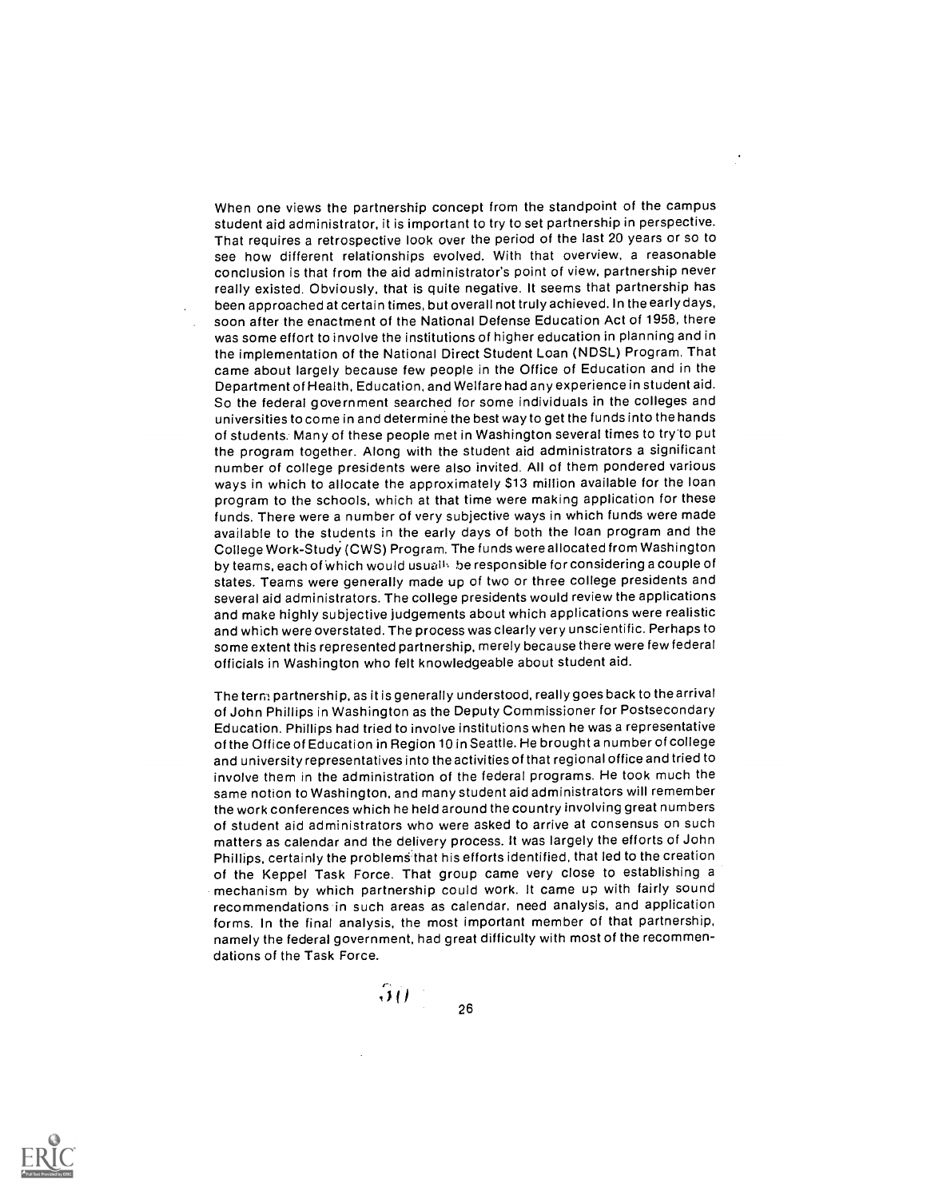When one views the partnership concept from the standpoint of the campus student aid administrator, it is important to try to set partnership in perspective. That requires a retrospective look over the period of the last 20 years or so to see how different relationships evolved. With that overview, a reasonable conclusion is that from the aid administrator's point of view, partnership never really existed. Obviously, that is quite negative. It seems that partnership has been approached at certain times, but overall not truly achieved. In the early days, soon after the enactment of the National Defense Education Act of 1958, there was some effort to involve the institutions of higher education in planning and in the implementation of the National Direct Student Loan (NDSL) Program. That came about largely because few people in the Office of Education and in the Department of Health, Education, and Welfare had any experience in student aid. So the federal government searched for some individuals in the colleges and universities to come in and determine the best way to get the funds into the hands of students. Many of these people met in Washington several times to try to put the program together. Along with the student aid administrators a significant number of college presidents were also invited. All of them pondered various ways in which to allocate the approximately $13 million available for the loan program to the schools, which at that time were making application for these funds. There were a number of very subjective ways in which funds were made available to the students in the early days of both the loan program and the College Work-Study (CWS) Program. The funds were allocated from Washington by teams, each of which would usually be responsible for considering a couple of states. Teams were generally made up of two or three college presidents and several aid administrators. The college presidents would review the applications and make highly subjective judgements about which applications were realistic and which were overstated. The process was clearly very unscientific. Perhaps to some extent this represented partnership, merely because there were few federal officials in Washington who felt knowledgeable about student aid.

The term partnership, as it is generally understood, really goes back to the arrival of John Phillips in Washington as the Deputy Commissioner for Postsecondary Education. Phillips had tried to involve institutions when he was a representative of the Office of Education in Region 10 in Seattle. He brought a number of college and university representatives into the activities of that regional office and tried to involve them in the administration of the federal programs. He took much the same notion to Washington, and many student aid administrators will remember the work conferences which he held around the country involving great numbers of student aid administrators who were asked to arrive at consensus on such matters as calendar and the delivery process. It was largely the efforts of John Phillips, certainly the problems that his efforts identified, that led to the creation of the Keppel Task Force. That group came very close to establishing a mechanism by which partnership could work. It came up with fairly sound recommendations in such areas as calendar, need analysis, and application forms. In the final analysis, the most important member of that partnership, namely the federal government, had great difficulty with most of the recommendations of the Task Force.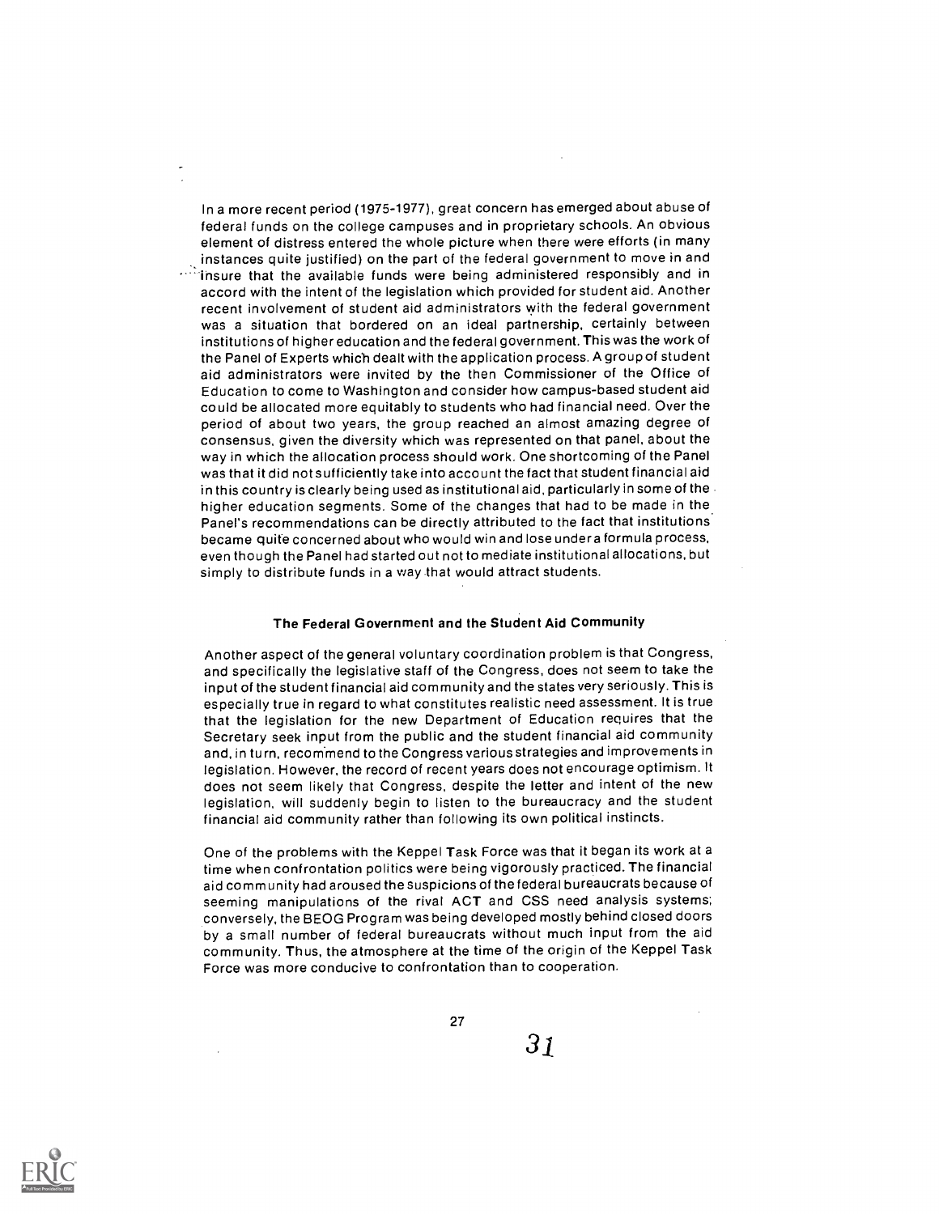In a more recent period (1975-1977), great concern has emerged about abuse of federal funds on the college campuses and in proprietary schools. An obvious element of distress entered the whole picture when there were efforts (in many instances quite justified) on the part of the federal government to move in and insure that the available funds were being administered responsibly and in accord with the intent of the legislation which provided for student aid. Another recent involvement of student aid administrators with the federal government was a situation that bordered on an ideal partnership, certainly between institutions of higher education and the federal government. This was the work of the Panel of Experts which dealt with the application process. A group of student aid administrators were invited by the then Commissioner of the Office of Education to come to Washington and consider how campus-based student aid could be allocated more equitably to students who had financial need. Over the period of about two years, the group reached an almost amazing degree of consensus, given the diversity which was represented on that panel, about the way in which the allocation process should work. One shortcoming of the Panel was that it did not sufficiently take into account the fact that student financial aid in this country is clearly being used as institutional aid, particularly in some of the higher education segments. Some of the changes that had to be made in the Panel's recommendations can be directly attributed to the fact that institutions became quite concerned about who would win and lose under a formula process, even though the Panel had started out not to mediate institutional allocations, but simply to distribute funds in a way that would attract students.

### The Federal Government and the Student Aid Community

Another aspect of the general voluntary coordination problem is that Congress, and specifically the legislative staff of the Congress, does not seem to take the input of the student financial aid community and the states very seriously. This is especially true in regard to what constitutes realistic need assessment. It is true that the legislation for the new Department of Education requires that the Secretary seek input from the public and the student financial aid community and, in turn, recommend to the Congress various strategies and improvements in legislation. However, the record of recent years does not encourage optimism. It does not seem likely that Congress, despite the letter and intent of the new legislation, will suddenly begin to listen to the bureaucracy and the student financial aid community rather than following its own political instincts.

One of the problems with the Keppel Task Force was that it began its work at a time when confrontation politics were being vigorously practiced. The financial aid community had aroused the suspicions of the federal bureaucrats because of seeming manipulations of the rival ACT and CSS need analysis systems; conversely, the BEOG Program was being developed mostly behind closed doors by a small number of federal bureaucrats without much input from the aid community. Thus, the atmosphere at the time of the origin of the Keppel Task Force was more conducive to confrontation than to cooperation.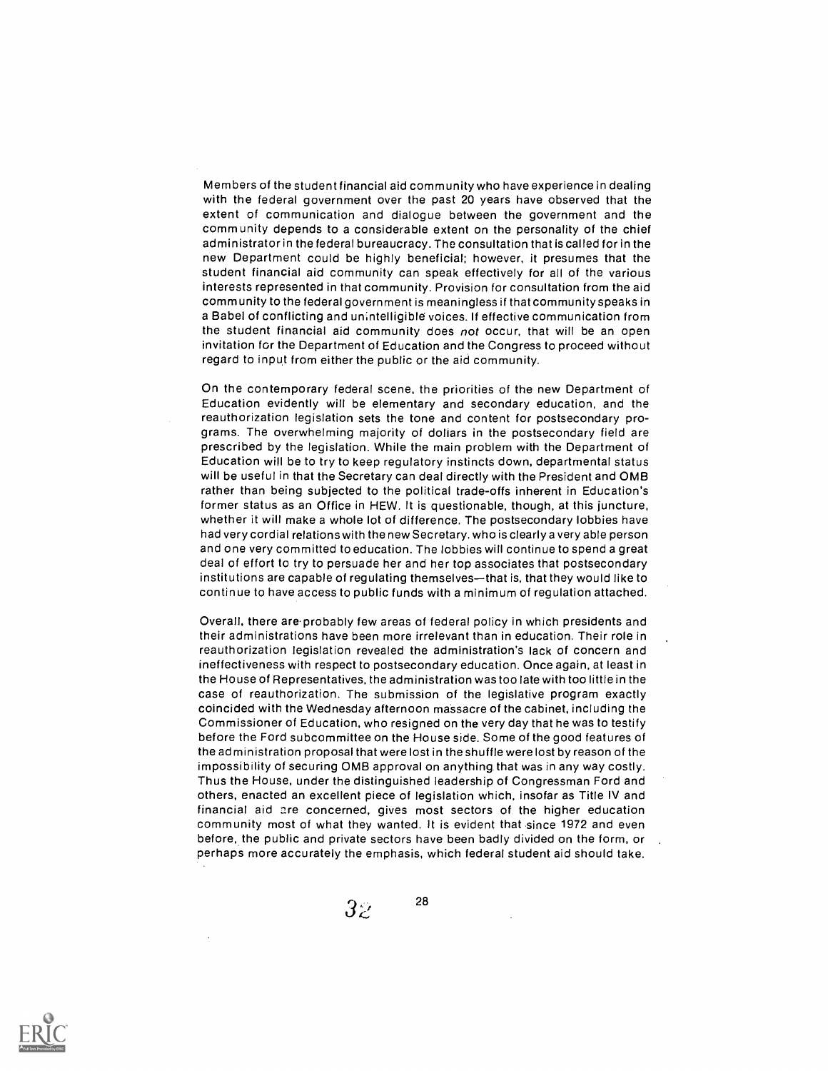Members of the student financial aid community who have experience in dealing with the federal government over the past 20 years have observed that the extent of communication and dialogue between the government and the community depends to a considerable extent on the personality of the chief administrator in the federal bureaucracy. The consultation that is called for in the new Department could be highly beneficial; however, it presumes that the student financial aid community can speak effectively for all of the various interests represented in that community. Provision for consultation from the aid community to the federal government is meaningless if that community speaks in a Babel of conflicting and unintelligible voices. If effective communication from the student financial aid community does *not* occur, that will be an open invitation for the Department of Education and the Congress to proceed without regard to input from either the public or the aid community.

On the contemporary federal scene, the priorities of the new Department of Education evidently will be elementary and secondary education, and the reauthorization legislation sets the tone and content for postsecondary programs. The overwhelming majority of dollars in the postsecondary field are prescribed by the legislation. While the main problem with the Department of Education will be to try to keep regulatory instincts down, departmental status will be useful in that the Secretary can deal directly with the President and OMB rather than being subjected to the political trade-offs inherent in Education's former status as an Office in HEW. It is questionable, though, at this juncture, whether it will make a whole lot of difference. The postsecondary lobbies have had very cordial relations with the new Secretary, who is clearly a very able person and one very committed to education. The lobbies will continue to spend a great deal of effort to try to persuade her and her top associates that postsecondary institutions are capable of regulating themselves—that is, that they would like to continue to have access to public funds with a minimum of regulation attached.

Overall, there are probably few areas of federal policy in which presidents and their administrations have been more irrelevant than in education. Their role in reauthorization legislation revealed the administration's lack of concern and ineffectiveness with respect to postsecondary education. Once again, at least in the House of Representatives, the administration was too late with too little in the case of reauthorization. The submission of the legislative program exactly coincided with the Wednesday afternoon massacre of the cabinet, including the Commissioner of Education, who resigned on the very day that he was to testify before the Ford subcommittee on the House side. Some of the good features of the administration proposal that were lost in the shuffle were lost by reason of the impossibility of securing OMB approval on anything that was in any way costly. Thus the House, under the distinguished leadership of Congressman Ford and others, enacted an excellent piece of legislation which, insofar as Title IV and financial aid are concerned, gives most sectors of the higher education community most of what they wanted. It is evident that since 1972 and even before, the public and private sectors have been badly divided on the form, or perhaps more accurately the emphasis, which federal student aid should take.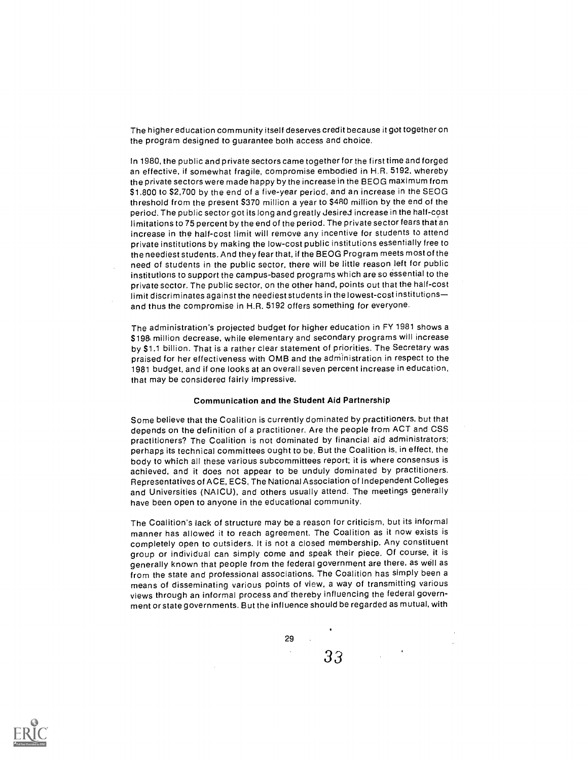The higher education community itself deserves credit because it got together on the program designed to guarantee both access and choice.

In 1980, the public and private sectors came together for the first time and forged an effective, if somewhat fragile, compromise embodied in H.R. 5192, whereby the private sectors were made happy by the increase in the BEOG maximum from $1,800 to $2,700 by the end of a five-year period, and an increase in the SEOG threshold from the present $370 million a year to $480 million by the end of the period. The public sector got its long and greatly desired increase in the half-cost limitations to 75 percent by the end of the period. The private sector fears that an increase in the half-cost limit will remove any incentive for students to attend private institutions by making the low-cost public institutions essentially free to the neediest students. And they fear that, if the BEOG Program meets most of the need of students in the public sector, there will be little reason left for public institutions to support the campus-based programs which are so essential to the private sector. The public sector, on the other hand, points out that the half-cost limit discriminates against the neediest students in the lowest-cost institutions—and thus the compromise in H.R. 5192 offers something for everyone.

The administration's projected budget for higher education in FY 1981 shows a $198 million decrease, while elementary and secondary programs will increase by $1.1 billion. That is a rather clear statement of priorities. The Secretary was praised for her effectiveness with OMB and the administration in respect to the 1981 budget, and if one looks at an overall seven percent increase in education, that may be considered fairly impressive.

### Communication and the Student Aid Partnership

Some believe that the Coalition is currently dominated by practitioners, but that depends on the definition of a practitioner. Are the people from ACT and CSS practitioners? The Coalition is not dominated by financial aid administrators; perhaps its technical committees ought to be. But the Coalition is, in effect, the body to which all these various subcommittees report; it is where consensus is achieved, and it does not appear to be unduly dominated by practitioners. Representatives of ACE, ECS, The National Association of Independent Colleges and Universities (NAICU), and others usually attend. The meetings generally have been open to anyone in the educational community.

The Coalition's lack of structure may be a reason for criticism, but its informal manner has allowed it to reach agreement. The Coalition as it now exists is completely open to outsiders. It is not a closed membership. Any constituent group or individual can simply come and speak their piece. Of course, it is generally known that people from the federal government are there, as well as from the state and professional associations. The Coalition has simply been a means of disseminating various points of view, a way of transmitting various views through an informal process and thereby influencing the federal government or state governments. But the influence should be regarded as mutual, with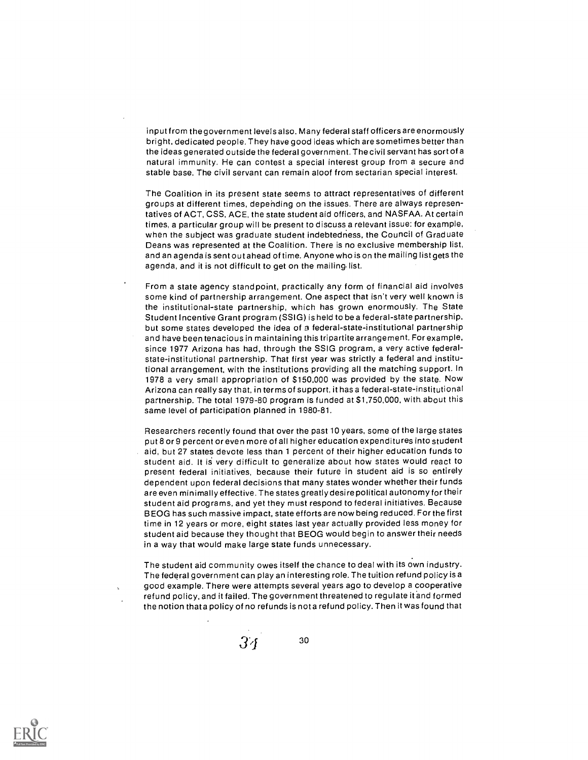input from the government levels also. Many federal staff officers are enormously bright, dedicated people. They have good ideas which are sometimes better than the ideas generated outside the federal government. The civil servant has sort of a natural immunity. He can contest a special interest group from a secure and stable base. The civil servant can remain aloof from sectarian special interest.

The Coalition in its present state seems to attract representatives of different groups at different times, depending on the issues. There are always representatives of ACT, CSS, ACE, the state student aid officers, and NASFAA. At certain times, a particular group will be present to discuss a relevant issue: for example, when the subject was graduate student indebtedness, the Council of Graduate Deans was represented at the Coalition. There is no exclusive membership list, and an agenda is sent out ahead of time. Anyone who is on the mailing list gets the agenda, and it is not difficult to get on the mailing list.

From a state agency standpoint, practically any form of financial aid involves some kind of partnership arrangement. One aspect that isn't very well known is the institutional-state partnership, which has grown enormously. The State Student Incentive Grant program (SSIG) is held to be a federal-state partnership, but some states developed the idea of a federal-state-institutional partnership and have been tenacious in maintaining this tripartite arrangement. For example, since 1977 Arizona has had, through the SSIG program, a very active federal-state-institutional partnership. That first year was strictly a federal and institutional arrangement, with the institutions providing all the matching support. In 1978 a very small appropriation of $150,000 was provided by the state. Now Arizona can really say that, in terms of support, it has a federal-state-institutional partnership. The total 1979-80 program is funded at $1,750,000, with about this same level of participation planned in 1980-81.

Researchers recently found that over the past 10 years, some of the large states put 8 or 9 percent or even more of all higher education expenditures into student aid, but 27 states devote less than 1 percent of their higher education funds to student aid. It is very difficult to generalize about how states would react to present federal initiatives, because their future in student aid is so entirely dependent upon federal decisions that many states wonder whether their funds are even minimally effective. The states greatly desire political autonomy for their student aid programs, and yet they must respond to federal initiatives. Because BEOG has such massive impact, state efforts are now being reduced. For the first time in 12 years or more, eight states last year actually provided less money for student aid because they thought that BEOG would begin to answer their needs in a way that would make large state funds unnecessary.

The student aid community owes itself the chance to deal with its own industry. The federal government can play an interesting role. The tuition refund policy is a good example. There were attempts several years ago to develop a cooperative refund policy, and it failed. The government threatened to regulate it and formed the notion that a policy of no refunds is not a refund policy. Then it was found that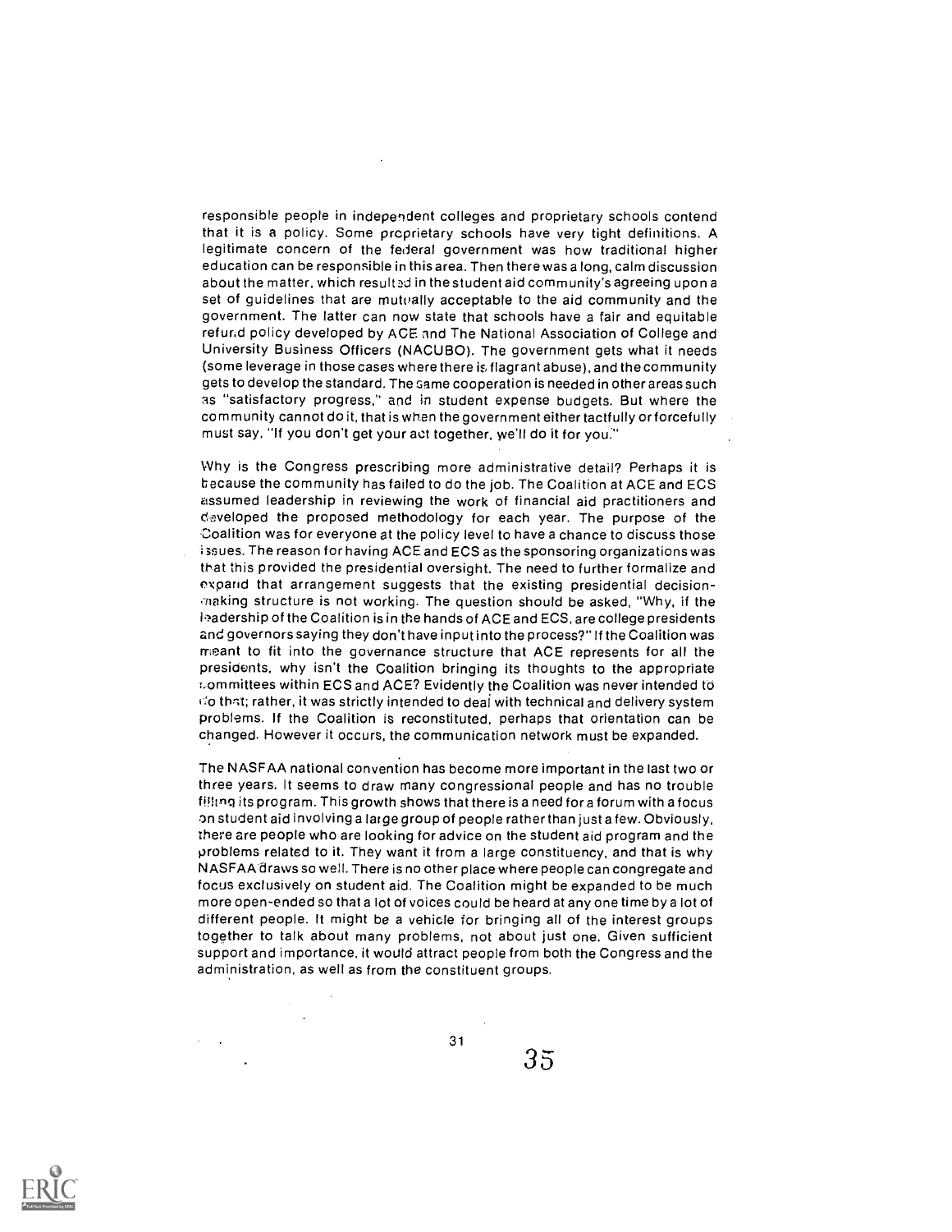responsible people in independent colleges and proprietary schools contend that it is a policy. Some proprietary schools have very tight definitions. A legitimate concern of the federal government was how traditional higher education can be responsible in this area. Then there was a long, calm discussion about the matter, which resulted in the student aid community's agreeing upon a set of guidelines that are mutually acceptable to the aid community and the government. The latter can now state that schools have a fair and equitable refund policy developed by ACE and The National Association of College and University Business Officers (NACUBO). The government gets what it needs (some leverage in those cases where there is flagrant abuse), and the community gets to develop the standard. The same cooperation is needed in other areas such as "satisfactory progress," and in student expense budgets. But where the community cannot do it, that is when the government either tactfully or forcefully must say, "If you don't get your act together, we'll do it for you."

Why is the Congress prescribing more administrative detail? Perhaps it is because the community has failed to do the job. The Coalition at ACE and ECS assumed leadership in reviewing the work of financial aid practitioners and developed the proposed methodology for each year. The purpose of the Coalition was for everyone at the policy level to have a chance to discuss those issues. The reason for having ACE and ECS as the sponsoring organizations was that this provided the presidential oversight. The need to further formalize and expand that arrangement suggests that the existing presidential decision-making structure is not working. The question should be asked, "Why, if the leadership of the Coalition is in the hands of ACE and ECS, are college presidents and governors saying they don't have input into the process?" If the Coalition was meant to fit into the governance structure that ACE represents for all the presidents, why isn't the Coalition bringing its thoughts to the appropriate committees within ECS and ACE? Evidently the Coalition was never intended to do that; rather, it was strictly intended to deal with technical and delivery system problems. If the Coalition is reconstituted, perhaps that orientation can be changed. However it occurs, the communication network must be expanded.

The NASFAA national convention has become more important in the last two or three years. It seems to draw many congressional people and has no trouble filling its program. This growth shows that there is a need for a forum with a focus on student aid involving a large group of people rather than just a few. Obviously, there are people who are looking for advice on the student aid program and the problems related to it. They want it from a large constituency, and that is why NASFAA draws so well. There is no other place where people can congregate and focus exclusively on student aid. The Coalition might be expanded to be much more open-ended so that a lot of voices could be heard at any one time by a lot of different people. It might be a vehicle for bringing all of the interest groups together to talk about many problems, not about just one. Given sufficient support and importance, it would attract people from both the Congress and the administration, as well as from the constituent groups.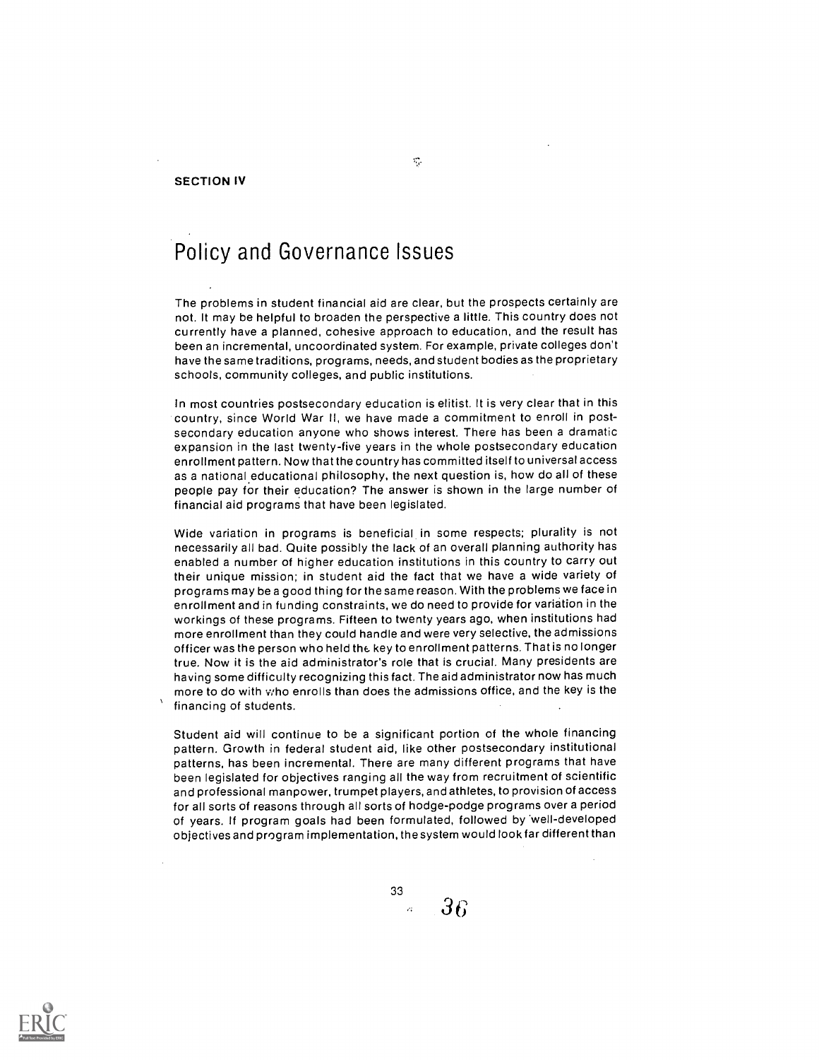SECTION IV

# Policy and Governance Issues

The problems in student financial aid are clear, but the prospects certainly are not. It may be helpful to broaden the perspective a little. This country does not currently have a planned, cohesive approach to education, and the result has been an incremental, uncoordinated system. For example, private colleges don't have the same traditions, programs, needs, and student bodies as the proprietary schools, community colleges, and public institutions.

In most countries postsecondary education is elitist. It is very clear that in this country, since World War II, we have made a commitment to enroll in postsecondary education anyone who shows interest. There has been a dramatic expansion in the last twenty-five years in the whole postsecondary education enrollment pattern. Now that the country has committed itself to universal access as a national educational philosophy, the next question is, how do all of these people pay for their education? The answer is shown in the large number of financial aid programs that have been legislated.

Wide variation in programs is beneficial in some respects; plurality is not necessarily all bad. Quite possibly the lack of an overall planning authority has enabled a number of higher education institutions in this country to carry out their unique mission; in student aid the fact that we have a wide variety of programs may be a good thing for the same reason. With the problems we face in enrollment and in funding constraints, we do need to provide for variation in the workings of these programs. Fifteen to twenty years ago, when institutions had more enrollment than they could handle and were very selective, the admissions officer was the person who held the key to enrollment patterns. That is no longer true. Now it is the aid administrator's role that is crucial. Many presidents are having some difficulty recognizing this fact. The aid administrator now has much more to do with who enrolls than does the admissions office, and the key is the financing of students.

Student aid will continue to be a significant portion of the whole financing pattern. Growth in federal student aid, like other postsecondary institutional patterns, has been incremental. There are many different programs that have been legislated for objectives ranging all the way from recruitment of scientific and professional manpower, trumpet players, and athletes, to provision of access for all sorts of reasons through all sorts of hodge-podge programs over a period of years. If program goals had been formulated, followed by well-developed objectives and program implementation, the system would look far different than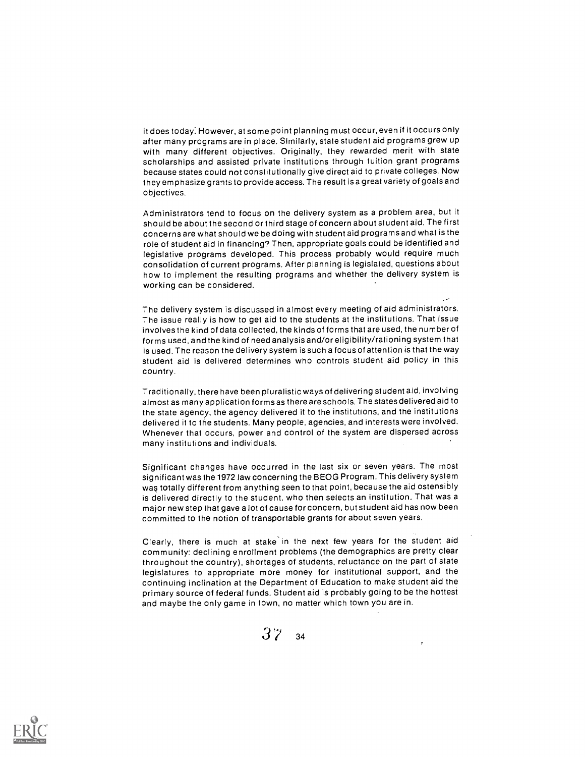it does today. However, at some point planning must occur, even if it occurs only after many programs are in place. Similarly, state student aid programs grew up with many different objectives. Originally, they rewarded merit with state scholarships and assisted private institutions through tuition grant programs because states could not constitutionally give direct aid to private colleges. Now they emphasize grants to provide access. The result is a great variety of goals and objectives.

Administrators tend to focus on the delivery system as a problem area, but it should be about the second or third stage of concern about student aid. The first concerns are what should we be doing with student aid programs and what is the role of student aid in financing? Then, appropriate goals could be identified and legislative programs developed. This process probably would require much consolidation of current programs. After planning is legislated, questions about how to implement the resulting programs and whether the delivery system is working can be considered.

The delivery system is discussed in almost every meeting of aid administrators. The issue really is how to get aid to the students at the institutions. That issue involves the kind of data collected, the kinds of forms that are used, the number of forms used, and the kind of need analysis and/or eligibility/rationing system that is used. The reason the delivery system is such a focus of attention is that the way student aid is delivered determines who controls student aid policy in this country.

Traditionally, there have been pluralistic ways of delivering student aid, involving almost as many application forms as there are schools. The states delivered aid to the state agency, the agency delivered it to the institutions, and the institutions delivered it to the students. Many people, agencies, and interests were involved. Whenever that occurs, power and control of the system are dispersed across many institutions and individuals.

Significant changes have occurred in the last six or seven years. The most significant was the 1972 law concerning the BEOG Program. This delivery system was totally different from anything seen to that point, because the aid ostensibly is delivered directly to the student, who then selects an institution. That was a major new step that gave a lot of cause for concern, but student aid has now been committed to the notion of transportable grants for about seven years.

Clearly, there is much at stake in the next few years for the student aid community: declining enrollment problems (the demographics are pretty clear throughout the country), shortages of students, reluctance on the part of state legislatures to appropriate more money for institutional support, and the continuing inclination at the Department of Education to make student aid the primary source of federal funds. Student aid is probably going to be the hottest and maybe the only game in town, no matter which town you are in.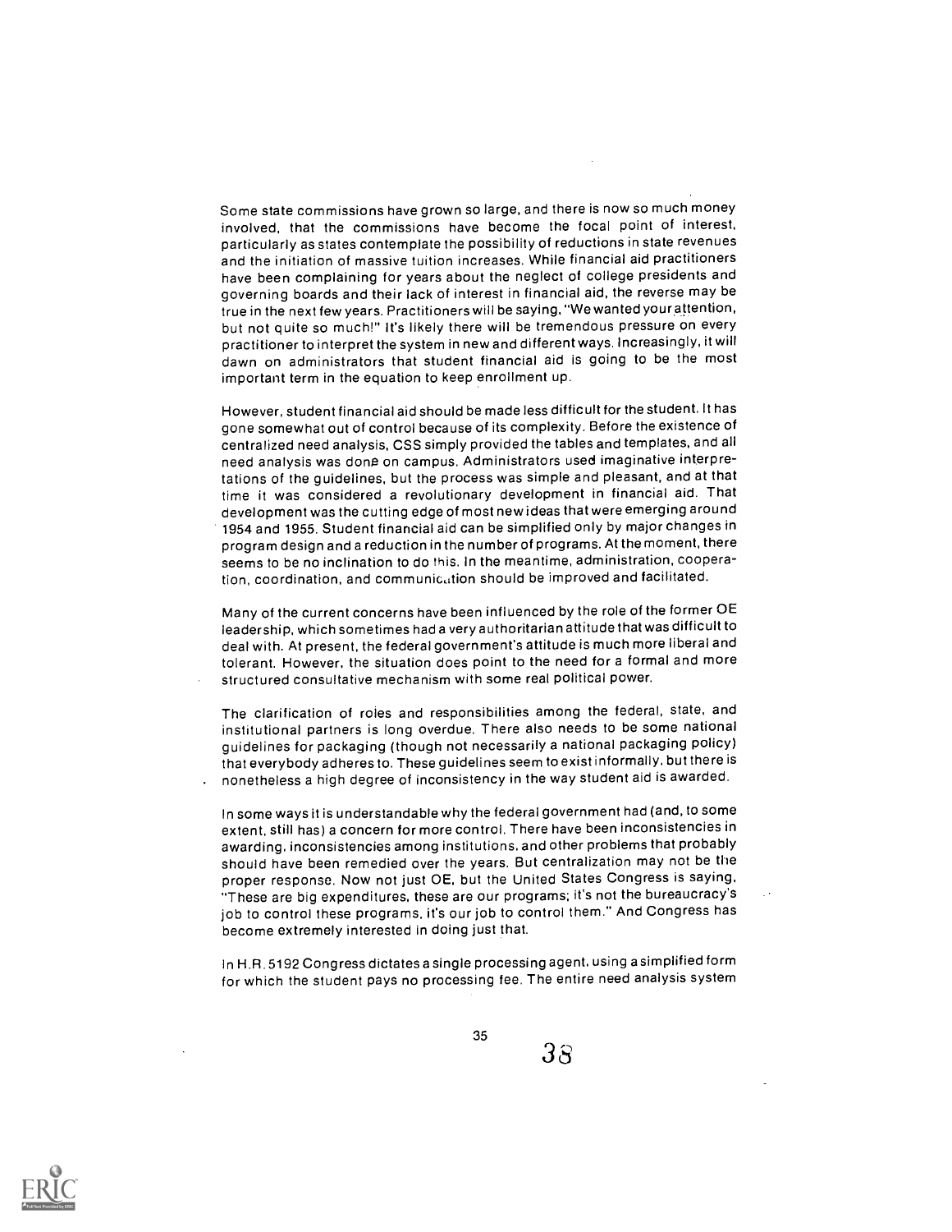Some state commissions have grown so large, and there is now so much money involved, that the commissions have become the focal point of interest, particularly as states contemplate the possibility of reductions in state revenues and the initiation of massive tuition increases. While financial aid practitioners have been complaining for years about the neglect of college presidents and governing boards and their lack of interest in financial aid, the reverse may be true in the next few years. Practitioners will be saying, "We wanted your attention, but not quite so much!" It's likely there will be tremendous pressure on every practitioner to interpret the system in new and different ways. Increasingly, it will dawn on administrators that student financial aid is going to be the most important term in the equation to keep enrollment up.

However, student financial aid should be made less difficult for the student. It has gone somewhat out of control because of its complexity. Before the existence of centralized need analysis, CSS simply provided the tables and templates, and all need analysis was done on campus. Administrators used imaginative interpretations of the guidelines, but the process was simple and pleasant, and at that time it was considered a revolutionary development in financial aid. That development was the cutting edge of most new ideas that were emerging around 1954 and 1955. Student financial aid can be simplified only by major changes in program design and a reduction in the number of programs. At the moment, there seems to be no inclination to do this. In the meantime, administration, cooperation, coordination, and communication should be improved and facilitated.

Many of the current concerns have been influenced by the role of the former OE leadership, which sometimes had a very authoritarian attitude that was difficult to deal with. At present, the federal government's attitude is much more liberal and tolerant. However, the situation does point to the need for a formal and more structured consultative mechanism with some real political power.

The clarification of roles and responsibilities among the federal, state, and institutional partners is long overdue. There also needs to be some national guidelines for packaging (though not necessarily a national packaging policy) that everybody adheres to. These guidelines seem to exist informally, but there is nonetheless a high degree of inconsistency in the way student aid is awarded.

In some ways it is understandable why the federal government had (and, to some extent, still has) a concern for more control. There have been inconsistencies in awarding, inconsistencies among institutions, and other problems that probably should have been remedied over the years. But centralization may not be the proper response. Now not just OE, but the United States Congress is saying, "These are big expenditures, these are our programs; it's not the bureaucracy's job to control these programs, it's our job to control them." And Congress has become extremely interested in doing just that.

In H.R. 5192 Congress dictates a single processing agent, using a simplified form for which the student pays no processing fee. The entire need analysis system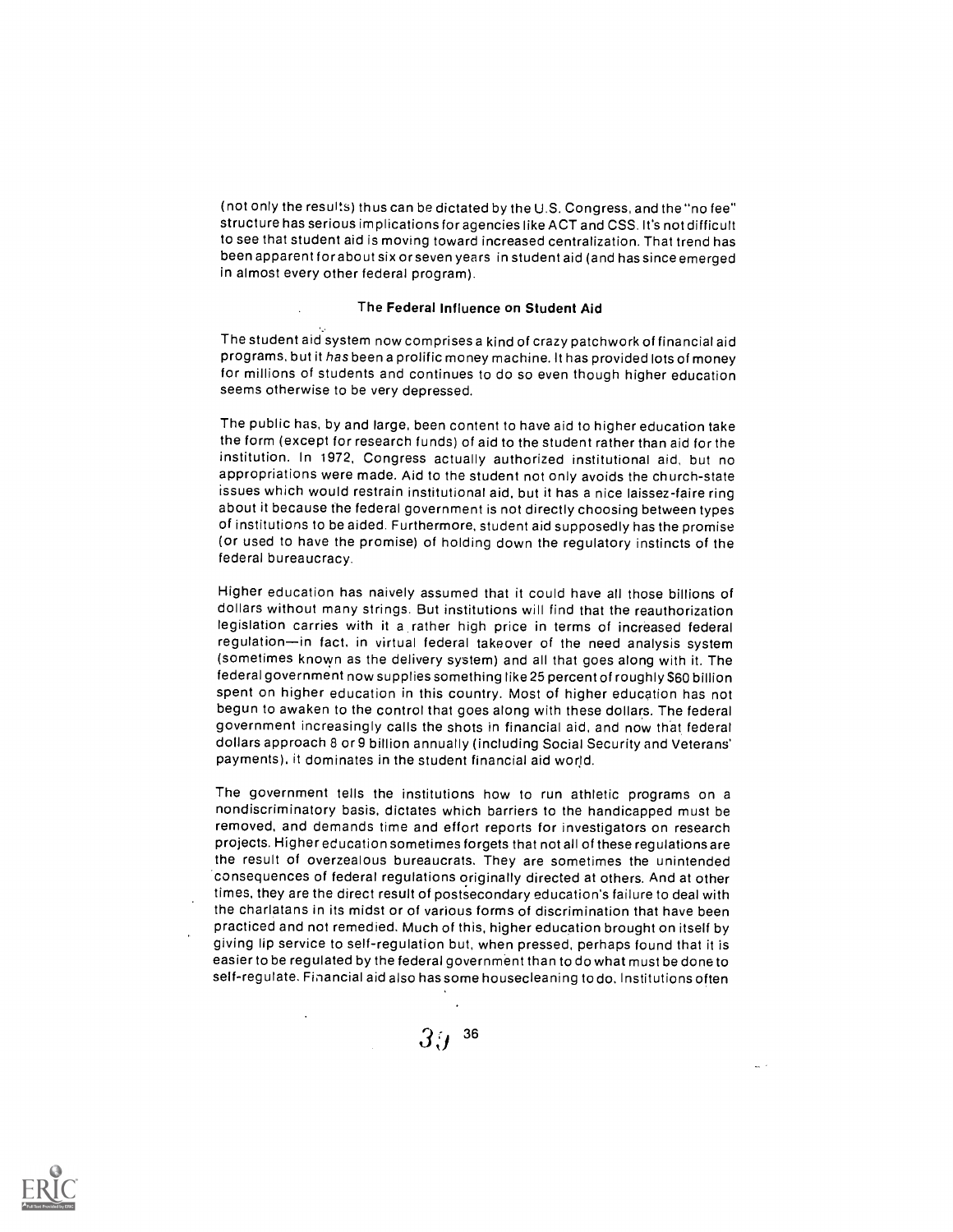(not only the results) thus can be dictated by the U.S. Congress, and the "no fee" structure has serious implications for agencies like ACT and CSS. It's not difficult to see that student aid is moving toward increased centralization. That trend has been apparent for about six or seven years in student aid (and has since emerged in almost every other federal program).

### The Federal Influence on Student Aid

The student aid system now comprises a kind of crazy patchwork of financial aid programs, but it *has* been a prolific money machine. It has provided lots of money for millions of students and continues to do so even though higher education seems otherwise to be very depressed.

The public has, by and large, been content to have aid to higher education take the form (except for research funds) of aid to the student rather than aid for the institution. In 1972, Congress actually authorized institutional aid, but no appropriations were made. Aid to the student not only avoids the church-state issues which would restrain institutional aid, but it has a nice laissez-faire ring about it because the federal government is not directly choosing between types of institutions to be aided. Furthermore, student aid supposedly has the promise (or used to have the promise) of holding down the regulatory instincts of the federal bureaucracy.

Higher education has naively assumed that it could have all those billions of dollars without many strings. But institutions will find that the reauthorization legislation carries with it a rather high price in terms of increased federal regulation—in fact, in virtual federal takeover of the need analysis system (sometimes known as the delivery system) and all that goes along with it. The federal government now supplies something like 25 percent of roughly $60 billion spent on higher education in this country. Most of higher education has not begun to awaken to the control that goes along with these dollars. The federal government increasingly calls the shots in financial aid, and now that federal dollars approach 8 or 9 billion annually (including Social Security and Veterans' payments), it dominates in the student financial aid world.

The government tells the institutions how to run athletic programs on a nondiscriminatory basis, dictates which barriers to the handicapped must be removed, and demands time and effort reports for investigators on research projects. Higher education sometimes forgets that not all of these regulations are the result of overzealous bureaucrats. They are sometimes the unintended consequences of federal regulations originally directed at others. And at other times, they are the direct result of postsecondary education's failure to deal with the charlatans in its midst or of various forms of discrimination that have been practiced and not remedied. Much of this, higher education brought on itself by giving lip service to self-regulation but, when pressed, perhaps found that it is easier to be regulated by the federal government than to do what must be done to self-regulate. Financial aid also has some housecleaning to do. Institutions often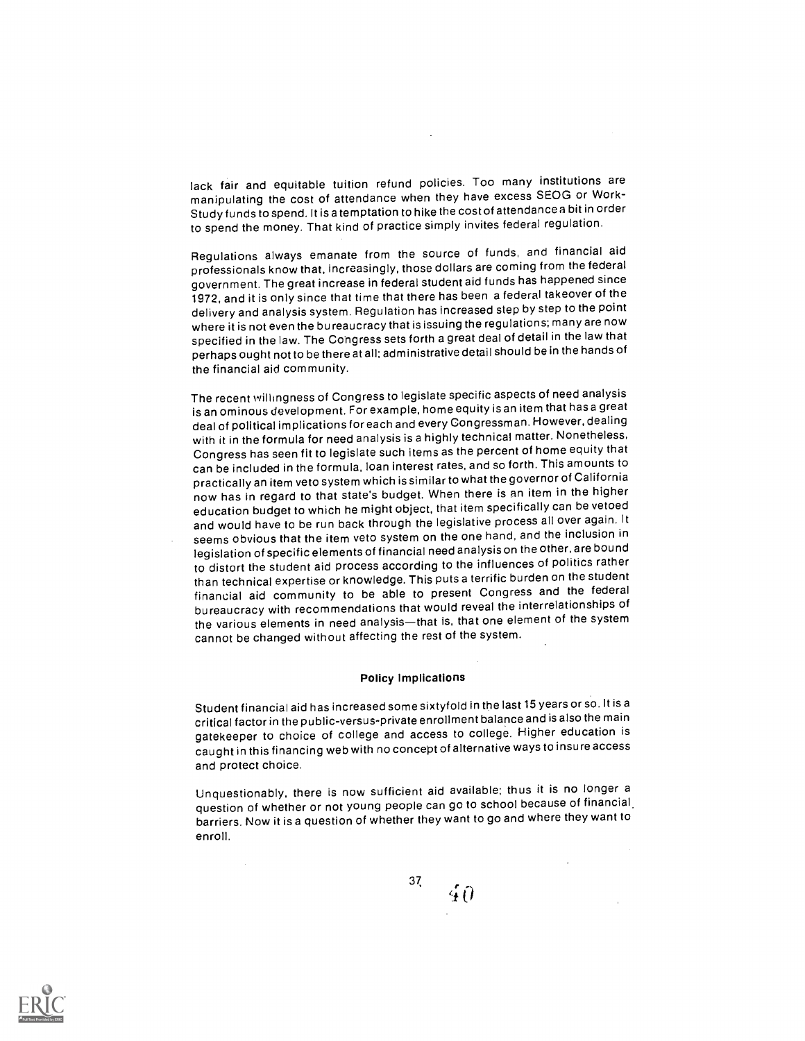lack fair and equitable tuition refund policies. Too many institutions are manipulating the cost of attendance when they have excess SEOG or Work-Study funds to spend. It is a temptation to hike the cost of attendance a bit in order to spend the money. That kind of practice simply invites federal regulation.

Regulations always emanate from the source of funds, and financial aid professionals know that, increasingly, those dollars are coming from the federal government. The great increase in federal student aid funds has happened since 1972, and it is only since that time that there has been a federal takeover of the delivery and analysis system. Regulation has increased step by step to the point where it is not even the bureaucracy that is issuing the regulations; many are now specified in the law. The Congress sets forth a great deal of detail in the law that perhaps ought not to be there at all; administrative detail should be in the hands of the financial aid community.

The recent willingness of Congress to legislate specific aspects of need analysis is an ominous development. For example, home equity is an item that has a great deal of political implications for each and every Congressman. However, dealing with it in the formula for need analysis is a highly technical matter. Nonetheless, Congress has seen fit to legislate such items as the percent of home equity that can be included in the formula, loan interest rates, and so forth. This amounts to practically an item veto system which is similar to what the governor of California now has in regard to that state's budget. When there is an item in the higher education budget to which he might object, that item specifically can be vetoed and would have to be run back through the legislative process all over again. It seems obvious that the item veto system on the one hand, and the inclusion in legislation of specific elements of financial need analysis on the other, are bound to distort the student aid process according to the influences of politics rather than technical expertise or knowledge. This puts a terrific burden on the student financial aid community to be able to present Congress and the federal bureaucracy with recommendations that would reveal the interrelationships of the various elements in need analysis—that is, that one element of the system cannot be changed without affecting the rest of the system.

## Policy Implications

Student financial aid has increased some sixtyfold in the last 15 years or so. It is a critical factor in the public-versus-private enrollment balance and is also the main gatekeeper to choice of college and access to college. Higher education is caught in this financing web with no concept of alternative ways to insure access and protect choice.

Unquestionably, there is now sufficient aid available; thus it is no longer a question of whether or not young people can go to school because of financial barriers. Now it is a question of whether they want to go and where they want to enroll.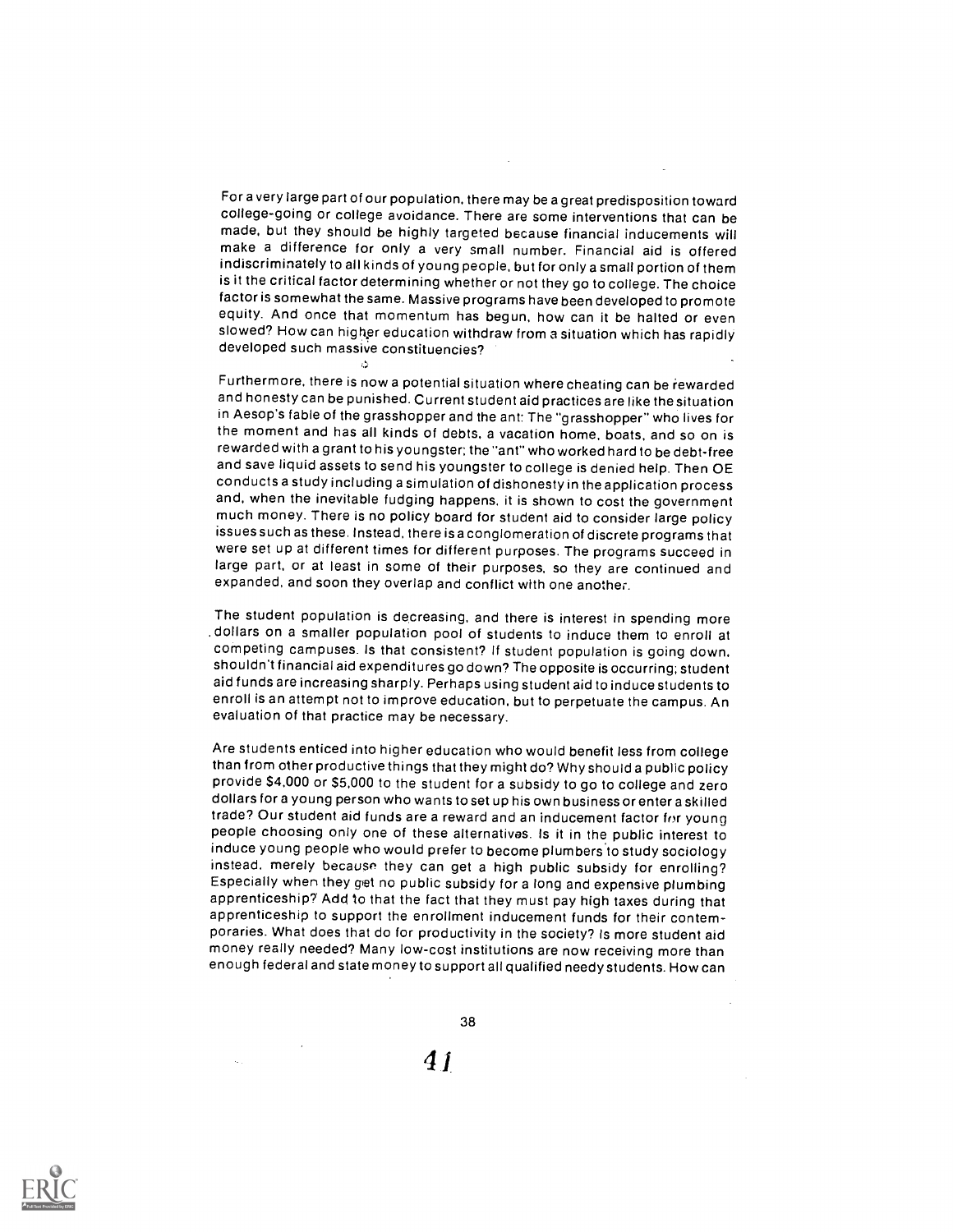For a very large part of our population, there may be a great predisposition toward college-going or college avoidance. There are some interventions that can be made, but they should be highly targeted because financial inducements will make a difference for only a very small number. Financial aid is offered indiscriminately to all kinds of young people, but for only a small portion of them is it the critical factor determining whether or not they go to college. The choice factor is somewhat the same. Massive programs have been developed to promote equity. And once that momentum has begun, how can it be halted or even slowed? How can higher education withdraw from a situation which has rapidly developed such massive constituencies?

Furthermore, there is now a potential situation where cheating can be rewarded and honesty can be punished. Current student aid practices are like the situation in Aesop's fable of the grasshopper and the ant: The "grasshopper" who lives for the moment and has all kinds of debts, a vacation home, boats, and so on is rewarded with a grant to his youngster; the "ant" who worked hard to be debt-free and save liquid assets to send his youngster to college is denied help. Then OE conducts a study including a simulation of dishonesty in the application process and, when the inevitable fudging happens, it is shown to cost the government much money. There is no policy board for student aid to consider large policy issues such as these. Instead, there is a conglomeration of discrete programs that were set up at different times for different purposes. The programs succeed in large part, or at least in some of their purposes, so they are continued and expanded, and soon they overlap and conflict with one another.

The student population is decreasing, and there is interest in spending more dollars on a smaller population pool of students to induce them to enroll at competing campuses. Is that consistent? If student population is going down, shouldn't financial aid expenditures go down? The opposite is occurring; student aid funds are increasing sharply. Perhaps using student aid to induce students to enroll is an attempt not to improve education, but to perpetuate the campus. An evaluation of that practice may be necessary.

Are students enticed into higher education who would benefit less from college than from other productive things that they might do? Why should a public policy provide $4,000 or $5,000 to the student for a subsidy to go to college and zero dollars for a young person who wants to set up his own business or enter a skilled trade? Our student aid funds are a reward and an inducement factor for young people choosing only one of these alternatives. Is it in the public interest to induce young people who would prefer to become plumbers to study sociology instead, merely because they can get a high public subsidy for enrolling? Especially when they get no public subsidy for a long and expensive plumbing apprenticeship? Add to that the fact that they must pay high taxes during that apprenticeship to support the enrollment inducement funds for their contemporaries. What does that do for productivity in the society? Is more student aid money really needed? Many low-cost institutions are now receiving more than enough federal and state money to support all qualified needy students. How can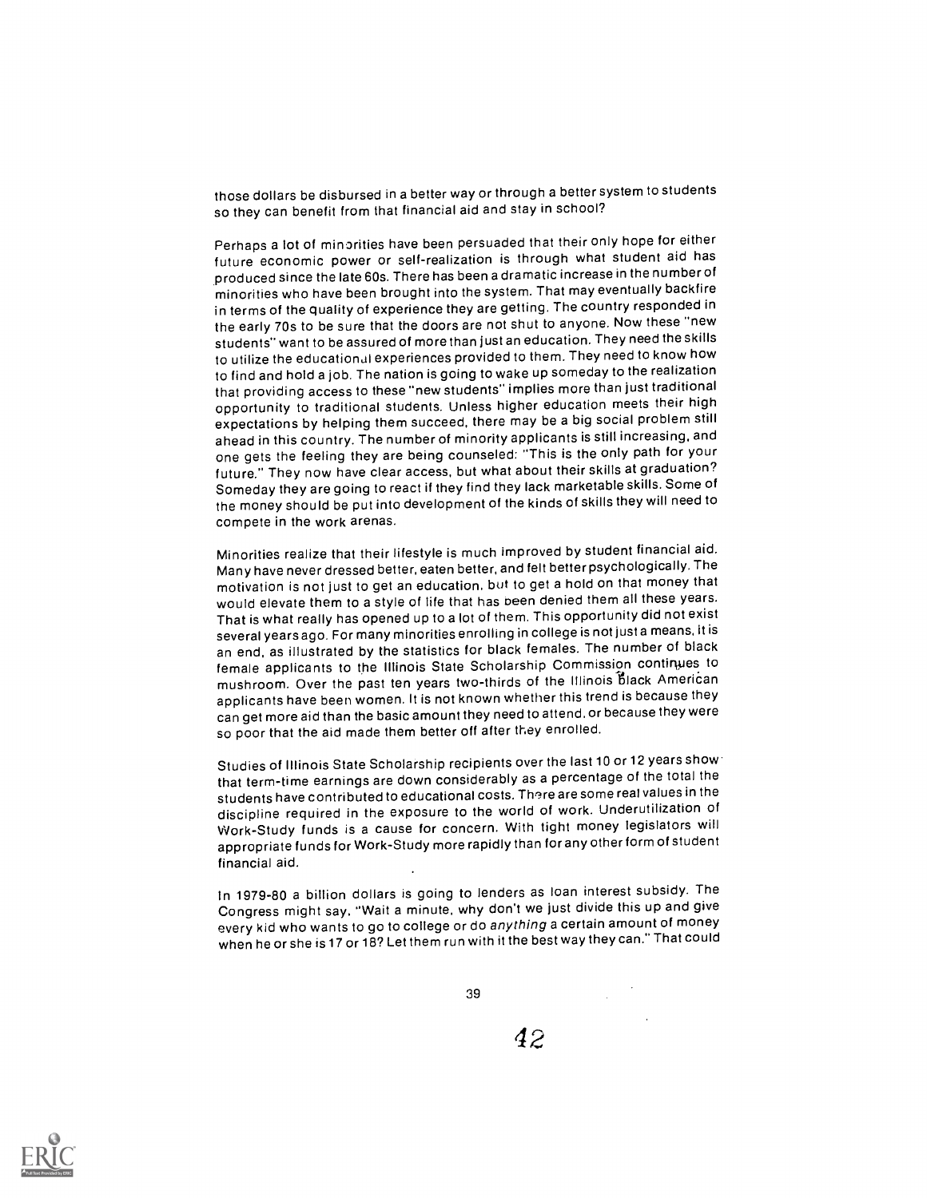those dollars be disbursed in a better way or through a better system to students so they can benefit from that financial aid and stay in school?

Perhaps a lot of minorities have been persuaded that their only hope for either future economic power or self-realization is through what student aid has produced since the late 60s. There has been a dramatic increase in the number of minorities who have been brought into the system. That may eventually backfire in terms of the quality of experience they are getting. The country responded in the early 70s to be sure that the doors are not shut to anyone. Now these "new students" want to be assured of more than just an education. They need the skills to utilize the educational experiences provided to them. They need to know how to find and hold a job. The nation is going to wake up someday to the realization that providing access to these "new students" implies more than just traditional opportunity to traditional students. Unless higher education meets their high expectations by helping them succeed, there may be a big social problem still ahead in this country. The number of minority applicants is still increasing, and one gets the feeling they are being counseled: "This is the only path for your future." They now have clear access, but what about their skills at graduation? Someday they are going to react if they find they lack marketable skills. Some of the money should be put into development of the kinds of skills they will need to compete in the work arenas.

Minorities realize that their lifestyle is much improved by student financial aid. Many have never dressed better, eaten better, and felt better psychologically. The motivation is not just to get an education, but to get a hold on that money that would elevate them to a style of life that has been denied them all these years. That is what really has opened up to a lot of them. This opportunity did not exist several years ago. For many minorities enrolling in college is not just a means, it is an end, as illustrated by the statistics for black females. The number of black female applicants to the Illinois State Scholarship Commission continues to mushroom. Over the past ten years two-thirds of the Illinois Black American applicants have been women. It is not known whether this trend is because they can get more aid than the basic amount they need to attend, or because they were so poor that the aid made them better off after they enrolled.

Studies of Illinois State Scholarship recipients over the last 10 or 12 years show that term-time earnings are down considerably as a percentage of the total the students have contributed to educational costs. There are some real values in the discipline required in the exposure to the world of work. Underutilization of Work-Study funds is a cause for concern. With tight money legislators will appropriate funds for Work-Study more rapidly than for any other form of student financial aid.

In 1979-80 a billion dollars is going to lenders as loan interest subsidy. The Congress might say, "Wait a minute, why don't we just divide this up and give every kid who wants to go to college or do *anything* a certain amount of money when he or she is 17 or 18? Let them run with it the best way they can." That could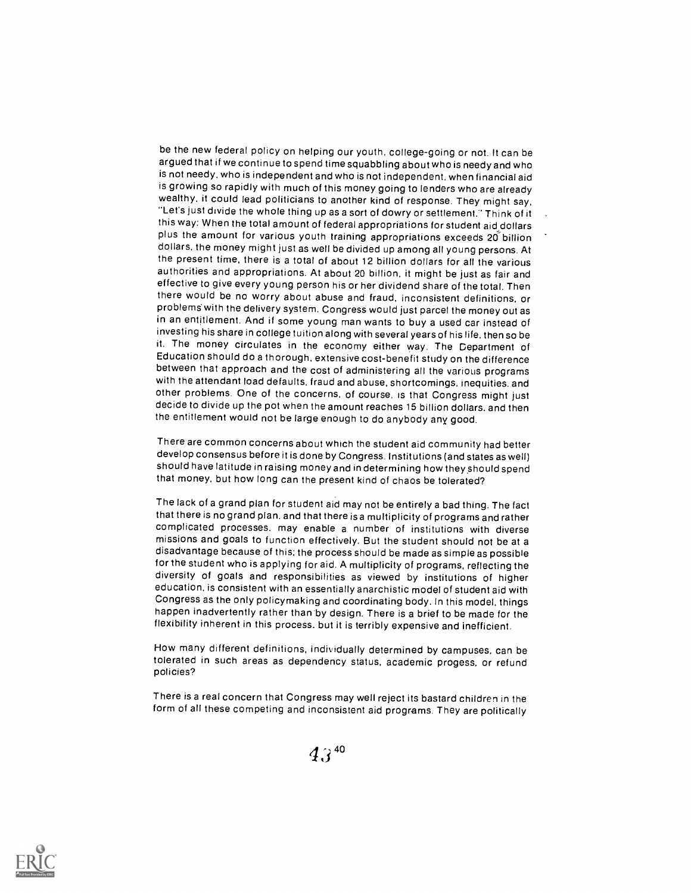be the new federal policy on helping our youth, college-going or not. It can be argued that if we continue to spend time squabbling about who is needy and who is not needy, who is independent and who is not independent, when financial aid is growing so rapidly with much of this money going to lenders who are already wealthy, it could lead politicians to another kind of response. They might say, "Let's just divide the whole thing up as a sort of dowry or settlement." Think of it this way: When the total amount of federal appropriations for student aid dollars plus the amount for various youth training appropriations exceeds 20 billion dollars, the money might just as well be divided up among all young persons. At the present time, there is a total of about 12 billion dollars for all the various authorities and appropriations. At about 20 billion, it might be just as fair and effective to give every young person his or her dividend share of the total. Then there would be no worry about abuse and fraud, inconsistent definitions, or problems with the delivery system. Congress would just parcel the money out as in an entitlement. And if some young man wants to buy a used car instead of investing his share in college tuition along with several years of his life, then so be it. The money circulates in the economy either way. The Department of Education should do a thorough, extensive cost-benefit study on the difference between that approach and the cost of administering all the various programs with the attendant load defaults, fraud and abuse, shortcomings, inequities, and other problems. One of the concerns, of course, is that Congress might just decide to divide up the pot when the amount reaches 15 billion dollars, and then the entitlement would not be large enough to do anybody any good.

There are common concerns about which the student aid community had better develop consensus before it is done by Congress. Institutions (and states as well) should have latitude in raising money and in determining how they should spend that money, but how long can the present kind of chaos be tolerated?

The lack of a grand plan for student aid may not be entirely a bad thing. The fact that there is no grand plan, and that there is a multiplicity of programs and rather complicated processes, may enable a number of institutions with diverse missions and goals to function effectively. But the student should not be at a disadvantage because of this; the process should be made as simple as possible for the student who is applying for aid. A multiplicity of programs, reflecting the diversity of goals and responsibilities as viewed by institutions of higher education, is consistent with an essentially anarchistic model of student aid with Congress as the only policymaking and coordinating body. In this model, things happen inadvertently rather than by design. There is a brief to be made for the flexibility inherent in this process, but it is terribly expensive and inefficient.

How many different definitions, individually determined by campuses, can be tolerated in such areas as dependency status, academic progess, or refund policies?

There is a real concern that Congress may well reject its bastard children in the form of all these competing and inconsistent aid programs. They are politically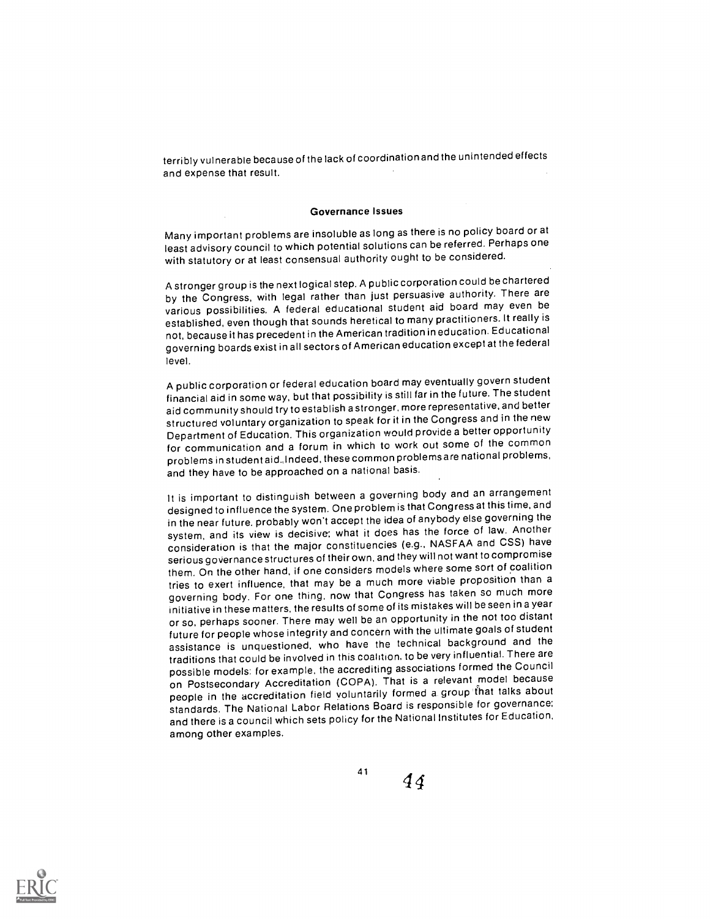terribly vulnerable because of the lack of coordination and the unintended effects and expense that result.

### Governance Issues

Many important problems are insoluble as long as there is no policy board or at least advisory council to which potential solutions can be referred. Perhaps one with statutory or at least consensual authority ought to be considered.

A stronger group is the next logical step. A public corporation could be chartered by the Congress, with legal rather than just persuasive authority. There are various possibilities. A federal educational student aid board may even be established, even though that sounds heretical to many practitioners. It really is not, because it has precedent in the American tradition in education. Educational governing boards exist in all sectors of American education except at the federal level.

A public corporation or federal education board may eventually govern student financial aid in some way, but that possibility is still far in the future. The student aid community should try to establish a stronger, more representative, and better structured voluntary organization to speak for it in the Congress and in the new Department of Education. This organization would provide a better opportunity for communication and a forum in which to work out some of the common problems in student aid. Indeed, these common problems are national problems, and they have to be approached on a national basis.

It is important to distinguish between a governing body and an arrangement designed to influence the system. One problem is that Congress at this time, and in the near future, probably won't accept the idea of anybody else governing the system, and its view is decisive; what it does has the force of law. Another consideration is that the major constituencies (e.g., NASFAA and CSS) have serious governance structures of their own, and they will not want to compromise them. On the other hand, if one considers models where some sort of coalition tries to exert influence, that may be a much more viable proposition than a governing body. For one thing, now that Congress has taken so much more initiative in these matters, the results of some of its mistakes will be seen in a year or so, perhaps sooner. There may well be an opportunity in the not too distant future for people whose integrity and concern with the ultimate goals of student assistance is unquestioned, who have the technical background and the traditions that could be involved in this coalition, to be very influential. There are possible models: for example, the accrediting associations formed the Council on Postsecondary Accreditation (COPA). That is a relevant model because people in the accreditation field voluntarily formed a group that talks about standards. The National Labor Relations Board is responsible for governance; and there is a council which sets policy for the National Institutes for Education, among other examples.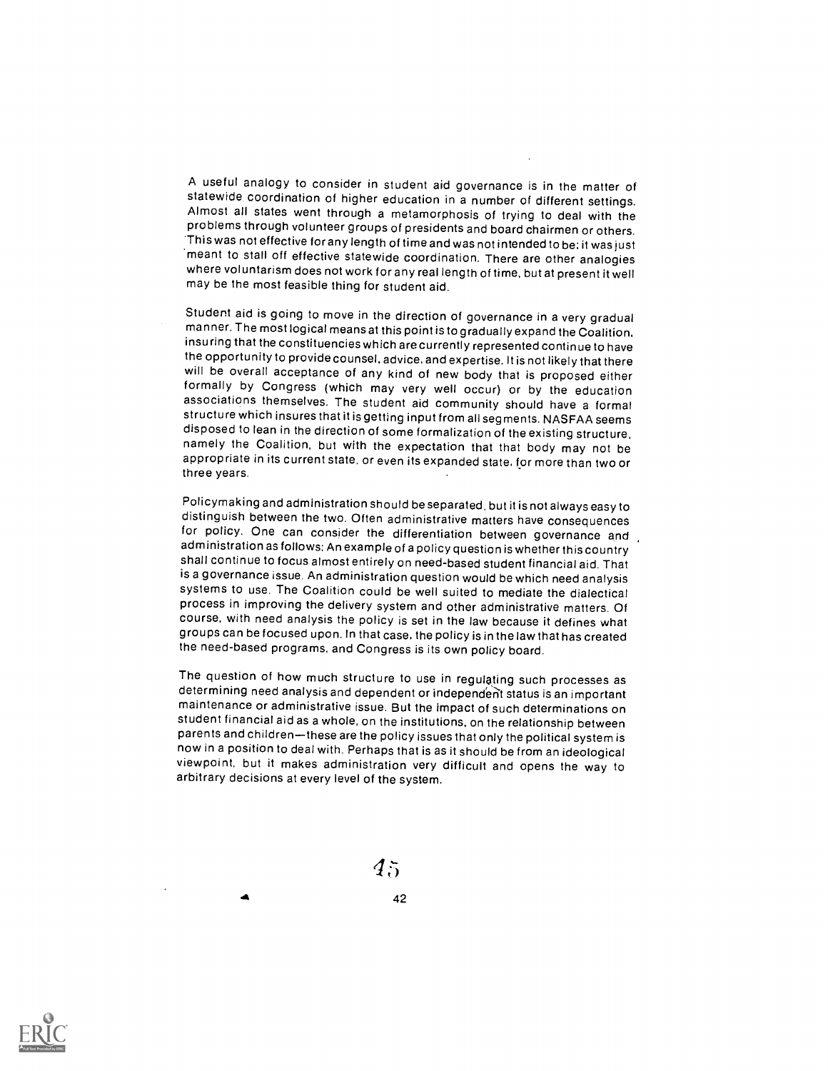A useful analogy to consider in student aid governance is in the matter of statewide coordination of higher education in a number of different settings. Almost all states went through a metamorphosis of trying to deal with the problems through volunteer groups of presidents and board chairmen or others. This was not effective for any length of time and was not intended to be; it was just meant to stall off effective statewide coordination. There are other analogies where voluntarism does not work for any real length of time, but at present it well may be the most feasible thing for student aid.

Student aid is going to move in the direction of governance in a very gradual manner. The most logical means at this point is to gradually expand the Coalition, insuring that the constituencies which are currently represented continue to have the opportunity to provide counsel, advice, and expertise. It is not likely that there will be overall acceptance of any kind of new body that is proposed either formally by Congress (which may very well occur) or by the education associations themselves. The student aid community should have a formal structure which insures that it is getting input from all segments. NASFAA seems disposed to lean in the direction of some formalization of the existing structure, namely the Coalition, but with the expectation that that body may not be appropriate in its current state, or even its expanded state, for more than two or three years.

Policymaking and administration should be separated, but it is not always easy to distinguish between the two. Often administrative matters have consequences for policy. One can consider the differentiation between governance and administration as follows: An example of a policy question is whether this country shall continue to focus almost entirely on need-based student financial aid. That is a governance issue. An administration question would be which need analysis systems to use. The Coalition could be well suited to mediate the dialectical process in improving the delivery system and other administrative matters. Of course, with need analysis the policy is set in the law because it defines what groups can be focused upon. In that case, the policy is in the law that has created the need-based programs, and Congress is its own policy board.

The question of how much structure to use in regulating such processes as determining need analysis and dependent or independent status is an important maintenance or administrative issue. But the impact of such determinations on student financial aid as a whole, on the institutions, on the relationship between parents and children—these are the policy issues that only the political system is now in a position to deal with. Perhaps that is as it should be from an ideological viewpoint, but it makes administration very difficult and opens the way to arbitrary decisions at every level of the system.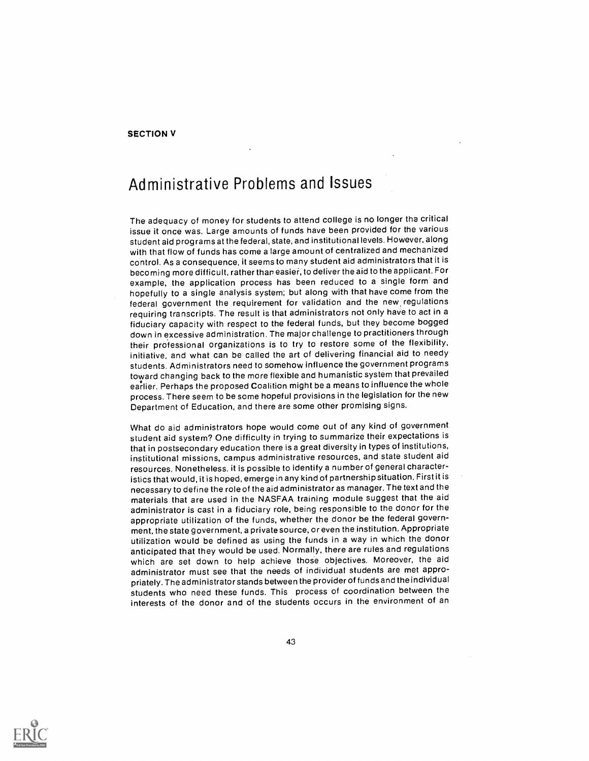**SECTION V**

# Administrative Problems and Issues

The adequacy of money for students to attend college is no longer the critical issue it once was. Large amounts of funds have been provided for the various student aid programs at the federal, state, and institutional levels. However, along with that flow of funds has come a large amount of centralized and mechanized control. As a consequence, it seems to many student aid administrators that it is becoming more difficult, rather than easier, to deliver the aid to the applicant. For example, the application process has been reduced to a single form and hopefully to a single analysis system; but along with that have come from the federal government the requirement for validation and the new regulations requiring transcripts. The result is that administrators not only have to act in a fiduciary capacity with respect to the federal funds, but they become bogged down in excessive administration. The major challenge to practitioners through their professional organizations is to try to restore some of the flexibility, initiative, and what can be called the art of delivering financial aid to needy students. Administrators need to somehow influence the government programs toward changing back to the more flexible and humanistic system that prevailed earlier. Perhaps the proposed Coalition might be a means to influence the whole process. There seem to be some hopeful provisions in the legislation for the new Department of Education, and there are some other promising signs.

What do aid administrators hope would come out of any kind of government student aid system? One difficulty in trying to summarize their expectations is that in postsecondary education there is a great diversity in types of institutions, institutional missions, campus administrative resources, and state student aid resources. Nonetheless, it is possible to identify a number of general characteristics that would, it is hoped, emerge in any kind of partnership situation. First it is necessary to define the role of the aid administrator as manager. The text and the materials that are used in the NASFAA training module suggest that the aid administrator is cast in a fiduciary role, being responsible to the donor for the appropriate utilization of the funds, whether the donor be the federal government, the state government, a private source, or even the institution. Appropriate utilization would be defined as using the funds in a way in which the donor anticipated that they would be used. Normally, there are rules and regulations which are set down to help achieve those objectives. Moreover, the aid administrator must see that the needs of individual students are met appropriately. The administrator stands between the provider of funds and the individual students who need these funds. This process of coordination between the interests of the donor and of the students occurs in the environment of an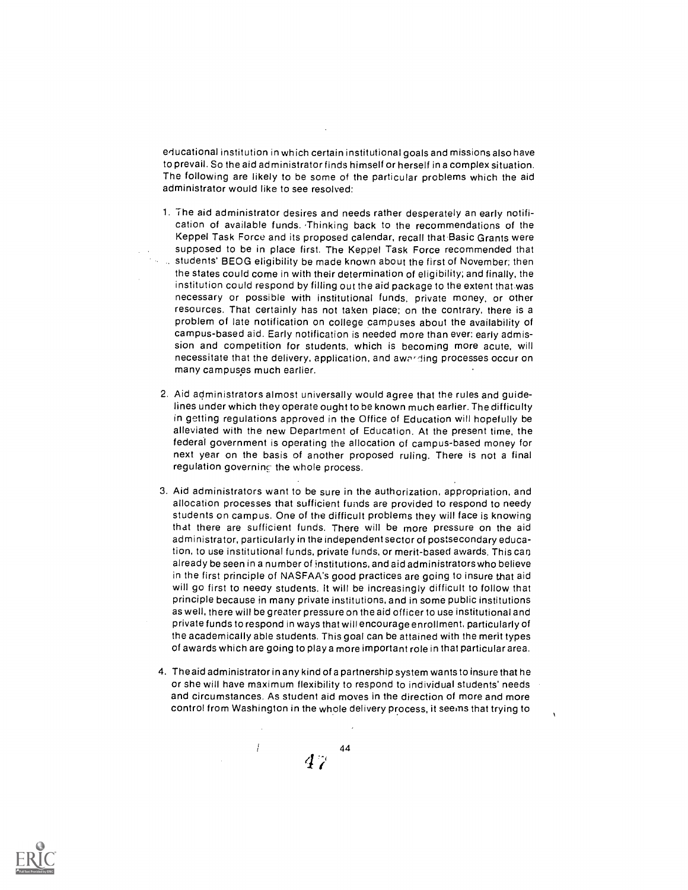educational institution in which certain institutional goals and missions also have to prevail. So the aid administrator finds himself or herself in a complex situation. The following are likely to be some of the particular problems which the aid administrator would like to see resolved:

1. The aid administrator desires and needs rather desperately an early notification of available funds. Thinking back to the recommendations of the Keppel Task Force and its proposed calendar, recall that Basic Grants were supposed to be in place first. The Keppel Task Force recommended that students' BEOG eligibility be made known about the first of November; then the states could come in with their determination of eligibility; and finally, the institution could respond by filling out the aid package to the extent that was necessary or possible with institutional funds, private money, or other resources. That certainly has not taken place; on the contrary, there is a problem of late notification on college campuses about the availability of campus-based aid. Early notification is needed more than ever: early admission and competition for students, which is becoming more acute, will necessitate that the delivery, application, and awarding processes occur on many campuses much earlier.

2. Aid administrators almost universally would agree that the rules and guidelines under which they operate ought to be known much earlier. The difficulty in getting regulations approved in the Office of Education will hopefully be alleviated with the new Department of Education. At the present time, the federal government is operating the allocation of campus-based money for next year on the basis of another proposed ruling. There is not a final regulation governing the whole process.

3. Aid administrators want to be sure in the authorization, appropriation, and allocation processes that sufficient funds are provided to respond to needy students on campus. One of the difficult problems they will face is knowing that there are sufficient funds. There will be more pressure on the aid administrator, particularly in the independent sector of postsecondary education, to use institutional funds, private funds, or merit-based awards. This can already be seen in a number of institutions, and aid administrators who believe in the first principle of NASFAA's good practices are going to insure that aid will go first to needy students. It will be increasingly difficult to follow that principle because in many private institutions, and in some public institutions as well, there will be greater pressure on the aid officer to use institutional and private funds to respond in ways that will encourage enrollment, particularly of the academically able students. This goal can be attained with the merit types of awards which are going to play a more important role in that particular area.

4. The aid administrator in any kind of a partnership system wants to insure that he or she will have maximum flexibility to respond to individual students' needs and circumstances. As student aid moves in the direction of more and more control from Washington in the whole delivery process, it seems that trying to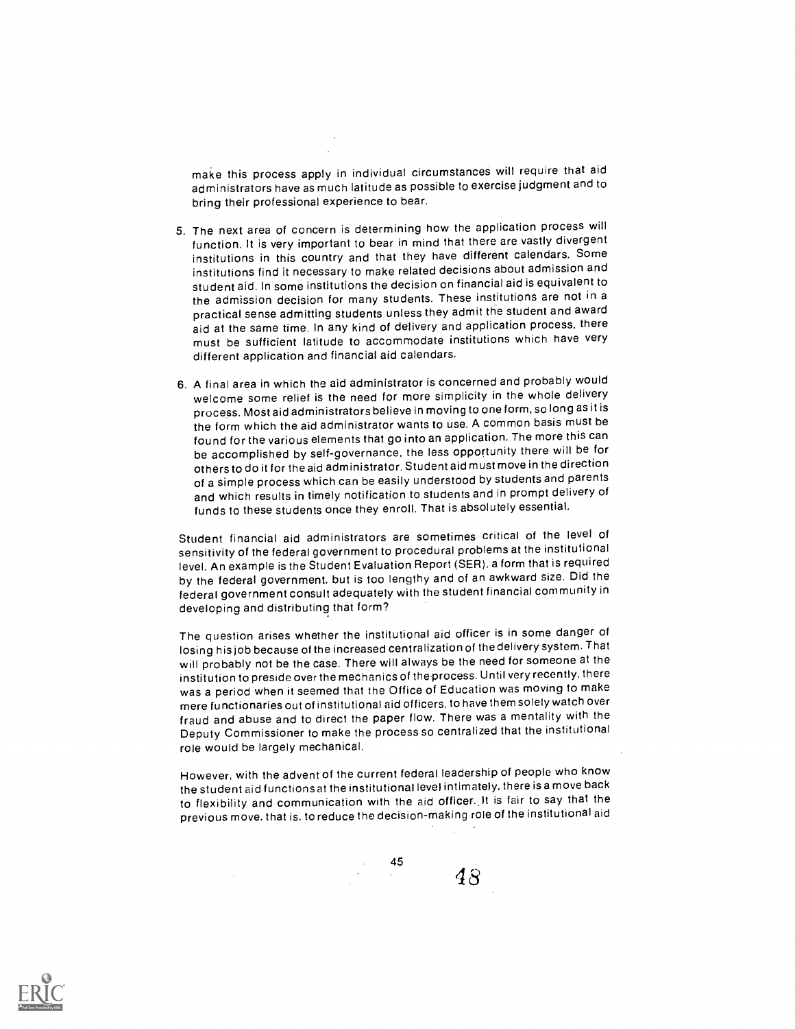make this process apply in individual circumstances will require that aid administrators have as much latitude as possible to exercise judgment and to bring their professional experience to bear.

5. The next area of concern is determining how the application process will function. It is very important to bear in mind that there are vastly divergent institutions in this country and that they have different calendars. Some institutions find it necessary to make related decisions about admission and student aid. In some institutions the decision on financial aid is equivalent to the admission decision for many students. These institutions are not in a practical sense admitting students unless they admit the student and award aid at the same time. In any kind of delivery and application process, there must be sufficient latitude to accommodate institutions which have very different application and financial aid calendars.

6. A final area in which the aid administrator is concerned and probably would welcome some relief is the need for more simplicity in the whole delivery process. Most aid administrators believe in moving to one form, so long as it is the form which the aid administrator wants to use. A common basis must be found for the various elements that go into an application. The more this can be accomplished by self-governance, the less opportunity there will be for others to do it for the aid administrator. Student aid must move in the direction of a simple process which can be easily understood by students and parents and which results in timely notification to students and in prompt delivery of funds to these students once they enroll. That is absolutely essential.

Student financial aid administrators are sometimes critical of the level of sensitivity of the federal government to procedural problems at the institutional level. An example is the Student Evaluation Report (SER), a form that is required by the federal government, but is too lengthy and of an awkward size. Did the federal government consult adequately with the student financial community in developing and distributing that form?

The question arises whether the institutional aid officer is in some danger of losing his job because of the increased centralization of the delivery system. That will probably not be the case. There will always be the need for someone at the institution to preside over the mechanics of the process. Until very recently, there was a period when it seemed that the Office of Education was moving to make mere functionaries out of institutional aid officers, to have them solely watch over fraud and abuse and to direct the paper flow. There was a mentality with the Deputy Commissioner to make the process so centralized that the institutional role would be largely mechanical.

However, with the advent of the current federal leadership of people who know the student aid functions at the institutional level intimately, there is a move back to flexibility and communication with the aid officer. It is fair to say that the previous move, that is, to reduce the decision-making role of the institutional aid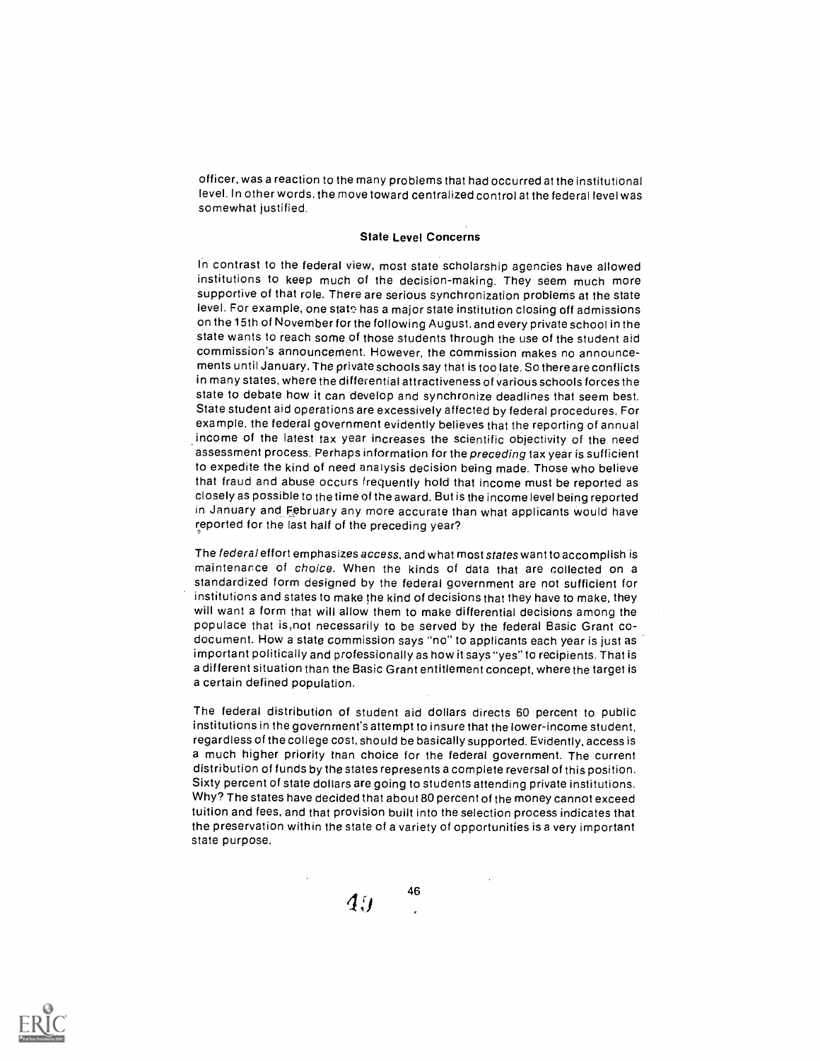officer, was a reaction to the many problems that had occurred at the institutional level. In other words, the move toward centralized control at the federal level was somewhat justified.

### State Level Concerns

In contrast to the federal view, most state scholarship agencies have allowed institutions to keep much of the decision-making. They seem much more supportive of that role. There are serious synchronization problems at the state level. For example, one state has a major state institution closing off admissions on the 15th of November for the following August, and every private school in the state wants to reach some of those students through the use of the student aid commission's announcement. However, the commission makes no announcements until January. The private schools say that is too late. So there are conflicts in many states, where the differential attractiveness of various schools forces the state to debate how it can develop and synchronize deadlines that seem best. State student aid operations are excessively affected by federal procedures. For example, the federal government evidently believes that the reporting of annual income of the latest tax year increases the scientific objectivity of the need assessment process. Perhaps information for the *preceding* tax year is sufficient to expedite the kind of need analysis decision being made. Those who believe that fraud and abuse occurs frequently hold that income must be reported as closely as possible to the time of the award. But is the income level being reported in January and February any more accurate than what applicants would have reported for the last half of the preceding year?

The *federal* effort emphasizes *access*, and what most *states* want to accomplish is maintenance of *choice*. When the kinds of data that are collected on a standardized form designed by the federal government are not sufficient for institutions and states to make the kind of decisions that they have to make, they will want a form that will allow them to make differential decisions among the populace that is not necessarily to be served by the federal Basic Grant co-document. How a state commission says "no" to applicants each year is just as important politically and professionally as how it says "yes" to recipients. That is a different situation than the Basic Grant entitlement concept, where the target is a certain defined population.

The federal distribution of student aid dollars directs 60 percent to public institutions in the government's attempt to insure that the lower-income student, regardless of the college cost, should be basically supported. Evidently, access is a much higher priority than choice for the federal government. The current distribution of funds by the states represents a complete reversal of this position. Sixty percent of state dollars are going to students attending private institutions. Why? The states have decided that about 80 percent of the money cannot exceed tuition and fees, and that provision built into the selection process indicates that the preservation within the state of a variety of opportunities is a very important state purpose.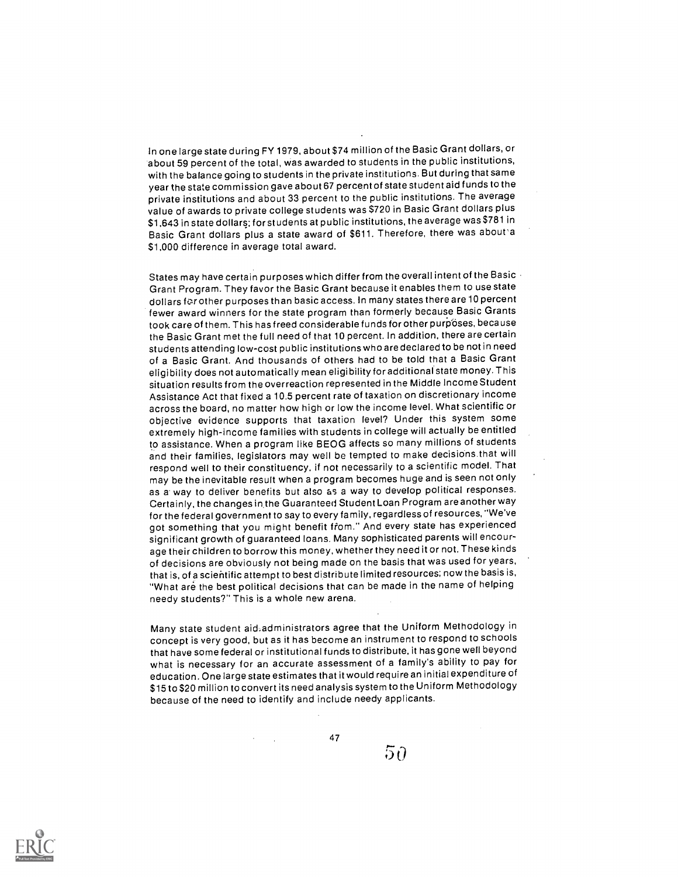In one large state during FY 1979, about $74 million of the Basic Grant dollars, or about 59 percent of the total, was awarded to students in the public institutions, with the balance going to students in the private institutions. But during that same year the state commission gave about 67 percent of state student aid funds to the private institutions and about 33 percent to the public institutions. The average value of awards to private college students was $720 in Basic Grant dollars plus $1,643 in state dollars; for students at public institutions, the average was $781 in Basic Grant dollars plus a state award of $611. Therefore, there was about a $1,000 difference in average total award.

States may have certain purposes which differ from the overall intent of the Basic Grant Program. They favor the Basic Grant because it enables them to use state dollars for other purposes than basic access. In many states there are 10 percent fewer award winners for the state program than formerly because Basic Grants took care of them. This has freed considerable funds for other purposes, because the Basic Grant met the full need of that 10 percent. In addition, there are certain students attending low-cost public institutions who are declared to be not in need of a Basic Grant. And thousands of others had to be told that a Basic Grant eligibility does not automatically mean eligibility for additional state money. This situation results from the overreaction represented in the Middle Income Student Assistance Act that fixed a 10.5 percent rate of taxation on discretionary income across the board, no matter how high or low the income level. What scientific or objective evidence supports that taxation level? Under this system some extremely high-income families with students in college will actually be entitled to assistance. When a program like BEOG affects so many millions of students and their families, legislators may well be tempted to make decisions that will respond well to their constituency, if not necessarily to a scientific model. That may be the inevitable result when a program becomes huge and is seen not only as a way to deliver benefits but also as a way to develop political responses. Certainly, the changes in the Guaranteed Student Loan Program are another way for the federal government to say to every family, regardless of resources, "We've got something that you might benefit from." And every state has experienced significant growth of guaranteed loans. Many sophisticated parents will encourage their children to borrow this money, whether they need it or not. These kinds of decisions are obviously not being made on the basis that was used for years, that is, of a scientific attempt to best distribute limited resources; now the basis is, "What are the best political decisions that can be made in the name of helping needy students?" This is a whole new arena.

Many state student aid administrators agree that the Uniform Methodology in concept is very good, but as it has become an instrument to respond to schools that have some federal or institutional funds to distribute, it has gone well beyond what is necessary for an accurate assessment of a family's ability to pay for education. One large state estimates that it would require an initial expenditure of $15 to $20 million to convert its need analysis system to the Uniform Methodology because of the need to identify and include needy applicants.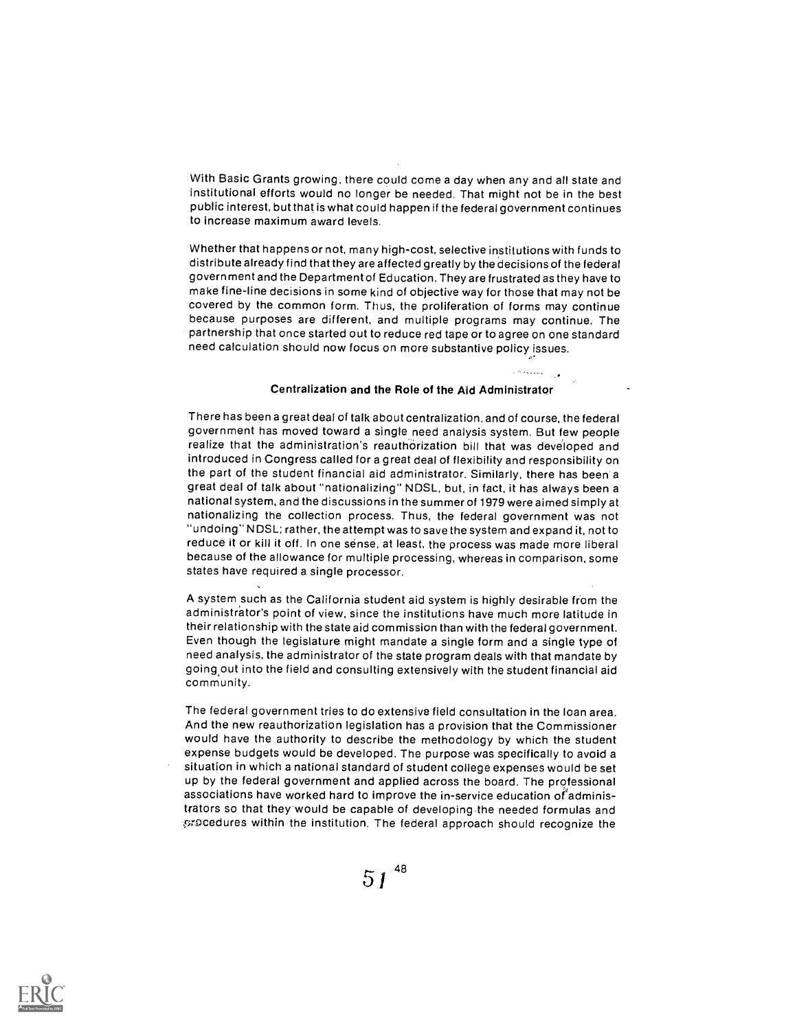With Basic Grants growing, there could come a day when any and all state and institutional efforts would no longer be needed. That might not be in the best public interest, but that is what could happen if the federal government continues to increase maximum award levels.

Whether that happens or not, many high-cost, selective institutions with funds to distribute already find that they are affected greatly by the decisions of the federal government and the Department of Education. They are frustrated as they have to make fine-line decisions in some kind of objective way for those that may not be covered by the common form. Thus, the proliferation of forms may continue because purposes are different, and multiple programs may continue. The partnership that once started out to reduce red tape or to agree on one standard need calculation should now focus on more substantive policy issues.

### Centralization and the Role of the Aid Administrator

There has been a great deal of talk about centralization, and of course, the federal government has moved toward a single need analysis system. But few people realize that the administration's reauthorization bill that was developed and introduced in Congress called for a great deal of flexibility and responsibility on the part of the student financial aid administrator. Similarly, there has been a great deal of talk about "nationalizing" NDSL, but, in fact, it has always been a national system, and the discussions in the summer of 1979 were aimed simply at nationalizing the collection process. Thus, the federal government was not "undoing" NDSL; rather, the attempt was to save the system and expand it, not to reduce it or kill it off. In one sense, at least, the process was made more liberal because of the allowance for multiple processing, whereas in comparison, some states have required a single processor.

A system such as the California student aid system is highly desirable from the administrator's point of view, since the institutions have much more latitude in their relationship with the state aid commission than with the federal government. Even though the legislature might mandate a single form and a single type of need analysis, the administrator of the state program deals with that mandate by going out into the field and consulting extensively with the student financial aid community.

The federal government tries to do extensive field consultation in the loan area. And the new reauthorization legislation has a provision that the Commissioner would have the authority to describe the methodology by which the student expense budgets would be developed. The purpose was specifically to avoid a situation in which a national standard of student college expenses would be set up by the federal government and applied across the board. The professional associations have worked hard to improve the in-service education of administrators so that they would be capable of developing the needed formulas and procedures within the institution. The federal approach should recognize the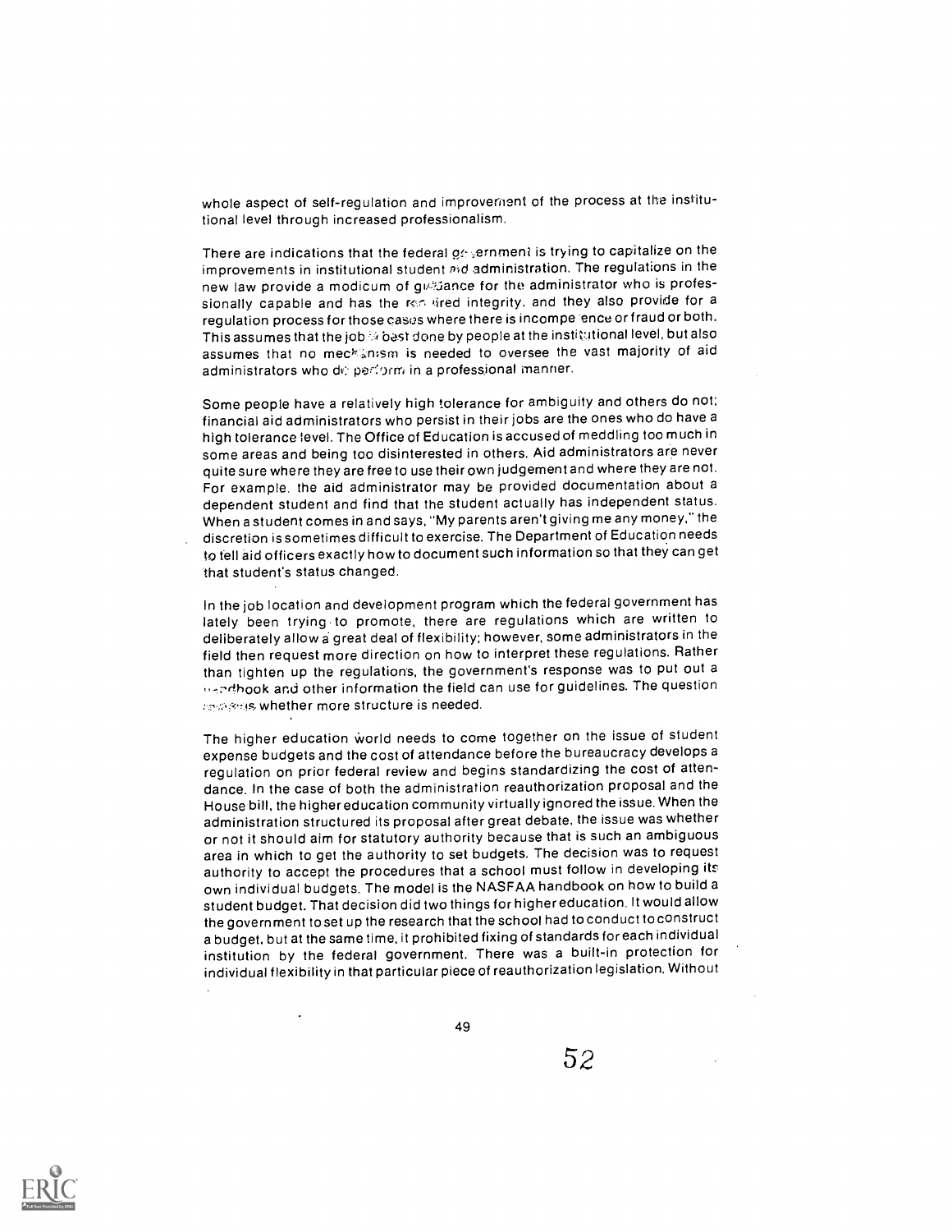whole aspect of self-regulation and improvement of the process at the institutional level through increased professionalism.

There are indications that the federal government is trying to capitalize on the improvements in institutional student aid administration. The regulations in the new law provide a modicum of guidance for the administrator who is professionally capable and has the required integrity, and they also provide for a regulation process for those cases where there is incompetence or fraud or both. This assumes that the job is best done by people at the institutional level, but also assumes that no mechanism is needed to oversee the vast majority of aid administrators who do perform in a professional manner.

Some people have a relatively high tolerance for ambiguity and others do not; financial aid administrators who persist in their jobs are the ones who do have a high tolerance level. The Office of Education is accused of meddling too much in some areas and being too disinterested in others. Aid administrators are never quite sure where they are free to use their own judgement and where they are not. For example, the aid administrator may be provided documentation about a dependent student and find that the student actually has independent status. When a student comes in and says, "My parents aren't giving me any money," the discretion is sometimes difficult to exercise. The Department of Education needs to tell aid officers exactly how to document such information so that they can get that student's status changed.

In the job location and development program which the federal government has lately been trying to promote, there are regulations which are written to deliberately allow a great deal of flexibility; however, some administrators in the field then request more direction on how to interpret these regulations. Rather than tighten up the regulations, the government's response was to put out a handbook and other information the field can use for guidelines. The question remains whether more structure is needed.

The higher education world needs to come together on the issue of student expense budgets and the cost of attendance before the bureaucracy develops a regulation on prior federal review and begins standardizing the cost of attendance. In the case of both the administration reauthorization proposal and the House bill, the higher education community virtually ignored the issue. When the administration structured its proposal after great debate, the issue was whether or not it should aim for statutory authority because that is such an ambiguous area in which to get the authority to set budgets. The decision was to request authority to accept the procedures that a school must follow in developing its own individual budgets. The model is the NASFAA handbook on how to build a student budget. That decision did two things for higher education. It would allow the government to set up the research that the school had to conduct to construct a budget, but at the same time, it prohibited fixing of standards for each individual institution by the federal government. There was a built-in protection for individual flexibility in that particular piece of reauthorization legislation. Without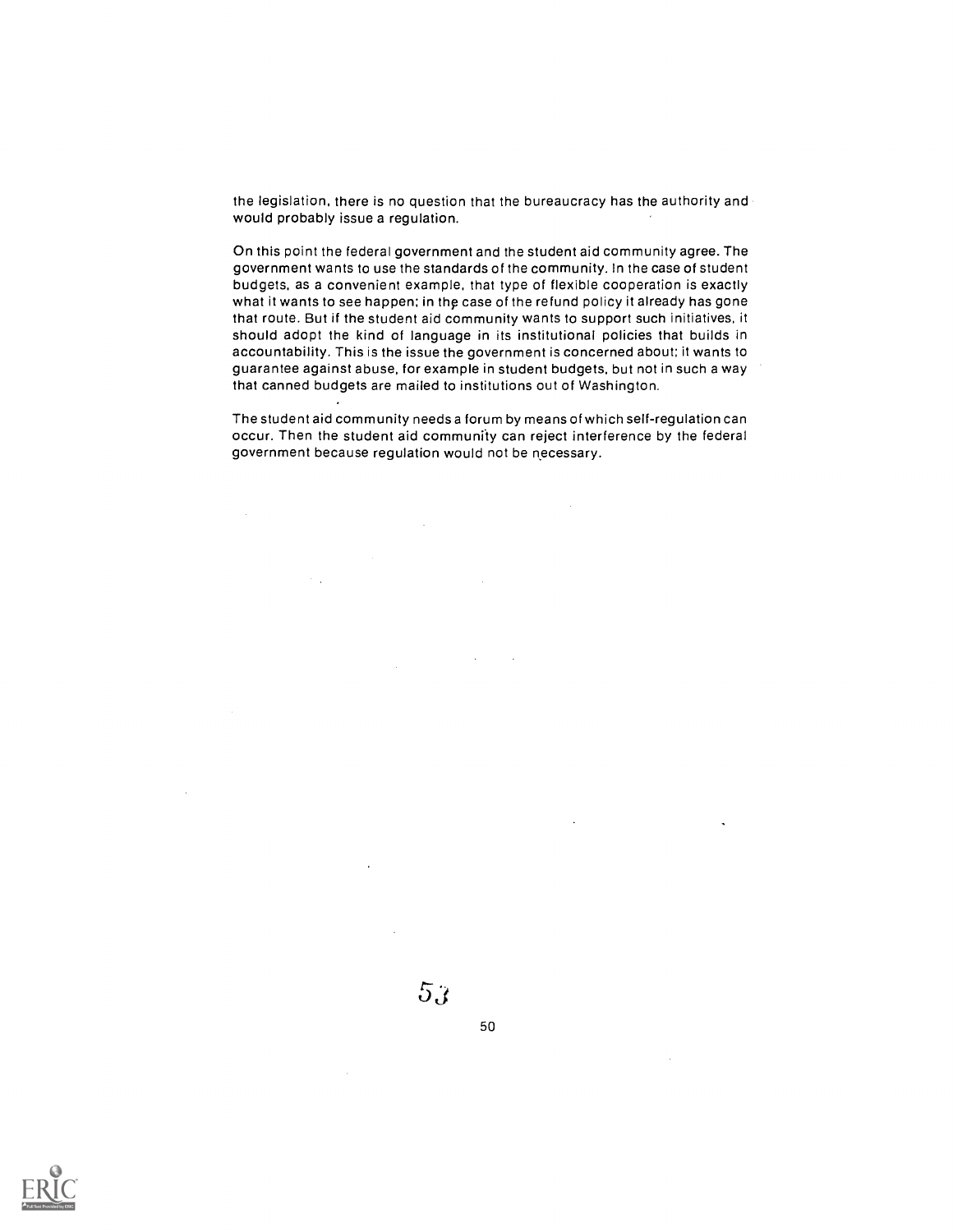the legislation, there is no question that the bureaucracy has the authority and would probably issue a regulation.

On this point the federal government and the student aid community agree. The government wants to use the standards of the community. In the case of student budgets, as a convenient example, that type of flexible cooperation is exactly what it wants to see happen; in the case of the refund policy it already has gone that route. But if the student aid community wants to support such initiatives, it should adopt the kind of language in its institutional policies that builds in accountability. This is the issue the government is concerned about; it wants to guarantee against abuse, for example in student budgets, but not in such a way that canned budgets are mailed to institutions out of Washington.

The student aid community needs a forum by means of which self-regulation can occur. Then the student aid community can reject interference by the federal government because regulation would not be necessary.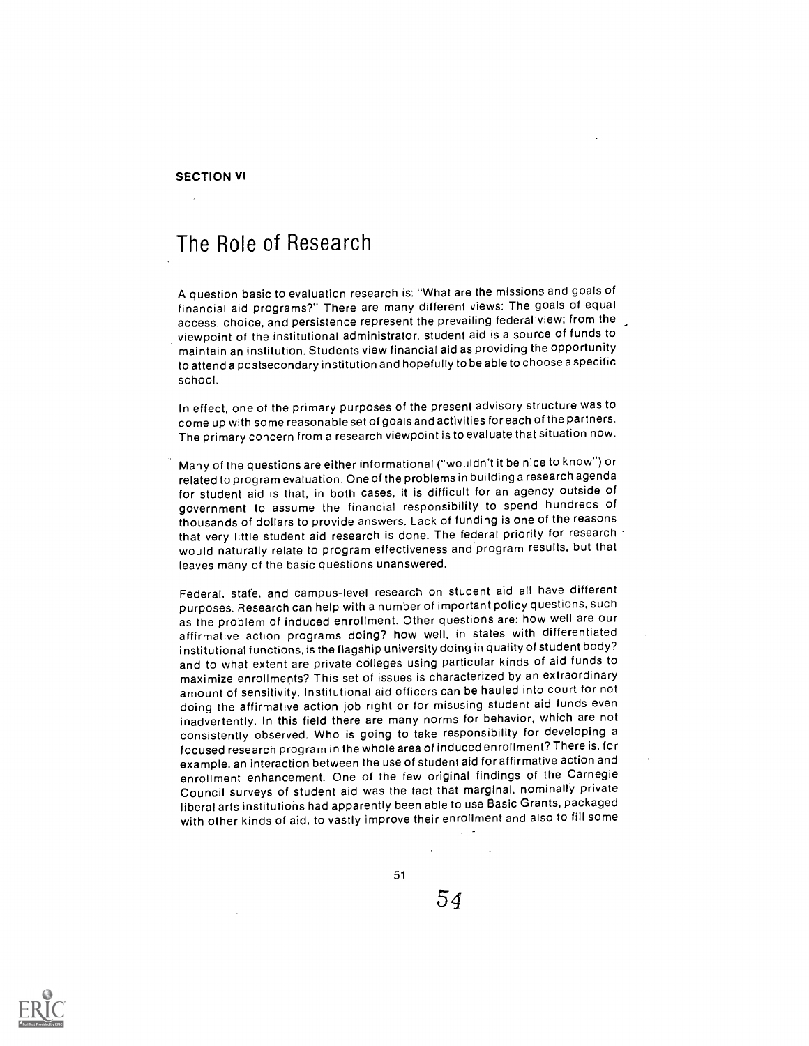**SECTION VI**

# The Role of Research

A question basic to evaluation research is: "What are the missions and goals of financial aid programs?" There are many different views: The goals of equal access, choice, and persistence represent the prevailing federal view; from the viewpoint of the institutional administrator, student aid is a source of funds to maintain an institution. Students view financial aid as providing the opportunity to attend a postsecondary institution and hopefully to be able to choose a specific school.

In effect, one of the primary purposes of the present advisory structure was to come up with some reasonable set of goals and activities for each of the partners. The primary concern from a research viewpoint is to evaluate that situation now.

Many of the questions are either informational ("wouldn't it be nice to know") or related to program evaluation. One of the problems in building a research agenda for student aid is that, in both cases, it is difficult for an agency outside of government to assume the financial responsibility to spend hundreds of thousands of dollars to provide answers. Lack of funding is one of the reasons that very little student aid research is done. The federal priority for research would naturally relate to program effectiveness and program results, but that leaves many of the basic questions unanswered.

Federal, state, and campus-level research on student aid all have different purposes. Research can help with a number of important policy questions, such as the problem of induced enrollment. Other questions are: how well are our affirmative action programs doing? how well, in states with differentiated institutional functions, is the flagship university doing in quality of student body? and to what extent are private colleges using particular kinds of aid funds to maximize enrollments? This set of issues is characterized by an extraordinary amount of sensitivity. Institutional aid officers can be hauled into court for not doing the affirmative action job right or for misusing student aid funds even inadvertently. In this field there are many norms for behavior, which are not consistently observed. Who is going to take responsibility for developing a focused research program in the whole area of induced enrollment? There is, for example, an interaction between the use of student aid for affirmative action and enrollment enhancement. One of the few original findings of the Carnegie Council surveys of student aid was the fact that marginal, nominally private liberal arts institutions had apparently been able to use Basic Grants, packaged with other kinds of aid, to vastly improve their enrollment and also to fill some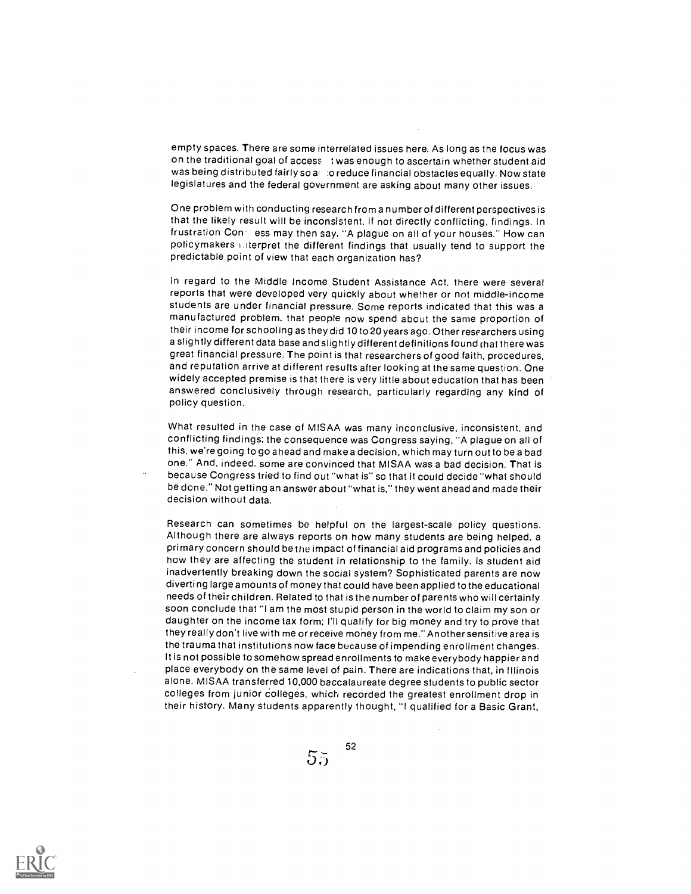empty spaces. There are some interrelated issues here. As long as the focus was on the traditional goal of access it was enough to ascertain whether student aid was being distributed fairly so as to reduce financial obstacles equally. Now state legislatures and the federal government are asking about many other issues.

One problem with conducting research from a number of different perspectives is that the likely result will be inconsistent, if not directly conflicting, findings. In frustration Congress may then say, "A plague on all of your houses." How can policymakers interpret the different findings that usually tend to support the predictable point of view that each organization has?

In regard to the Middle Income Student Assistance Act, there were several reports that were developed very quickly about whether or not middle-income students are under financial pressure. Some reports indicated that this was a manufactured problem, that people now spend about the same proportion of their income for schooling as they did 10 to 20 years ago. Other researchers using a slightly different data base and slightly different definitions found that there was great financial pressure. The point is that researchers of good faith, procedures, and reputation arrive at different results after looking at the same question. One widely accepted premise is that there is very little about education that has been answered conclusively through research, particularly regarding any kind of policy question.

What resulted in the case of MISAA was many inconclusive, inconsistent, and conflicting findings; the consequence was Congress saying, "A plague on all of this, we're going to go ahead and make a decision, which may turn out to be a bad one." And, indeed, some are convinced that MISAA was a bad decision. That is because Congress tried to find out "what is" so that it could decide "what should be done." Not getting an answer about "what is," they went ahead and made their decision without data.

Research can sometimes be helpful on the largest-scale policy questions. Although there are always reports on how many students are being helped, a primary concern should be the impact of financial aid programs and policies and how they are affecting the student in relationship to the family. Is student aid inadvertently breaking down the social system? Sophisticated parents are now diverting large amounts of money that could have been applied to the educational needs of their children. Related to that is the number of parents who will certainly soon conclude that "I am the most stupid person in the world to claim my son or daughter on the income tax form; I'll qualify for big money and try to prove that they really don't live with me or receive money from me." Another sensitive area is the trauma that institutions now face because of impending enrollment changes. It is not possible to somehow spread enrollments to make everybody happier and place everybody on the same level of pain. There are indications that, in Illinois alone, MISAA transferred 10,000 baccalaureate degree students to public sector colleges from junior colleges, which recorded the greatest enrollment drop in their history. Many students apparently thought, "I qualified for a Basic Grant,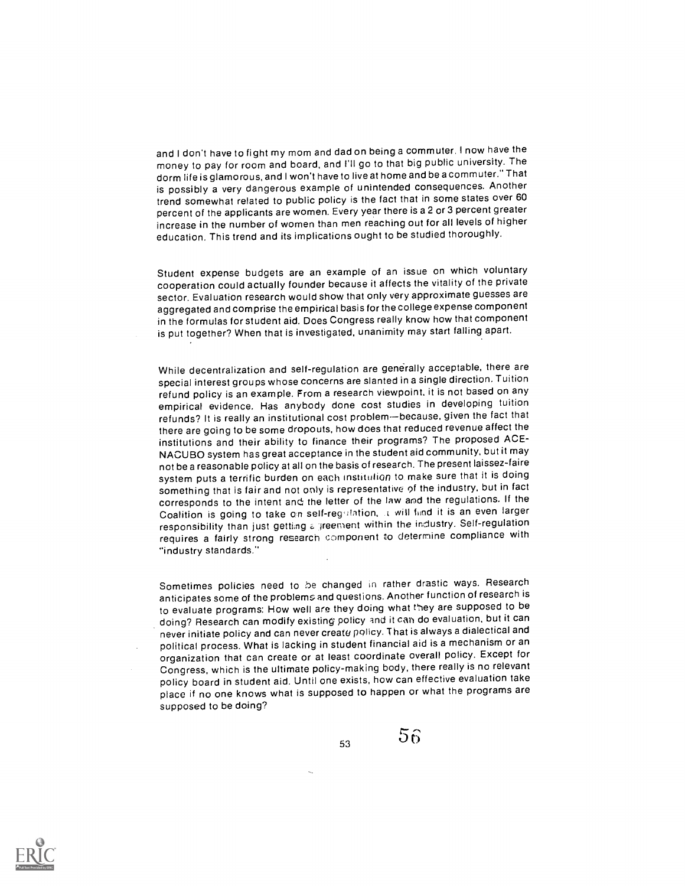and I don't have to fight my mom and dad on being a commuter. I now have the money to pay for room and board, and I'll go to that big public university. The dorm life is glamorous, and I won't have to live at home and be a commuter." That is possibly a very dangerous example of unintended consequences. Another trend somewhat related to public policy is the fact that in some states over 60 percent of the applicants are women. Every year there is a 2 or 3 percent greater increase in the number of women than men reaching out for all levels of higher education. This trend and its implications ought to be studied thoroughly.

Student expense budgets are an example of an issue on which voluntary cooperation could actually founder because it affects the vitality of the private sector. Evaluation research would show that only very approximate guesses are aggregated and comprise the empirical basis for the college expense component in the formulas for student aid. Does Congress really know how that component is put together? When that is investigated, unanimity may start falling apart.

While decentralization and self-regulation are generally acceptable, there are special interest groups whose concerns are slanted in a single direction. Tuition refund policy is an example. From a research viewpoint, it is not based on any empirical evidence. Has anybody done cost studies in developing tuition refunds? It is really an institutional cost problem—because, given the fact that there are going to be some dropouts, how does that reduced revenue affect the institutions and their ability to finance their programs? The proposed ACE-NACUBO system has great acceptance in the student aid community, but it may not be a reasonable policy at all on the basis of research. The present laissez-faire system puts a terrific burden on each institution to make sure that it is doing something that is fair and not only is representative of the industry, but in fact corresponds to the intent and the letter of the law and the regulations. If the Coalition is going to take on self-regulation, it will find it is an even larger responsibility than just getting agreement within the industry. Self-regulation requires a fairly strong research component to determine compliance with "industry standards."

Sometimes policies need to be changed in rather drastic ways. Research anticipates some of the problems and questions. Another function of research is to evaluate programs: How well are they doing what they are supposed to be doing? Research can modify existing policy and it can do evaluation, but it can never initiate policy and can never create policy. That is always a dialectical and political process. What is lacking in student financial aid is a mechanism or an organization that can create or at least coordinate overall policy. Except for Congress, which is the ultimate policy-making body, there really is no relevant policy board in student aid. Until one exists, how can effective evaluation take place if no one knows what is supposed to happen or what the programs are supposed to be doing?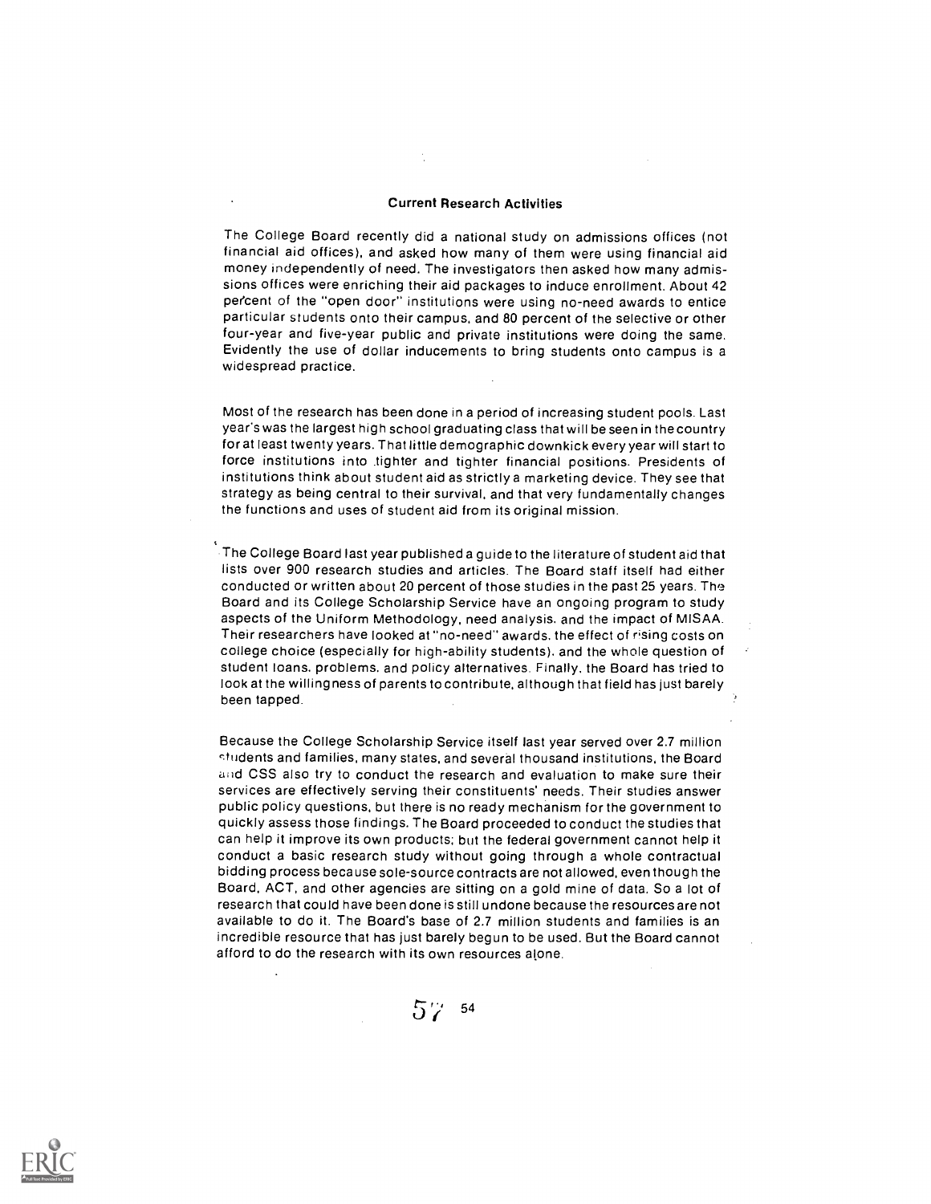### Current Research Activities

The College Board recently did a national study on admissions offices (not financial aid offices), and asked how many of them were using financial aid money independently of need. The investigators then asked how many admissions offices were enriching their aid packages to induce enrollment. About 42 percent of the "open door" institutions were using no-need awards to entice particular students onto their campus, and 80 percent of the selective or other four-year and five-year public and private institutions were doing the same. Evidently the use of dollar inducements to bring students onto campus is a widespread practice.

Most of the research has been done in a period of increasing student pools. Last year's was the largest high school graduating class that will be seen in the country for at least twenty years. That little demographic downkick every year will start to force institutions into tighter and tighter financial positions. Presidents of institutions think about student aid as strictly a marketing device. They see that strategy as being central to their survival, and that very fundamentally changes the functions and uses of student aid from its original mission.

The College Board last year published a guide to the literature of student aid that lists over 900 research studies and articles. The Board staff itself had either conducted or written about 20 percent of those studies in the past 25 years. The Board and its College Scholarship Service have an ongoing program to study aspects of the Uniform Methodology, need analysis, and the impact of MISAA. Their researchers have looked at "no-need" awards, the effect of rising costs on college choice (especially for high-ability students), and the whole question of student loans, problems, and policy alternatives. Finally, the Board has tried to look at the willingness of parents to contribute, although that field has just barely been tapped.

Because the College Scholarship Service itself last year served over 2.7 million students and families, many states, and several thousand institutions, the Board and CSS also try to conduct the research and evaluation to make sure their services are effectively serving their constituents' needs. Their studies answer public policy questions, but there is no ready mechanism for the government to quickly assess those findings. The Board proceeded to conduct the studies that can help it improve its own products; but the federal government cannot help it conduct a basic research study without going through a whole contractual bidding process because sole-source contracts are not allowed, even though the Board, ACT, and other agencies are sitting on a gold mine of data. So a lot of research that could have been done is still undone because the resources are not available to do it. The Board's base of 2.7 million students and families is an incredible resource that has just barely begun to be used. But the Board cannot afford to do the research with its own resources alone.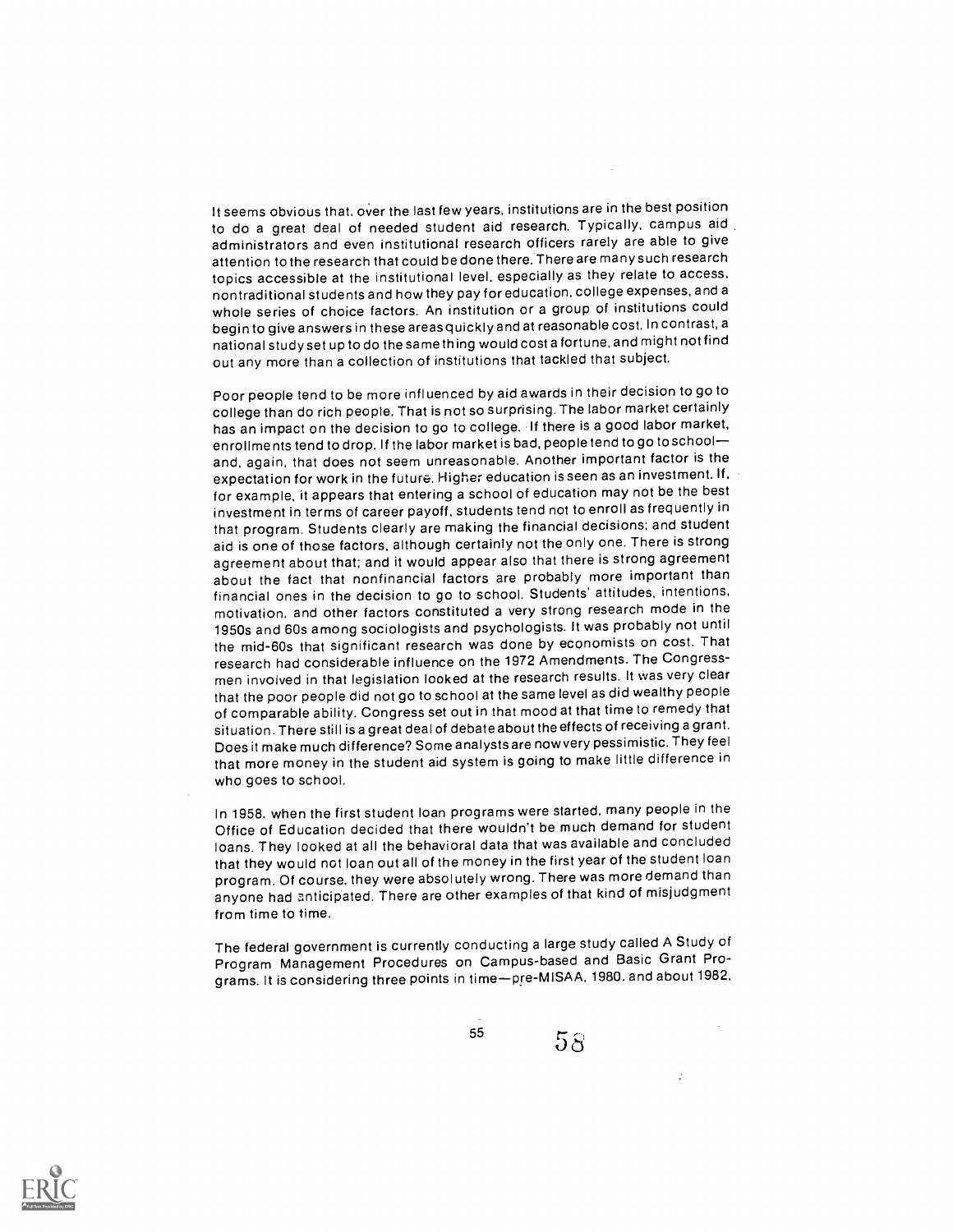It seems obvious that, over the last few years, institutions are in the best position to do a great deal of needed student aid research. Typically, campus aid administrators and even institutional research officers rarely are able to give attention to the research that could be done there. There are many such research topics accessible at the institutional level, especially as they relate to access, nontraditional students and how they pay for education, college expenses, and a whole series of choice factors. An institution or a group of institutions could begin to give answers in these areas quickly and at reasonable cost. In contrast, a national study set up to do the same thing would cost a fortune, and might not find out any more than a collection of institutions that tackled that subject.

Poor people tend to be more influenced by aid awards in their decision to go to college than do rich people. That is not so surprising. The labor market certainly has an impact on the decision to go to college. If there is a good labor market, enrollments tend to drop. If the labor market is bad, people tend to go to school—and, again, that does not seem unreasonable. Another important factor is the expectation for work in the future. Higher education is seen as an investment. If, for example, it appears that entering a school of education may not be the best investment in terms of career payoff, students tend not to enroll as frequently in that program. Students clearly are making the financial decisions; and student aid is one of those factors, although certainly not the only one. There is strong agreement about that; and it would appear also that there is strong agreement about the fact that nonfinancial factors are probably more important than financial ones in the decision to go to school. Students' attitudes, intentions, motivation, and other factors constituted a very strong research mode in the 1950s and 60s among sociologists and psychologists. It was probably not until the mid-60s that significant research was done by economists on cost. That research had considerable influence on the 1972 Amendments. The Congressmen involved in that legislation looked at the research results. It was very clear that the poor people did not go to school at the same level as did wealthy people of comparable ability. Congress set out in that mood at that time to remedy that situation. There still is a great deal of debate about the effects of receiving a grant. Does it make much difference? Some analysts are now very pessimistic. They feel that more money in the student aid system is going to make little difference in who goes to school.

In 1958, when the first student loan programs were started, many people in the Office of Education decided that there wouldn't be much demand for student loans. They looked at all the behavioral data that was available and concluded that they would not loan out all of the money in the first year of the student loan program. Of course, they were absolutely wrong. There was more demand than anyone had anticipated. There are other examples of that kind of misjudgment from time to time.

The federal government is currently conducting a large study called A Study of Program Management Procedures on Campus-based and Basic Grant Programs. It is considering three points in time—pre-MISAA, 1980, and about 1982,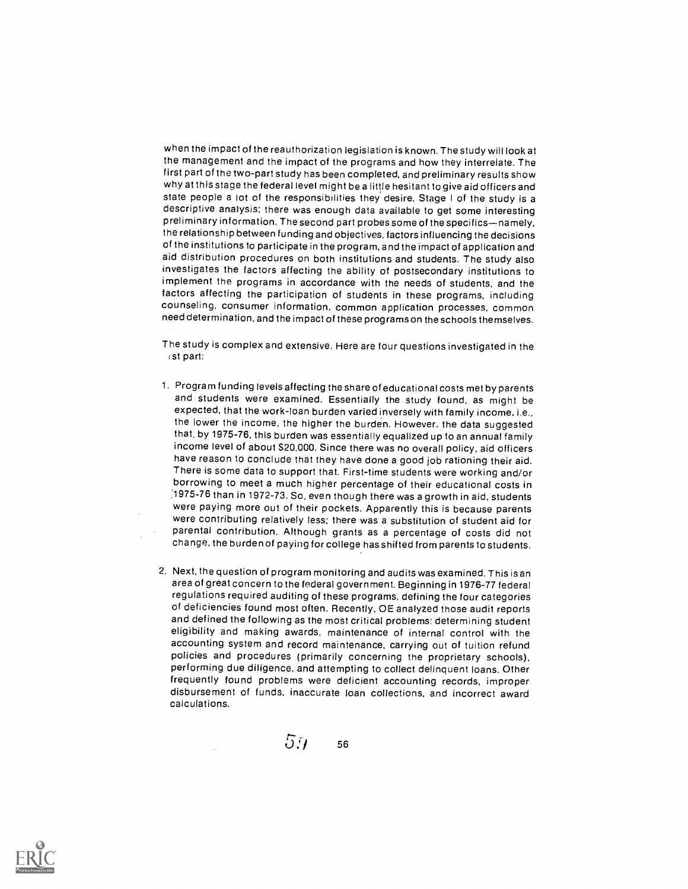when the impact of the reauthorization legislation is known. The study will look at the management and the impact of the programs and how they interrelate. The first part of the two-part study has been completed, and preliminary results show why at this stage the federal level might be a little hesitant to give aid officers and state people a lot of the responsibilities they desire. Stage I of the study is a descriptive analysis; there was enough data available to get some interesting preliminary information. The second part probes some of the specifics—namely, the relationship between funding and objectives, factors influencing the decisions of the institutions to participate in the program, and the impact of application and aid distribution procedures on both institutions and students. The study also investigates the factors affecting the ability of postsecondary institutions to implement the programs in accordance with the needs of students, and the factors affecting the participation of students in these programs, including counseling, consumer information, common application processes, common need determination, and the impact of these programs on the schools themselves.

The study is complex and extensive. Here are four questions investigated in the first part:

1. Program funding levels affecting the share of educational costs met by parents and students were examined. Essentially the study found, as might be expected, that the work-loan burden varied inversely with family income, i.e., the lower the income, the higher the burden. However, the data suggested that, by 1975-76, this burden was essentially equalized up to an annual family income level of about $20,000. Since there was no overall policy, aid officers have reason to conclude that they have done a good job rationing their aid. There is some data to support that. First-time students were working and/or borrowing to meet a much higher percentage of their educational costs in 1975-76 than in 1972-73. So, even though there was a growth in aid, students were paying more out of their pockets. Apparently this is because parents were contributing relatively less; there was a substitution of student aid for parental contribution. Although grants as a percentage of costs did not change, the burden of paying for college has shifted from parents to students.

2. Next, the question of program monitoring and audits was examined. This is an area of great concern to the federal government. Beginning in 1976-77 federal regulations required auditing of these programs, defining the four categories of deficiencies found most often. Recently, OE analyzed those audit reports and defined the following as the most critical problems: determining student eligibility and making awards, maintenance of internal control with the accounting system and record maintenance, carrying out of tuition refund policies and procedures (primarily concerning the proprietary schools), performing due diligence, and attempting to collect delinquent loans. Other frequently found problems were deficient accounting records, improper disbursement of funds, inaccurate loan collections, and incorrect award calculations.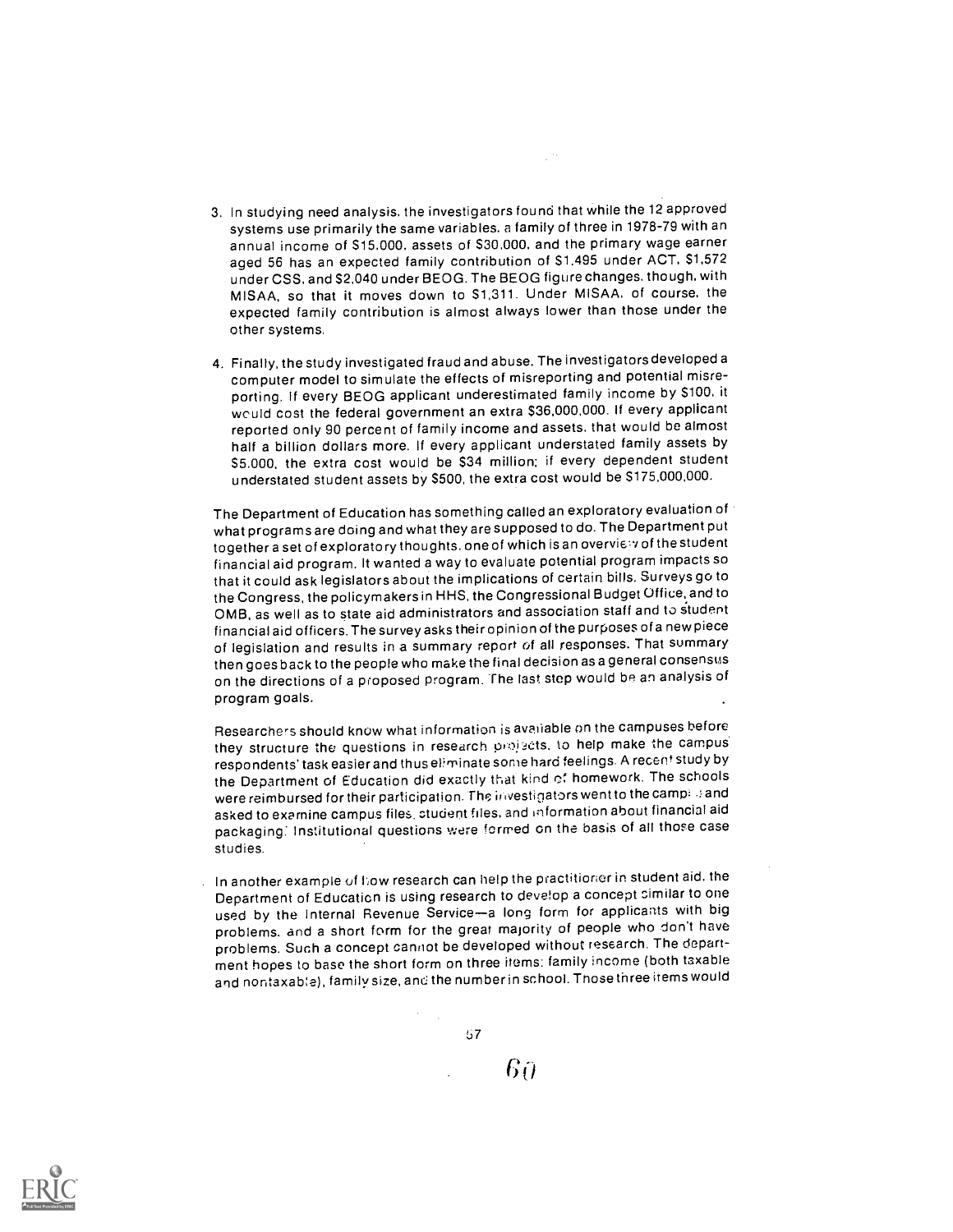3. In studying need analysis, the investigators found that while the 12 approved systems use primarily the same variables, a family of three in 1978-79 with an annual income of $15,000, assets of $30,000, and the primary wage earner aged 56 has an expected family contribution of $1,495 under ACT, $1,572 under CSS, and $2,040 under BEOG. The BEOG figure changes, though, with MISAA, so that it moves down to $1,311. Under MISAA, of course, the expected family contribution is almost always lower than those under the other systems.

4. Finally, the study investigated fraud and abuse. The investigators developed a computer model to simulate the effects of misreporting and potential misreporting. If every BEOG applicant underestimated family income by $100, it would cost the federal government an extra $36,000,000. If every applicant reported only 90 percent of family income and assets, that would be almost half a billion dollars more. If every applicant understated family assets by $5,000, the extra cost would be $34 million; if every dependent student understated student assets by $500, the extra cost would be $175,000,000.

The Department of Education has something called an exploratory evaluation of what programs are doing and what they are supposed to do. The Department put together a set of exploratory thoughts, one of which is an overview of the student financial aid program. It wanted a way to evaluate potential program impacts so that it could ask legislators about the implications of certain bills. Surveys go to the Congress, the policymakers in HHS, the Congressional Budget Office, and to OMB, as well as to state aid administrators and association staff and to student financial aid officers. The survey asks their opinion of the purposes of a new piece of legislation and results in a summary report of all responses. That summary then goes back to the people who make the final decision as a general consensus on the directions of a proposed program. The last step would be an analysis of program goals.

Researchers should know what information is available on the campuses before they structure the questions in research projects, to help make the campus respondents' task easier and thus eliminate some hard feelings. A recent study by the Department of Education did exactly that kind of homework. The schools were reimbursed for their participation. The investigators went to the campuses and asked to examine campus files, student files, and information about financial aid packaging. Institutional questions were formed on the basis of all those case studies.

In another example of how research can help the practitioner in student aid, the Department of Education is using research to develop a concept similar to one used by the Internal Revenue Service—a long form for applicants with big problems, and a short form for the great majority of people who don't have problems. Such a concept cannot be developed without research. The department hopes to base the short form on three items: family income (both taxable and nontaxable), family size, and the number in school. Those three items would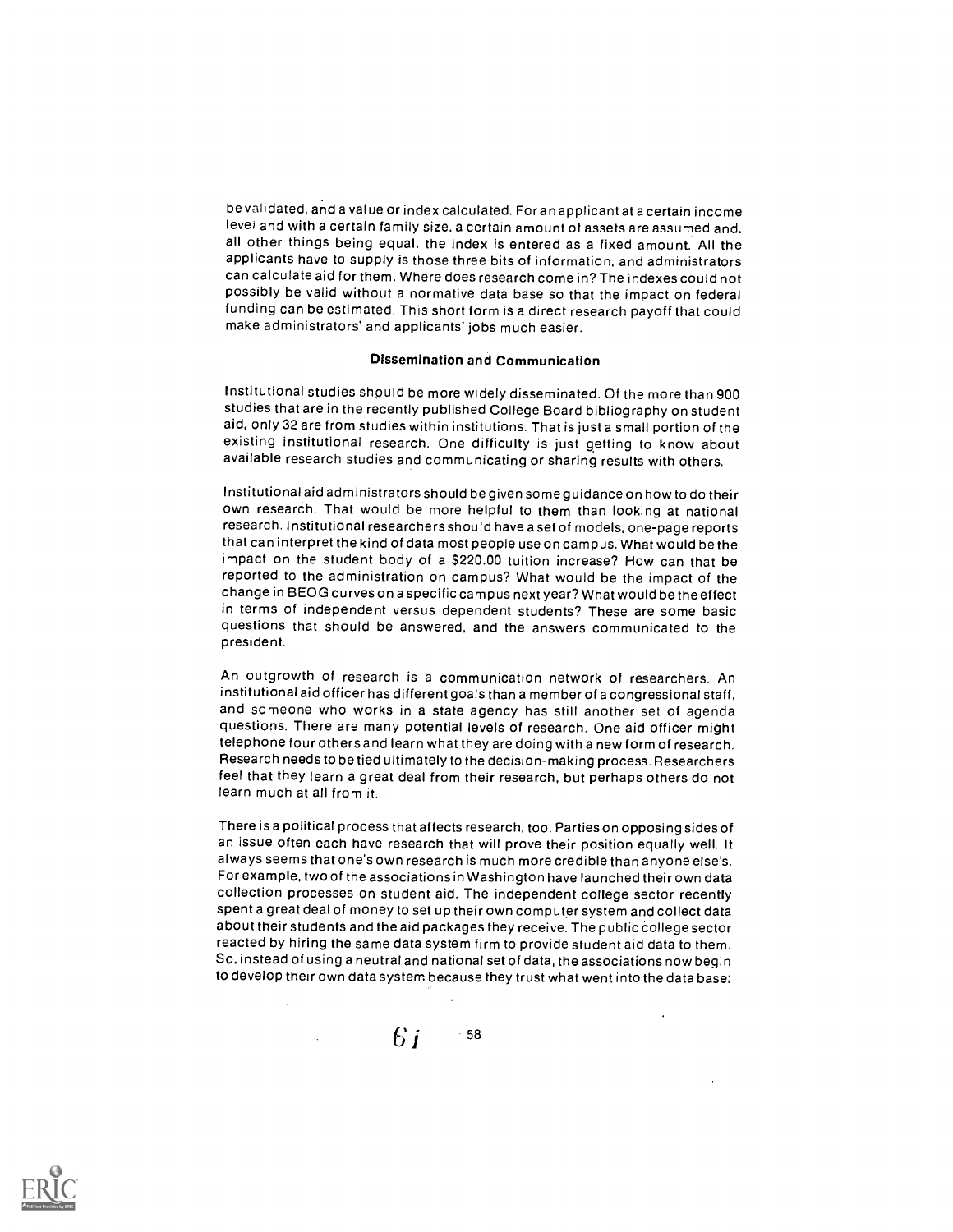be validated, and a value or index calculated. For an applicant at a certain income level and with a certain family size, a certain amount of assets are assumed and, all other things being equal, the index is entered as a fixed amount. All the applicants have to supply is those three bits of information, and administrators can calculate aid for them. Where does research come in? The indexes could not possibly be valid without a normative data base so that the impact on federal funding can be estimated. This short form is a direct research payoff that could make administrators' and applicants' jobs much easier.

### Dissemination and Communication

Institutional studies should be more widely disseminated. Of the more than 900 studies that are in the recently published College Board bibliography on student aid, only 32 are from studies within institutions. That is just a small portion of the existing institutional research. One difficulty is just getting to know about available research studies and communicating or sharing results with others.

Institutional aid administrators should be given some guidance on how to do their own research. That would be more helpful to them than looking at national research. Institutional researchers should have a set of models, one-page reports that can interpret the kind of data most people use on campus. What would be the impact on the student body of a $220.00 tuition increase? How can that be reported to the administration on campus? What would be the impact of the change in BEOG curves on a specific campus next year? What would be the effect in terms of independent versus dependent students? These are some basic questions that should be answered, and the answers communicated to the president.

An outgrowth of research is a communication network of researchers. An institutional aid officer has different goals than a member of a congressional staff, and someone who works in a state agency has still another set of agenda questions. There are many potential levels of research. One aid officer might telephone four others and learn what they are doing with a new form of research. Research needs to be tied ultimately to the decision-making process. Researchers feel that they learn a great deal from their research, but perhaps others do not learn much at all from it.

There is a political process that affects research, too. Parties on opposing sides of an issue often each have research that will prove their position equally well. It always seems that one's own research is much more credible than anyone else's. For example, two of the associations in Washington have launched their own data collection processes on student aid. The independent college sector recently spent a great deal of money to set up their own computer system and collect data about their students and the aid packages they receive. The public college sector reacted by hiring the same data system firm to provide student aid data to them. So, instead of using a neutral and national set of data, the associations now begin to develop their own data system because they trust what went into the data base;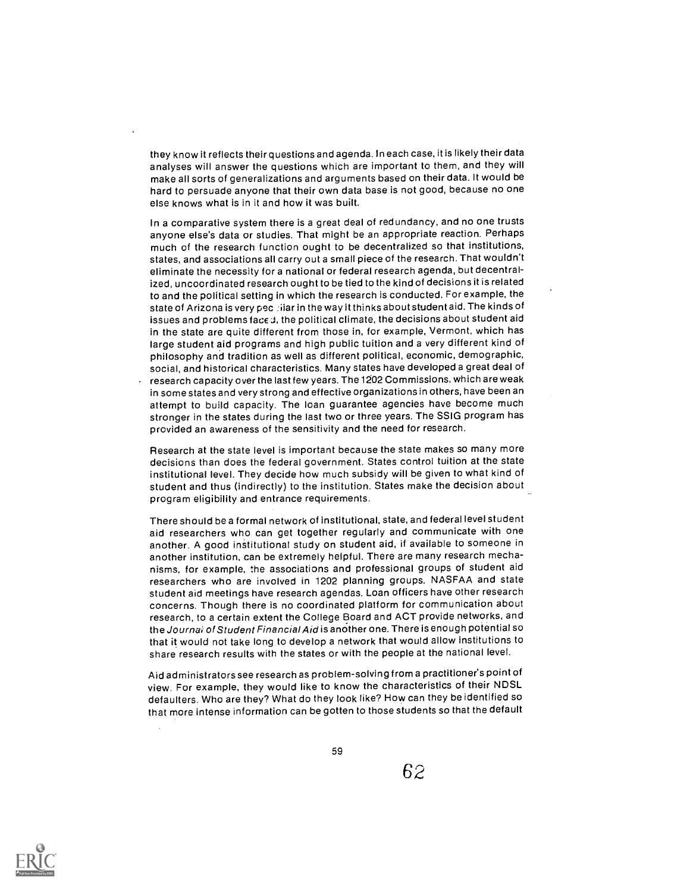they know it reflects their questions and agenda. In each case, it is likely their data analyses will answer the questions which are important to them, and they will make all sorts of generalizations and arguments based on their data. It would be hard to persuade anyone that their own data base is not good, because no one else knows what is in it and how it was built.

In a comparative system there is a great deal of redundancy, and no one trusts anyone else's data or studies. That might be an appropriate reaction. Perhaps much of the research function ought to be decentralized so that institutions, states, and associations all carry out a small piece of the research. That wouldn't eliminate the necessity for a national or federal research agenda, but decentralized, uncoordinated research ought to be tied to the kind of decisions it is related to and the political setting in which the research is conducted. For example, the state of Arizona is very peculiar in the way it thinks about student aid. The kinds of issues and problems faced, the political climate, the decisions about student aid in the state are quite different from those in, for example, Vermont, which has large student aid programs and high public tuition and a very different kind of philosophy and tradition as well as different political, economic, demographic, social, and historical characteristics. Many states have developed a great deal of research capacity over the last few years. The 1202 Commissions, which are weak in some states and very strong and effective organizations in others, have been an attempt to build capacity. The loan guarantee agencies have become much stronger in the states during the last two or three years. The SSIG program has provided an awareness of the sensitivity and the need for research.

Research at the state level is important because the state makes so many more decisions than does the federal government. States control tuition at the state institutional level. They decide how much subsidy will be given to what kind of student and thus (indirectly) to the institution. States make the decision about program eligibility and entrance requirements.

There should be a formal network of institutional, state, and federal level student aid researchers who can get together regularly and communicate with one another. A good institutional study on student aid, if available to someone in another institution, can be extremely helpful. There are many research mechanisms, for example, the associations and professional groups of student aid researchers who are involved in 1202 planning groups. NASFAA and state student aid meetings have research agendas. Loan officers have other research concerns. Though there is no coordinated platform for communication about research, to a certain extent the College Board and ACT provide networks, and the *Journal of Student Financial Aid* is another one. There is enough potential so that it would not take long to develop a network that would allow institutions to share research results with the states or with the people at the national level.

Aid administrators see research as problem-solving from a practitioner's point of view. For example, they would like to know the characteristics of their NDSL defaulters. Who are they? What do they look like? How can they be identified so that more intense information can be gotten to those students so that the default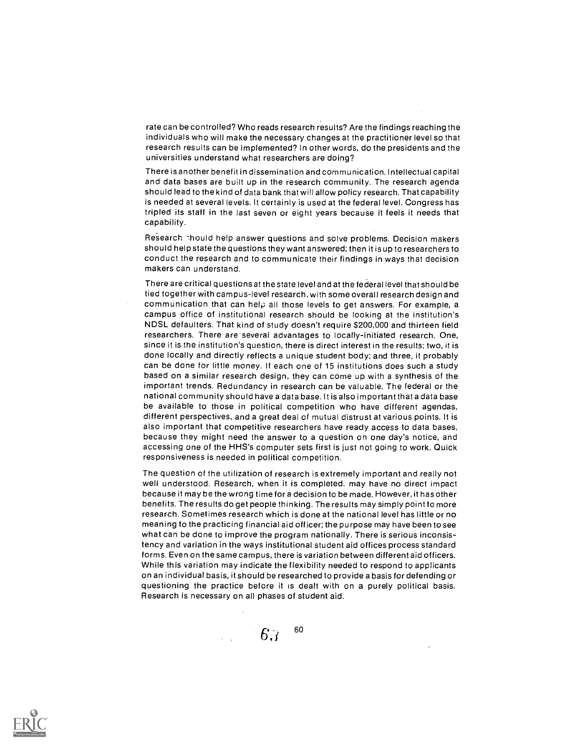rate can be controlled? Who reads research results? Are the findings reaching the individuals who will make the necessary changes at the practitioner level so that research results can be implemented? In other words, do the presidents and the universities understand what researchers are doing?

There is another benefit in dissemination and communication. Intellectual capital and data bases are built up in the research community. The research agenda should lead to the kind of data bank that will allow policy research. That capability is needed at several levels. It certainly is used at the federal level. Congress has tripled its staff in the last seven or eight years because it feels it needs that capability.

Research should help answer questions and solve problems. Decision makers should help state the questions they want answered; then it is up to researchers to conduct the research and to communicate their findings in ways that decision makers can understand.

There are critical questions at the state level and at the federal level that should be tied together with campus-level research, with some overall research design and communication that can help all those levels to get answers. For example, a campus office of institutional research should be looking at the institution's NDSL defaulters. That kind of study doesn't require $200,000 and thirteen field researchers. There are several advantages to locally-initiated research. One, since it is the institution's question, there is direct interest in the results; two, it is done locally and directly reflects a unique student body; and three, it probably can be done for little money. If each one of 15 institutions does such a study based on a similar research design, they can come up with a synthesis of the important trends. Redundancy in research can be valuable. The federal or the national community should have a data base. It is also important that a data base be available to those in political competition who have different agendas, different perspectives, and a great deal of mutual distrust at various points. It is also important that competitive researchers have ready access to data bases, because they might need the answer to a question on one day's notice, and accessing one of the HHS's computer sets first is just not going to work. Quick responsiveness is needed in political competition.

The question of the utilization of research is extremely important and really not well understood. Research, when it is completed, may have no direct impact because it may be the wrong time for a decision to be made. However, it has other benefits. The results do get people thinking. The results may simply point to more research. Sometimes research which is done at the national level has little or no meaning to the practicing financial aid officer; the purpose may have been to see what can be done to improve the program nationally. There is serious inconsistency and variation in the ways institutional student aid offices process standard forms. Even on the same campus, there is variation between different aid officers. While this variation may indicate the flexibility needed to respond to applicants on an individual basis, it should be researched to provide a basis for defending or questioning the practice before it is dealt with on a purely political basis. Research is necessary on all phases of student aid.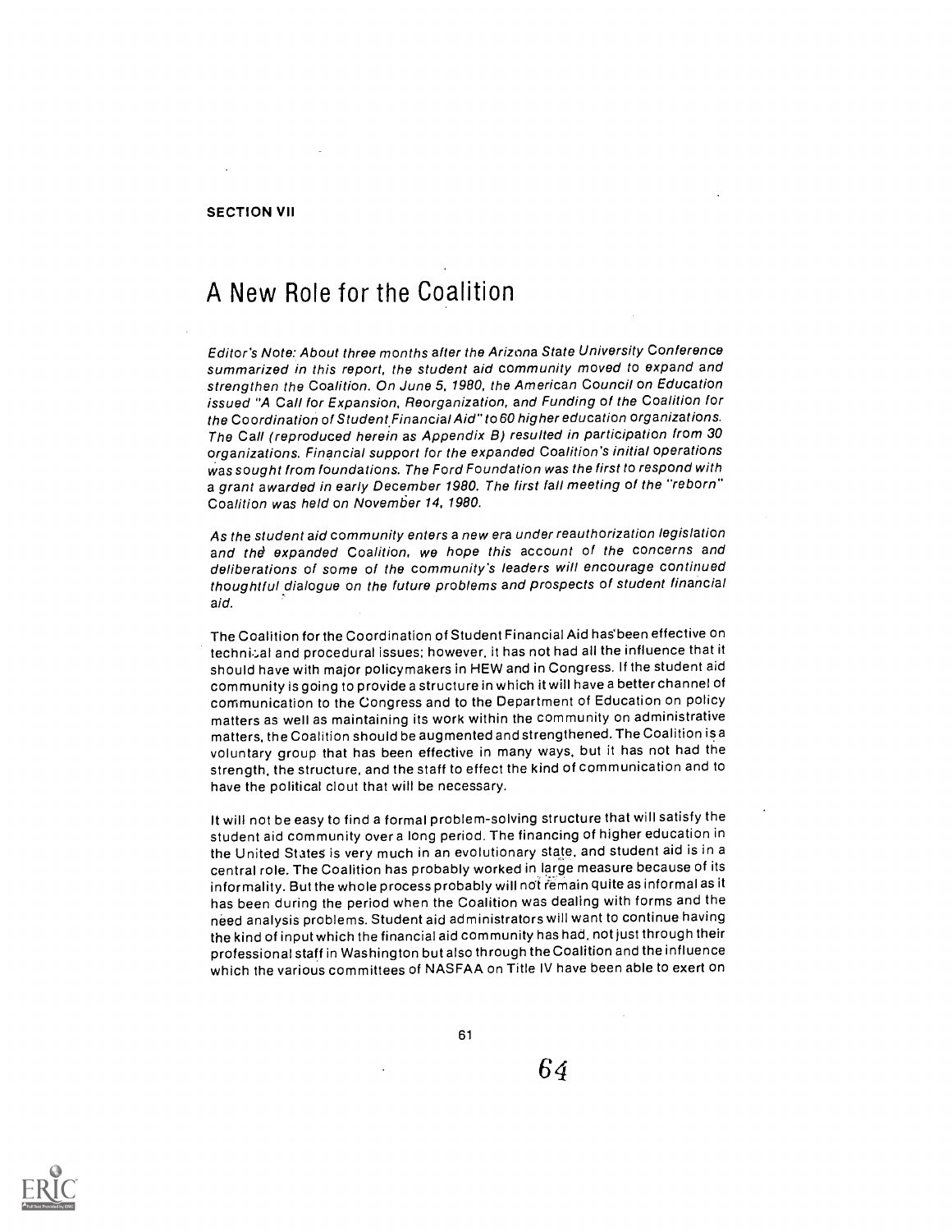SECTION VII

# A New Role for the Coalition

*Editor's Note: About three months after the Arizona State University Conference summarized in this report, the student aid community moved to expand and strengthen the Coalition. On June 5, 1980, the American Council on Education issued "A Call for Expansion, Reorganization, and Funding of the Coalition for the Coordination of Student Financial Aid" to 60 higher education organizations. The Call (reproduced herein as Appendix B) resulted in participation from 30 organizations. Financial support for the expanded Coalition's initial operations was sought from foundations. The Ford Foundation was the first to respond with a grant awarded in early December 1980. The first fall meeting of the "reborn" Coalition was held on November 14, 1980.*

*As the student aid community enters a new era under reauthorization legislation and the expanded Coalition, we hope this account of the concerns and deliberations of some of the community's leaders will encourage continued thoughtful dialogue on the future problems and prospects of student financial aid.*

The Coalition for the Coordination of Student Financial Aid has been effective on technical and procedural issues; however, it has not had all the influence that it should have with major policymakers in HEW and in Congress. If the student aid community is going to provide a structure in which it will have a better channel of communication to the Congress and to the Department of Education on policy matters as well as maintaining its work within the community on administrative matters, the Coalition should be augmented and strengthened. The Coalition is a voluntary group that has been effective in many ways, but it has not had the strength, the structure, and the staff to effect the kind of communication and to have the political clout that will be necessary.

It will not be easy to find a formal problem-solving structure that will satisfy the student aid community over a long period. The financing of higher education in the United States is very much in an evolutionary state, and student aid is in a central role. The Coalition has probably worked in large measure because of its informality. But the whole process probably will not remain quite as informal as it has been during the period when the Coalition was dealing with forms and the need analysis problems. Student aid administrators will want to continue having the kind of input which the financial aid community has had, not just through their professional staff in Washington but also through the Coalition and the influence which the various committees of NASFAA on Title IV have been able to exert on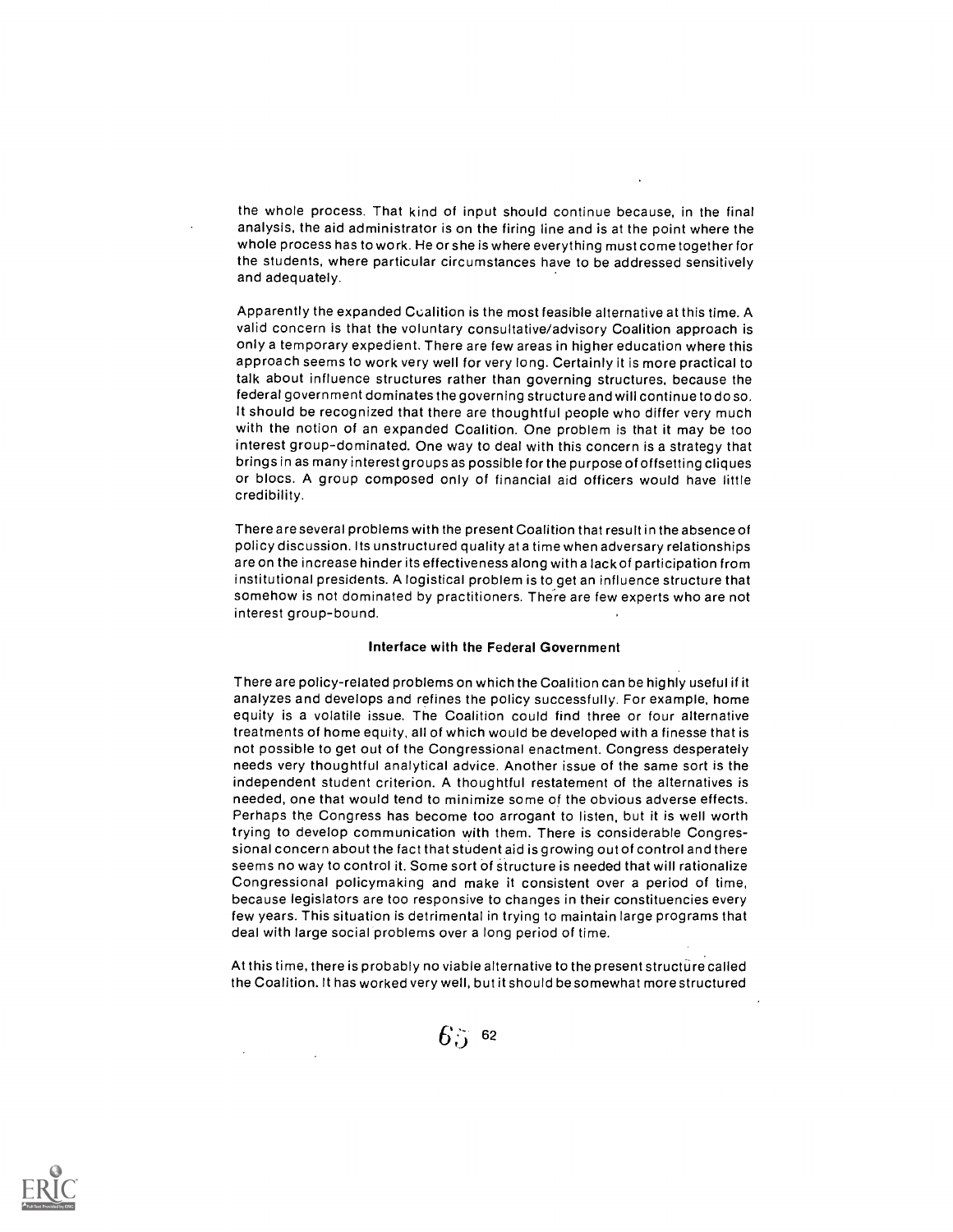the whole process. That kind of input should continue because, in the final analysis, the aid administrator is on the firing line and is at the point where the whole process has to work. He or she is where everything must come together for the students, where particular circumstances have to be addressed sensitively and adequately.

Apparently the expanded Coalition is the most feasible alternative at this time. A valid concern is that the voluntary consultative/advisory Coalition approach is only a temporary expedient. There are few areas in higher education where this approach seems to work very well for very long. Certainly it is more practical to talk about influence structures rather than governing structures, because the federal government dominates the governing structure and will continue to do so. It should be recognized that there are thoughtful people who differ very much with the notion of an expanded Coalition. One problem is that it may be too interest group-dominated. One way to deal with this concern is a strategy that brings in as many interest groups as possible for the purpose of offsetting cliques or blocs. A group composed only of financial aid officers would have little credibility.

There are several problems with the present Coalition that result in the absence of policy discussion. Its unstructured quality at a time when adversary relationships are on the increase hinder its effectiveness along with a lack of participation from institutional presidents. A logistical problem is to get an influence structure that somehow is not dominated by practitioners. There are few experts who are not interest group-bound.

### Interface with the Federal Government

There are policy-related problems on which the Coalition can be highly useful if it analyzes and develops and refines the policy successfully. For example, home equity is a volatile issue. The Coalition could find three or four alternative treatments of home equity, all of which would be developed with a finesse that is not possible to get out of the Congressional enactment. Congress desperately needs very thoughtful analytical advice. Another issue of the same sort is the independent student criterion. A thoughtful restatement of the alternatives is needed, one that would tend to minimize some of the obvious adverse effects. Perhaps the Congress has become too arrogant to listen, but it is well worth trying to develop communication with them. There is considerable Congressional concern about the fact that student aid is growing out of control and there seems no way to control it. Some sort of structure is needed that will rationalize Congressional policymaking and make it consistent over a period of time, because legislators are too responsive to changes in their constituencies every few years. This situation is detrimental in trying to maintain large programs that deal with large social problems over a long period of time.

At this time, there is probably no viable alternative to the present structure called the Coalition. It has worked very well, but it should be somewhat more structured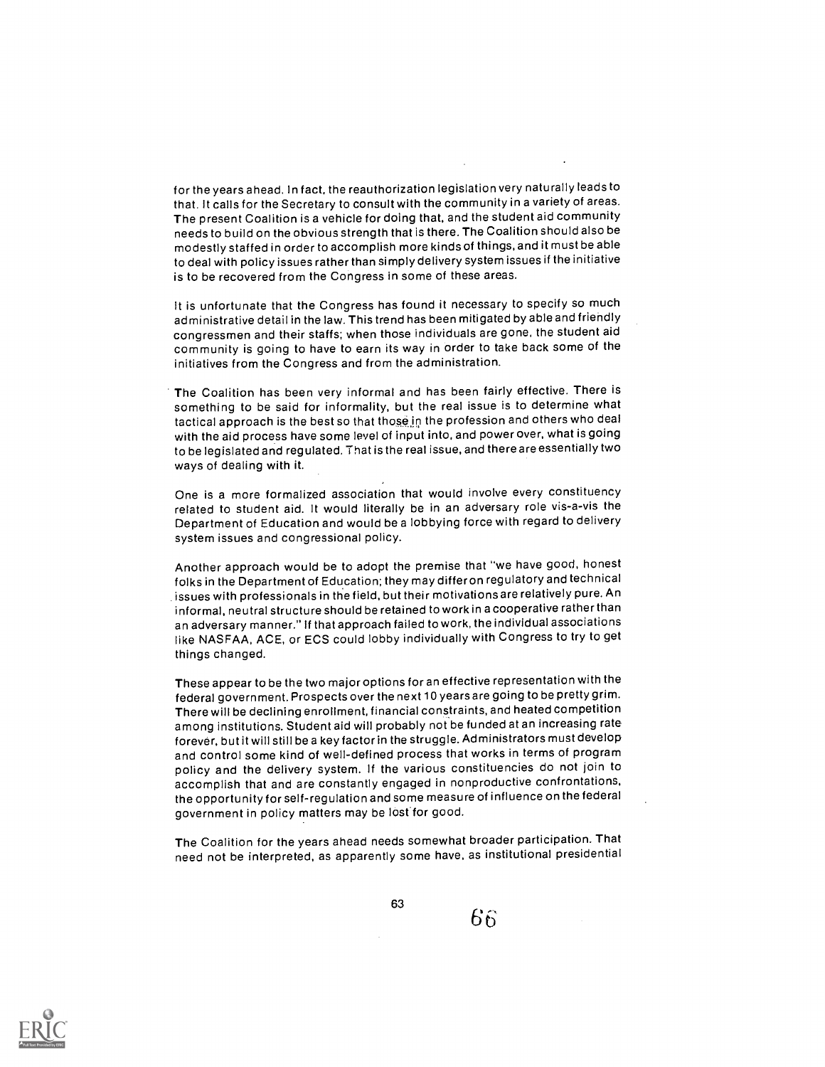for the years ahead. In fact, the reauthorization legislation very naturally leads to that. It calls for the Secretary to consult with the community in a variety of areas. The present Coalition is a vehicle for doing that, and the student aid community needs to build on the obvious strength that is there. The Coalition should also be modestly staffed in order to accomplish more kinds of things, and it must be able to deal with policy issues rather than simply delivery system issues if the initiative is to be recovered from the Congress in some of these areas.

It is unfortunate that the Congress has found it necessary to specify so much administrative detail in the law. This trend has been mitigated by able and friendly congressmen and their staffs; when those individuals are gone, the student aid community is going to have to earn its way in order to take back some of the initiatives from the Congress and from the administration.

The Coalition has been very informal and has been fairly effective. There is something to be said for informality, but the real issue is to determine what tactical approach is the best so that those in the profession and others who deal with the aid process have some level of input into, and power over, what is going to be legislated and regulated. That is the real issue, and there are essentially two ways of dealing with it.

One is a more formalized association that would involve every constituency related to student aid. It would literally be in an adversary role vis-a-vis the Department of Education and would be a lobbying force with regard to delivery system issues and congressional policy.

Another approach would be to adopt the premise that "we have good, honest folks in the Department of Education; they may differ on regulatory and technical issues with professionals in the field, but their motivations are relatively pure. An informal, neutral structure should be retained to work in a cooperative rather than an adversary manner." If that approach failed to work, the individual associations like NASFAA, ACE, or ECS could lobby individually with Congress to try to get things changed.

These appear to be the two major options for an effective representation with the federal government. Prospects over the next 10 years are going to be pretty grim. There will be declining enrollment, financial constraints, and heated competition among institutions. Student aid will probably not be funded at an increasing rate forever, but it will still be a key factor in the struggle. Administrators must develop and control some kind of well-defined process that works in terms of program policy and the delivery system. If the various constituencies do not join to accomplish that and are constantly engaged in nonproductive confrontations, the opportunity for self-regulation and some measure of influence on the federal government in policy matters may be lost for good.

The Coalition for the years ahead needs somewhat broader participation. That need not be interpreted, as apparently some have, as institutional presidential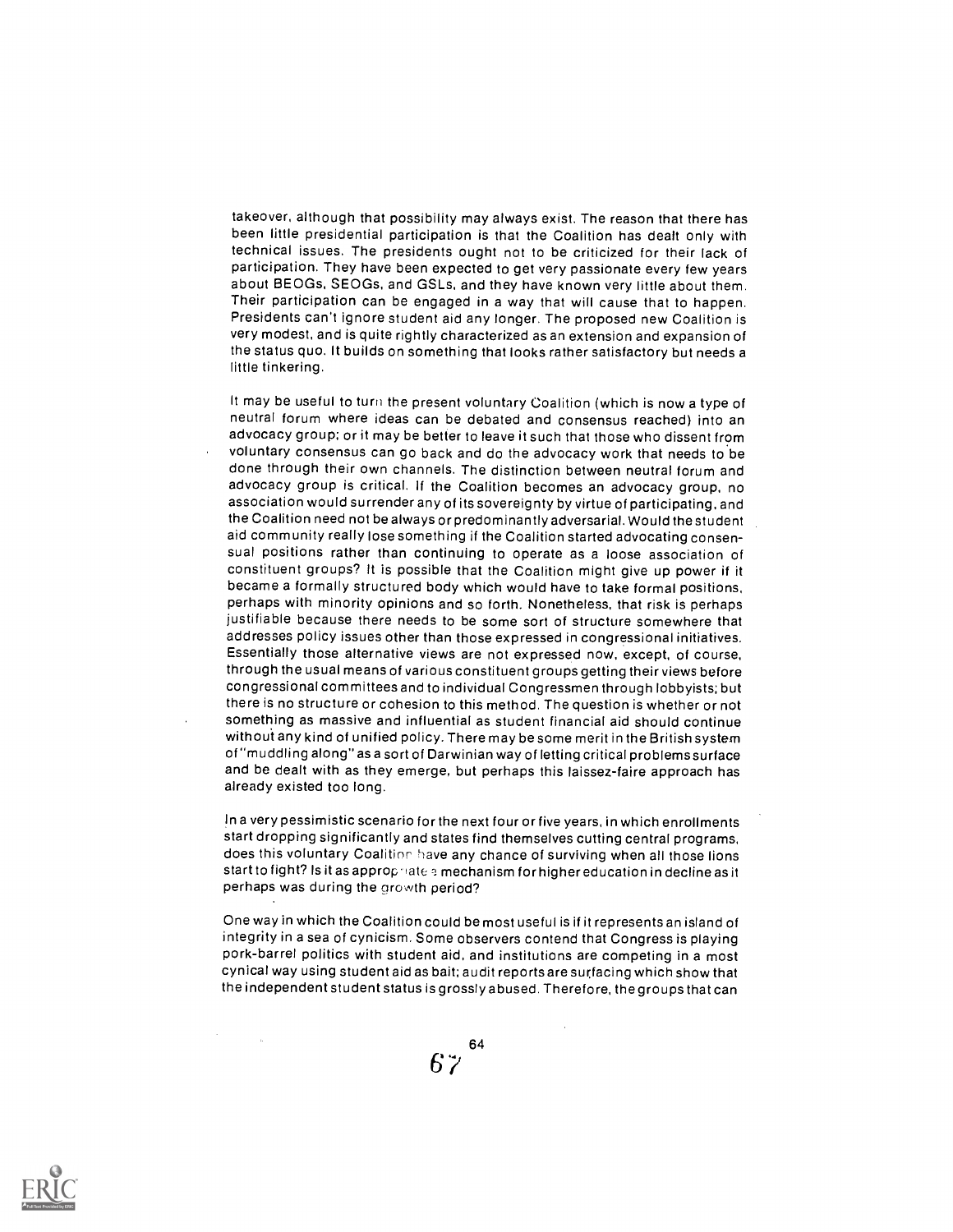takeover, although that possibility may always exist. The reason that there has been little presidential participation is that the Coalition has dealt only with technical issues. The presidents ought not to be criticized for their lack of participation. They have been expected to get very passionate every few years about BEOGs, SEOGs, and GSLs, and they have known very little about them. Their participation can be engaged in a way that will cause that to happen. Presidents can't ignore student aid any longer. The proposed new Coalition is very modest, and is quite rightly characterized as an extension and expansion of the status quo. It builds on something that looks rather satisfactory but needs a little tinkering.

It may be useful to turn the present voluntary Coalition (which is now a type of neutral forum where ideas can be debated and consensus reached) into an advocacy group; or it may be better to leave it such that those who dissent from voluntary consensus can go back and do the advocacy work that needs to be done through their own channels. The distinction between neutral forum and advocacy group is critical. If the Coalition becomes an advocacy group, no association would surrender any of its sovereignty by virtue of participating, and the Coalition need not be always or predominantly adversarial. Would the student aid community really lose something if the Coalition started advocating consensual positions rather than continuing to operate as a loose association of constituent groups? It is possible that the Coalition might give up power if it became a formally structured body which would have to take formal positions, perhaps with minority opinions and so forth. Nonetheless, that risk is perhaps justifiable because there needs to be some sort of structure somewhere that addresses policy issues other than those expressed in congressional initiatives. Essentially those alternative views are not expressed now, except, of course, through the usual means of various constituent groups getting their views before congressional committees and to individual Congressmen through lobbyists; but there is no structure or cohesion to this method. The question is whether or not something as massive and influential as student financial aid should continue without any kind of unified policy. There may be some merit in the British system of "muddling along" as a sort of Darwinian way of letting critical problems surface and be dealt with as they emerge, but perhaps this laissez-faire approach has already existed too long.

In a very pessimistic scenario for the next four or five years, in which enrollments start dropping significantly and states find themselves cutting central programs, does this voluntary Coalition have any chance of surviving when all those lions start to fight? Is it as appropriate a mechanism for higher education in decline as it perhaps was during the growth period?

One way in which the Coalition could be most useful is if it represents an island of integrity in a sea of cynicism. Some observers contend that Congress is playing pork-barrel politics with student aid, and institutions are competing in a most cynical way using student aid as bait; audit reports are surfacing which show that the independent student status is grossly abused. Therefore, the groups that can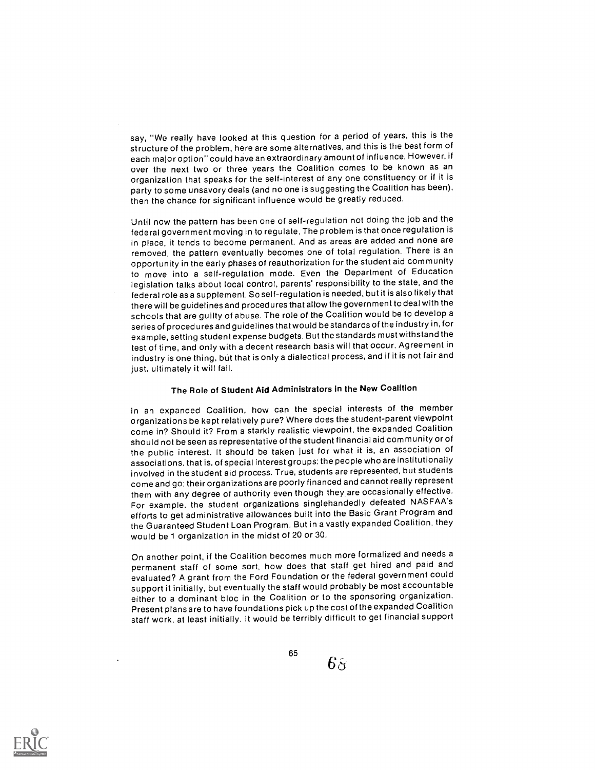say, "We really have looked at this question for a period of years, this is the structure of the problem, here are some alternatives, and this is the best form of each major option" could have an extraordinary amount of influence. However, if over the next two or three years the Coalition comes to be known as an organization that speaks for the self-interest of any one constituency or if it is party to some unsavory deals (and no one is suggesting the Coalition has been), then the chance for significant influence would be greatly reduced.

Until now the pattern has been one of self-regulation not doing the job and the federal government moving in to regulate. The problem is that once regulation is in place, it tends to become permanent. And as areas are added and none are removed, the pattern eventually becomes one of total regulation. There is an opportunity in the early phases of reauthorization for the student aid community to move into a self-regulation mode. Even the Department of Education legislation talks about local control, parents' responsibility to the state, and the federal role as a supplement. So self-regulation is needed, but it is also likely that there will be guidelines and procedures that allow the government to deal with the schools that are guilty of abuse. The role of the Coalition would be to develop a series of procedures and guidelines that would be standards of the industry in, for example, setting student expense budgets. But the standards must withstand the test of time, and only with a decent research basis will that occur. Agreement in industry is one thing, but that is only a dialectical process, and if it is not fair and just, ultimately it will fail.

### The Role of Student Aid Administrators in the New Coalition

In an expanded Coalition, how can the special interests of the member organizations be kept relatively pure? Where does the student-parent viewpoint come in? Should it? From a starkly realistic viewpoint, the expanded Coalition should not be seen as representative of the student financial aid community or of the public interest. It should be taken just for what it is, an association of associations, that is, of special interest groups: the people who are institutionally involved in the student aid process. True, students are represented, but students come and go; their organizations are poorly financed and cannot really represent them with any degree of authority even though they are occasionally effective. For example, the student organizations singlehandedly defeated NASFAA's efforts to get administrative allowances built into the Basic Grant Program and the Guaranteed Student Loan Program. But in a vastly expanded Coalition, they would be 1 organization in the midst of 20 or 30.

On another point, if the Coalition becomes much more formalized and needs a permanent staff of some sort, how does that staff get hired and paid and evaluated? A grant from the Ford Foundation or the federal government could support it initially, but eventually the staff would probably be most accountable either to a dominant bloc in the Coalition or to the sponsoring organization. Present plans are to have foundations pick up the cost of the expanded Coalition staff work, at least initially. It would be terribly difficult to get financial support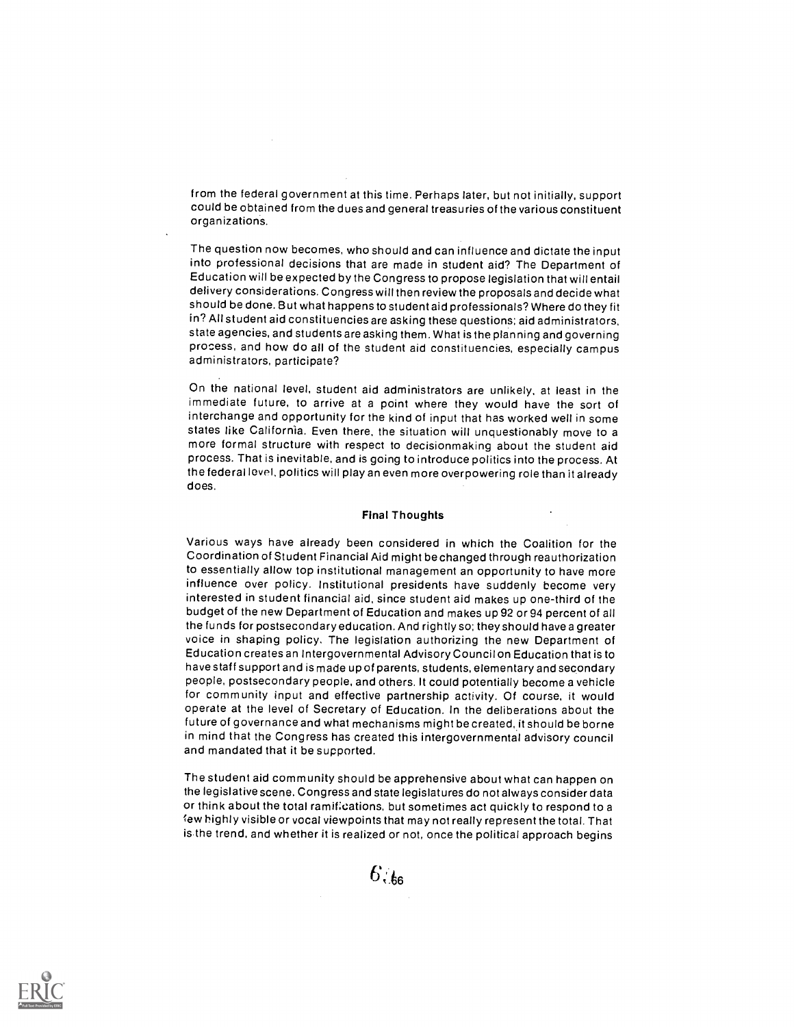from the federal government at this time. Perhaps later, but not initially, support could be obtained from the dues and general treasuries of the various constituent organizations.

The question now becomes, who should and can influence and dictate the input into professional decisions that are made in student aid? The Department of Education will be expected by the Congress to propose legislation that will entail delivery considerations. Congress will then review the proposals and decide what should be done. But what happens to student aid professionals? Where do they fit in? All student aid constituencies are asking these questions; aid administrators, state agencies, and students are asking them. What is the planning and governing process, and how do all of the student aid constituencies, especially campus administrators, participate?

On the national level, student aid administrators are unlikely, at least in the immediate future, to arrive at a point where they would have the sort of interchange and opportunity for the kind of input that has worked well in some states like California. Even there, the situation will unquestionably move to a more formal structure with respect to decisionmaking about the student aid process. That is inevitable, and is going to introduce politics into the process. At the federal level, politics will play an even more overpowering role than it already does.

### Final Thoughts

Various ways have already been considered in which the Coalition for the Coordination of Student Financial Aid might be changed through reauthorization to essentially allow top institutional management an opportunity to have more influence over policy. Institutional presidents have suddenly become very interested in student financial aid, since student aid makes up one-third of the budget of the new Department of Education and makes up 92 or 94 percent of all the funds for postsecondary education. And rightly so; they should have a greater voice in shaping policy. The legislation authorizing the new Department of Education creates an Intergovernmental Advisory Council on Education that is to have staff support and is made up of parents, students, elementary and secondary people, postsecondary people, and others. It could potentially become a vehicle for community input and effective partnership activity. Of course, it would operate at the level of Secretary of Education. In the deliberations about the future of governance and what mechanisms might be created, it should be borne in mind that the Congress has created this intergovernmental advisory council and mandated that it be supported.

The student aid community should be apprehensive about what can happen on the legislative scene. Congress and state legislatures do not always consider data or think about the total ramifications, but sometimes act quickly to respond to a few highly visible or vocal viewpoints that may not really represent the total. That is the trend, and whether it is realized or not, once the political approach begins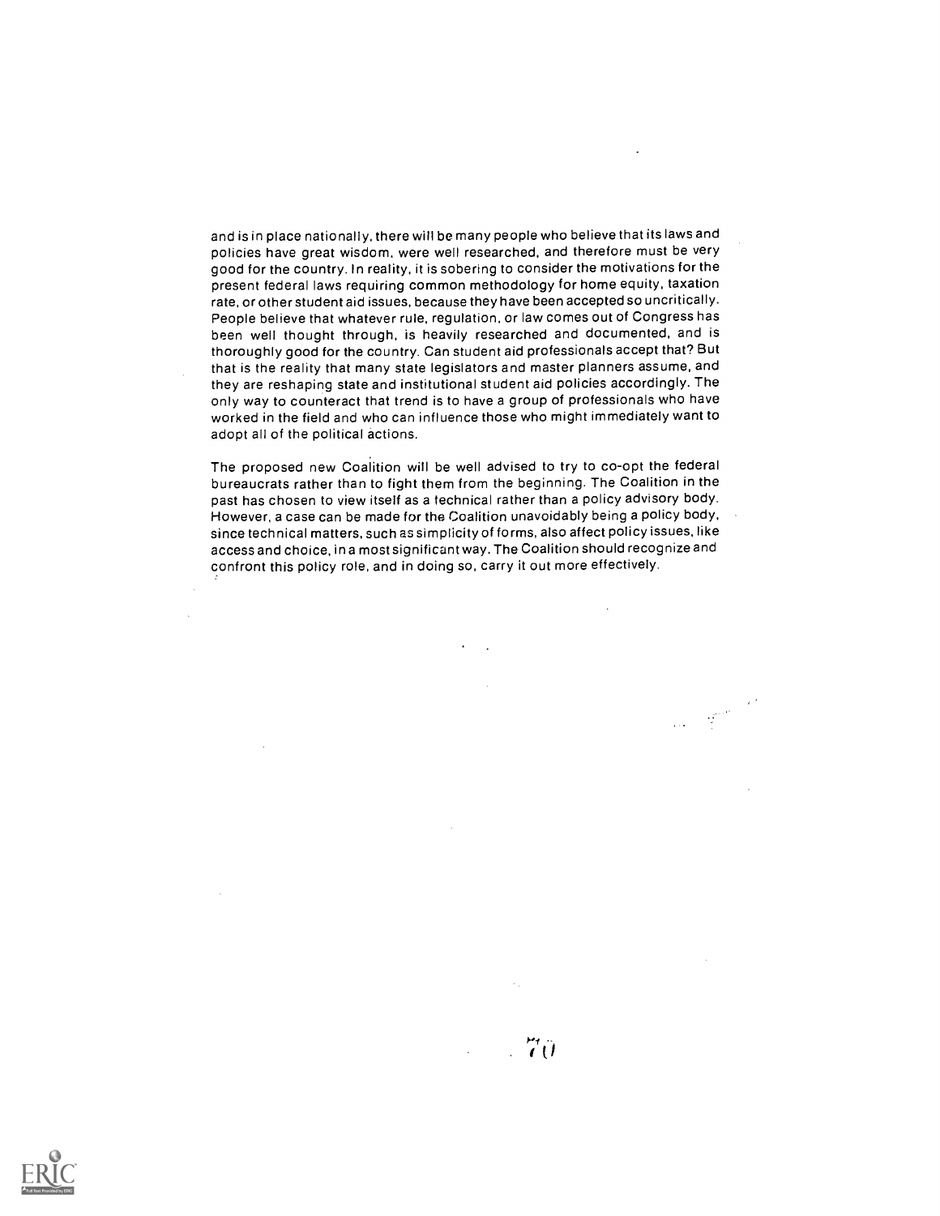and is in place nationally, there will be many people who believe that its laws and policies have great wisdom, were well researched, and therefore must be very good for the country. In reality, it is sobering to consider the motivations for the present federal laws requiring common methodology for home equity, taxation rate, or other student aid issues, because they have been accepted so uncritically. People believe that whatever rule, regulation, or law comes out of Congress has been well thought through, is heavily researched and documented, and is thoroughly good for the country. Can student aid professionals accept that? But that is the reality that many state legislators and master planners assume, and they are reshaping state and institutional student aid policies accordingly. The only way to counteract that trend is to have a group of professionals who have worked in the field and who can influence those who might immediately want to adopt all of the political actions.

The proposed new Coalition will be well advised to try to co-opt the federal bureaucrats rather than to fight them from the beginning. The Coalition in the past has chosen to view itself as a technical rather than a policy advisory body. However, a case can be made for the Coalition unavoidably being a policy body, since technical matters, such as simplicity of forms, also affect policy issues, like access and choice, in a most significant way. The Coalition should recognize and confront this policy role, and in doing so, carry it out more effectively.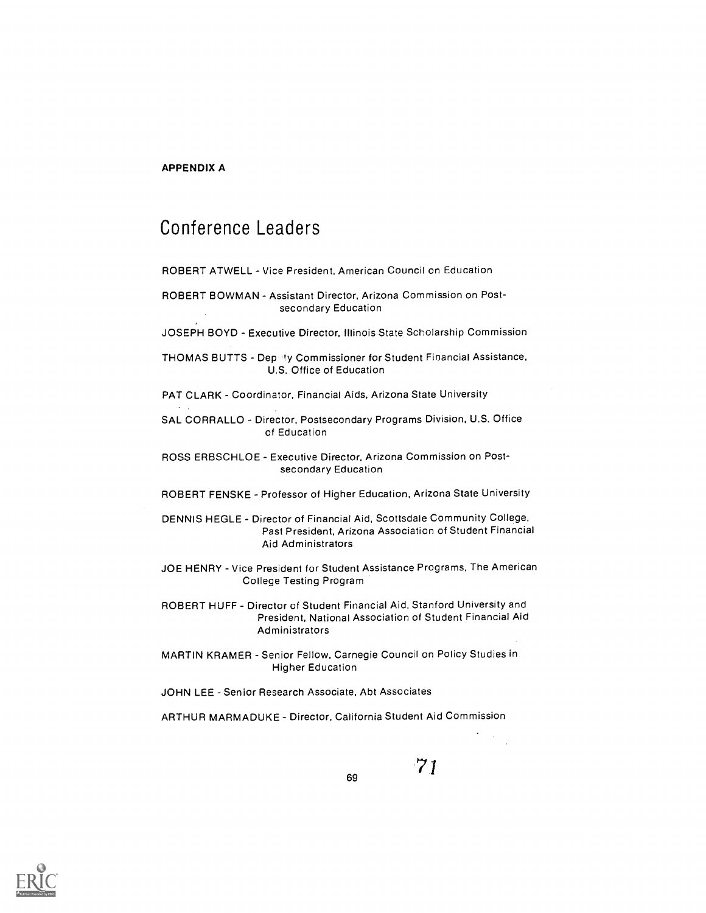**APPENDIX A**

# Conference Leaders

ROBERT ATWELL - Vice President, American Council on Education

ROBERT BOWMAN - Assistant Director, Arizona Commission on Postsecondary Education

JOSEPH BOYD - Executive Director, Illinois State Scholarship Commission

THOMAS BUTTS - Deputy Commissioner for Student Financial Assistance, U.S. Office of Education

PAT CLARK - Coordinator, Financial Aids, Arizona State University

SAL CORRALLO - Director, Postsecondary Programs Division, U.S. Office of Education

ROSS ERBSCHLOE - Executive Director, Arizona Commission on Postsecondary Education

ROBERT FENSKE - Professor of Higher Education, Arizona State University

DENNIS HEGLE - Director of Financial Aid, Scottsdale Community College, Past President, Arizona Association of Student Financial Aid Administrators

JOE HENRY - Vice President for Student Assistance Programs, The American College Testing Program

ROBERT HUFF - Director of Student Financial Aid, Stanford University and President, National Association of Student Financial Aid Administrators

MARTIN KRAMER - Senior Fellow, Carnegie Council on Policy Studies in Higher Education

JOHN LEE - Senior Research Associate, Abt Associates

ARTHUR MARMADUKE - Director, California Student Aid Commission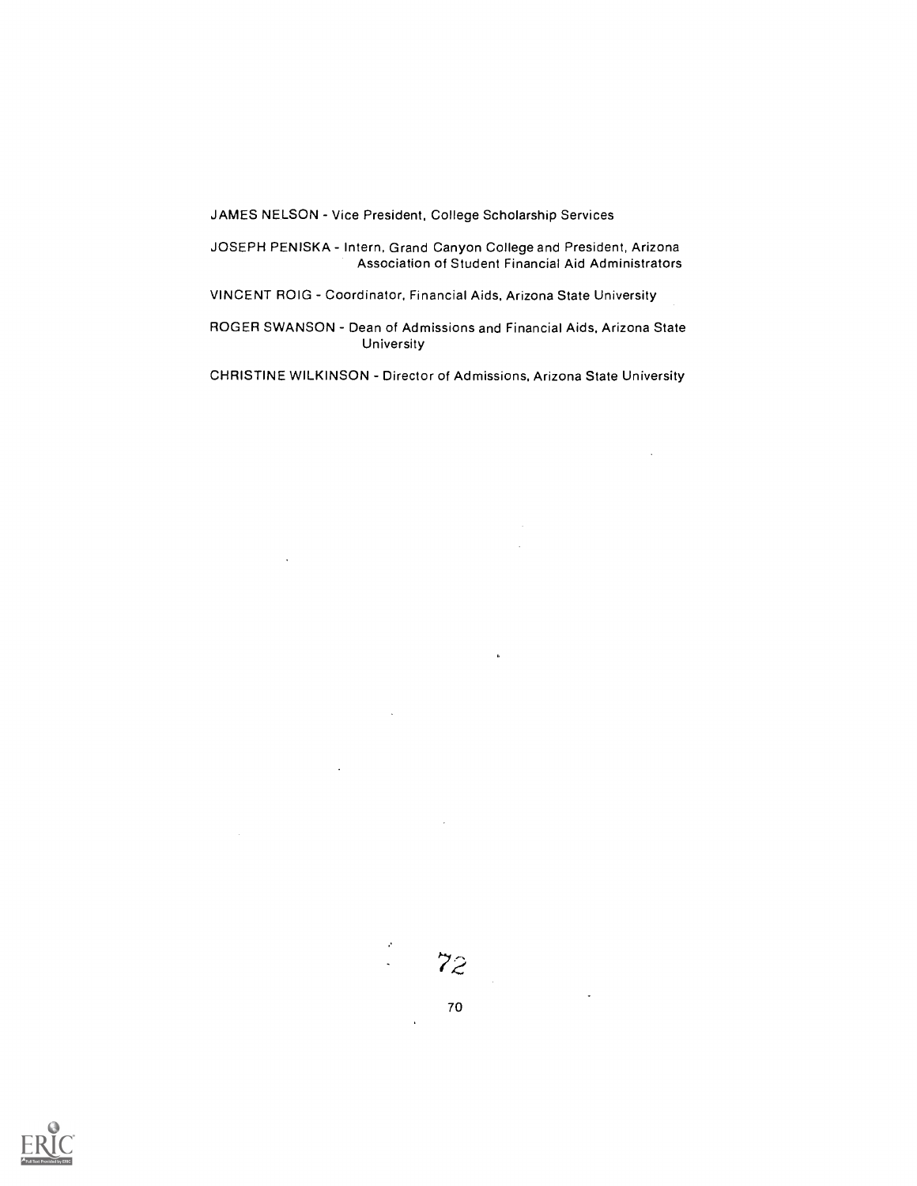JAMES NELSON - Vice President, College Scholarship Services

JOSEPH PENISKA - Intern, Grand Canyon College and President, Arizona Association of Student Financial Aid Administrators

VINCENT ROIG - Coordinator, Financial Aids, Arizona State University

ROGER SWANSON - Dean of Admissions and Financial Aids, Arizona State University

CHRISTINE WILKINSON - Director of Admissions, Arizona State University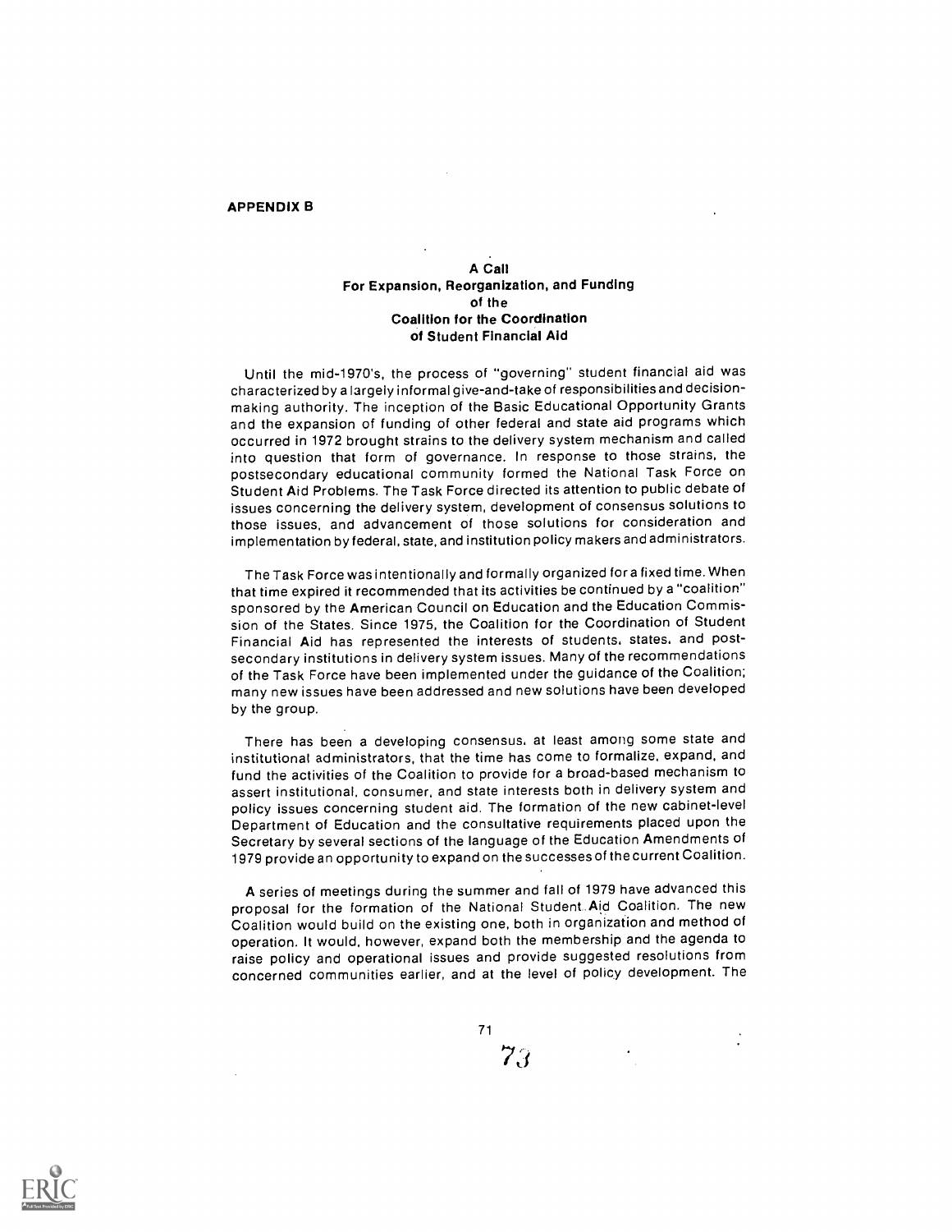## APPENDIX B

### A Call
### For Expansion, Reorganization, and Funding
### of the
### Coalition for the Coordination
### of Student Financial Aid

Until the mid-1970's, the process of "governing" student financial aid was characterized by a largely informal give-and-take of responsibilities and decision-making authority. The inception of the Basic Educational Opportunity Grants and the expansion of funding of other federal and state aid programs which occurred in 1972 brought strains to the delivery system mechanism and called into question that form of governance. In response to those strains, the postsecondary educational community formed the National Task Force on Student Aid Problems. The Task Force directed its attention to public debate of issues concerning the delivery system, development of consensus solutions to those issues, and advancement of those solutions for consideration and implementation by federal, state, and institution policy makers and administrators.

The Task Force was intentionally and formally organized for a fixed time. When that time expired it recommended that its activities be continued by a "coalition" sponsored by the American Council on Education and the Education Commission of the States. Since 1975, the Coalition for the Coordination of Student Financial Aid has represented the interests of students, states, and postsecondary institutions in delivery system issues. Many of the recommendations of the Task Force have been implemented under the guidance of the Coalition; many new issues have been addressed and new solutions have been developed by the group.

There has been a developing consensus, at least among some state and institutional administrators, that the time has come to formalize, expand, and fund the activities of the Coalition to provide for a broad-based mechanism to assert institutional, consumer, and state interests both in delivery system and policy issues concerning student aid. The formation of the new cabinet-level Department of Education and the consultative requirements placed upon the Secretary by several sections of the language of the Education Amendments of 1979 provide an opportunity to expand on the successes of the current Coalition.

A series of meetings during the summer and fall of 1979 have advanced this proposal for the formation of the National Student Aid Coalition. The new Coalition would build on the existing one, both in organization and method of operation. It would, however, expand both the membership and the agenda to raise policy and operational issues and provide suggested resolutions from concerned communities earlier, and at the level of policy development. The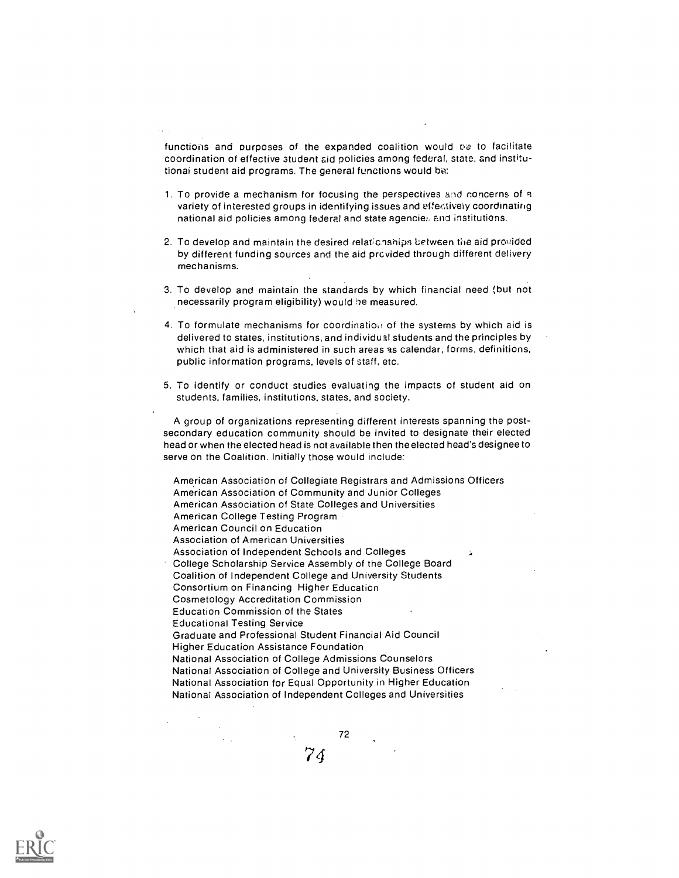functions and purposes of the expanded coalition would be to facilitate coordination of effective student aid policies among federal, state, and institutional student aid programs. The general functions would be:

1. To provide a mechanism for focusing the perspectives and concerns of a variety of interested groups in identifying issues and effectively coordinating national aid policies among federal and state agencies and institutions.

2. To develop and maintain the desired relationships between the aid provided by different funding sources and the aid provided through different delivery mechanisms.

3. To develop and maintain the standards by which financial need (but not necessarily program eligibility) would be measured.

4. To formulate mechanisms for coordination of the systems by which aid is delivered to states, institutions, and individual students and the principles by which that aid is administered in such areas as calendar, forms, definitions, public information programs, levels of staff, etc.

5. To identify or conduct studies evaluating the impacts of student aid on students, families, institutions, states, and society.

A group of organizations representing different interests spanning the postsecondary education community should be invited to designate their elected head or when the elected head is not available then the elected head's designee to serve on the Coalition. Initially those would include:

American Association of Collegiate Registrars and Admissions Officers
American Association of Community and Junior Colleges
American Association of State Colleges and Universities
American College Testing Program
American Council on Education
Association of American Universities
Association of Independent Schools and Colleges
College Scholarship Service Assembly of the College Board
Coalition of Independent College and University Students
Consortium on Financing Higher Education
Cosmetology Accreditation Commission
Education Commission of the States
Educational Testing Service
Graduate and Professional Student Financial Aid Council
Higher Education Assistance Foundation
National Association of College Admissions Counselors
National Association of College and University Business Officers
National Association for Equal Opportunity in Higher Education
National Association of Independent Colleges and Universities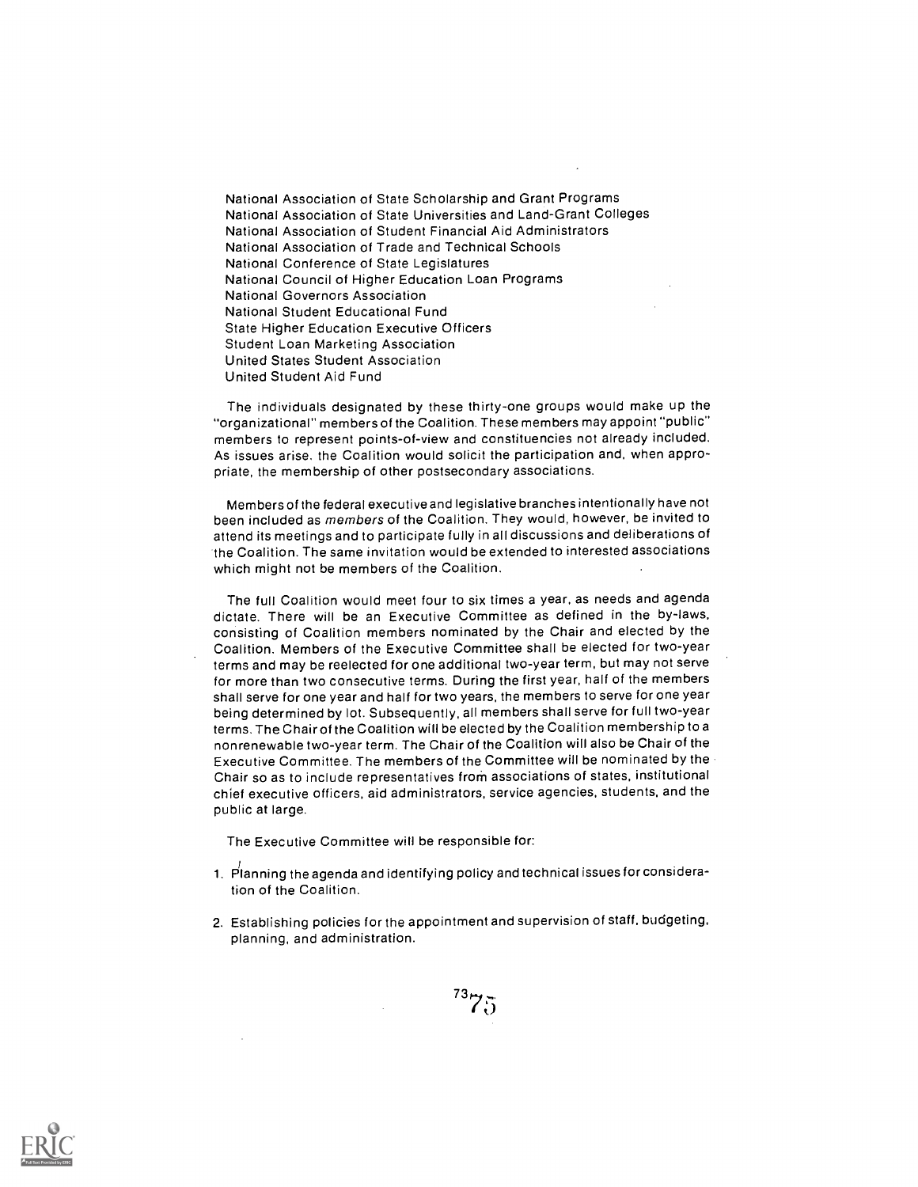National Association of State Scholarship and Grant Programs
National Association of State Universities and Land-Grant Colleges
National Association of Student Financial Aid Administrators
National Association of Trade and Technical Schools
National Conference of State Legislatures
National Council of Higher Education Loan Programs
National Governors Association
National Student Educational Fund
State Higher Education Executive Officers
Student Loan Marketing Association
United States Student Association
United Student Aid Fund

The individuals designated by these thirty-one groups would make up the "organizational" members of the Coalition. These members may appoint "public" members to represent points-of-view and constituencies not already included. As issues arise, the Coalition would solicit the participation and, when appropriate, the membership of other postsecondary associations.

Members of the federal executive and legislative branches intentionally have not been included as *members* of the Coalition. They would, however, be invited to attend its meetings and to participate fully in all discussions and deliberations of the Coalition. The same invitation would be extended to interested associations which might not be members of the Coalition.

The full Coalition would meet four to six times a year, as needs and agenda dictate. There will be an Executive Committee as defined in the by-laws, consisting of Coalition members nominated by the Chair and elected by the Coalition. Members of the Executive Committee shall be elected for two-year terms and may be reelected for one additional two-year term, but may not serve for more than two consecutive terms. During the first year, half of the members shall serve for one year and half for two years, the members to serve for one year being determined by lot. Subsequently, all members shall serve for full two-year terms. The Chair of the Coalition will be elected by the Coalition membership to a nonrenewable two-year term. The Chair of the Coalition will also be Chair of the Executive Committee. The members of the Committee will be nominated by the Chair so as to include representatives from associations of states, institutional chief executive officers, aid administrators, service agencies, students, and the public at large.

The Executive Committee will be responsible for:

1. Planning the agenda and identifying policy and technical issues for consideration of the Coalition.
2. Establishing policies for the appointment and supervision of staff, budgeting, planning, and administration.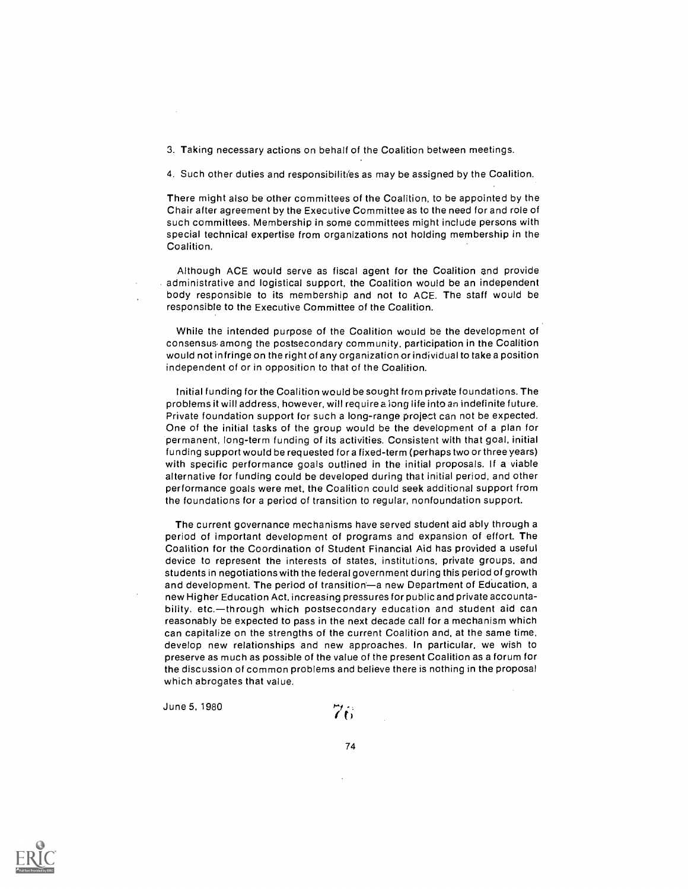3. Taking necessary actions on behalf of the Coalition between meetings.

4. Such other duties and responsibilities as may be assigned by the Coalition.

There might also be other committees of the Coalition, to be appointed by the Chair after agreement by the Executive Committee as to the need for and role of such committees. Membership in some committees might include persons with special technical expertise from organizations not holding membership in the Coalition.

Although ACE would serve as fiscal agent for the Coalition and provide administrative and logistical support, the Coalition would be an independent body responsible to its membership and not to ACE. The staff would be responsible to the Executive Committee of the Coalition.

While the intended purpose of the Coalition would be the development of consensus among the postsecondary community, participation in the Coalition would not infringe on the right of any organization or individual to take a position independent of or in opposition to that of the Coalition.

Initial funding for the Coalition would be sought from private foundations. The problems it will address, however, will require a long life into an indefinite future. Private foundation support for such a long-range project can not be expected. One of the initial tasks of the group would be the development of a plan for permanent, long-term funding of its activities. Consistent with that goal, initial funding support would be requested for a fixed-term (perhaps two or three years) with specific performance goals outlined in the initial proposals. If a viable alternative for funding could be developed during that initial period, and other performance goals were met, the Coalition could seek additional support from the foundations for a period of transition to regular, nonfoundation support.

The current governance mechanisms have served student aid ably through a period of important development of programs and expansion of effort. The Coalition for the Coordination of Student Financial Aid has provided a useful device to represent the interests of states, institutions, private groups, and students in negotiations with the federal government during this period of growth and development. The period of transition—a new Department of Education, a new Higher Education Act, increasing pressures for public and private accountability, etc.—through which postsecondary education and student aid can reasonably be expected to pass in the next decade call for a mechanism which can capitalize on the strengths of the current Coalition and, at the same time, develop new relationships and new approaches. In particular, we wish to preserve as much as possible of the value of the present Coalition as a forum for the discussion of common problems and believe there is nothing in the proposal which abrogates that value.

June 5, 1980